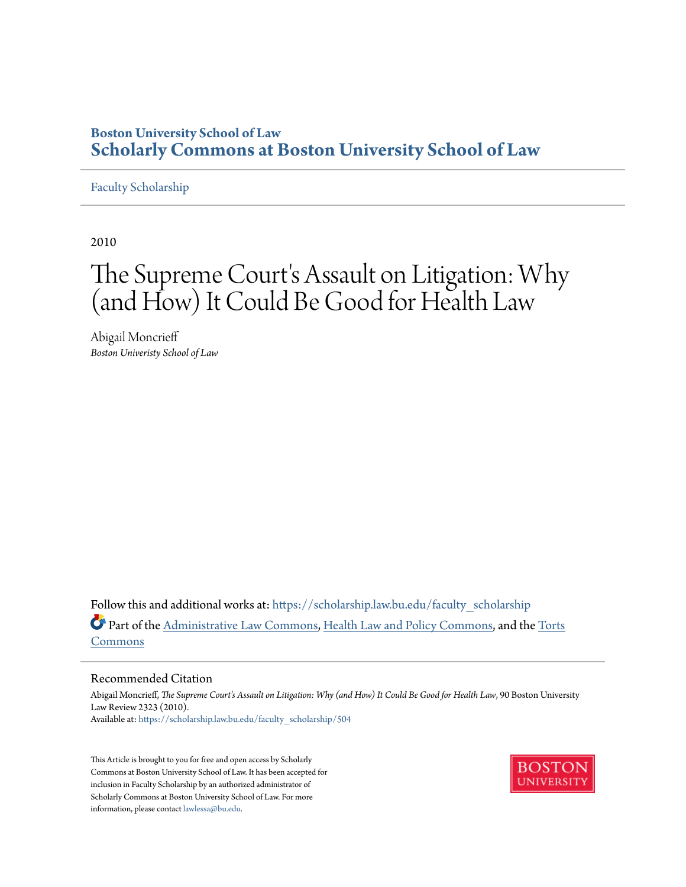Boston University School of Law

# Scholarly Commons at Boston University School of Law

Faculty Scholarship

2010

# The Supreme Court's Assault on Litigation: Why (and How) It Could Be Good for Health Law

Abigail Moncrieff

*Boston Univeristy School of Law*

Follow this and additional works at: https://scholarship.law.bu.edu/faculty_scholarship

Part of the Administrative Law Commons, Health Law and Policy Commons, and the Torts Commons

## Recommended Citation

Abigail Moncrieff, *The Supreme Court's Assault on Litigation: Why (and How) It Could Be Good for Health Law*, 90 Boston University Law Review 2323 (2010).

Available at: https://scholarship.law.bu.edu/faculty_scholarship/504

This Article is brought to you for free and open access by Scholarly Commons at Boston University School of Law. It has been accepted for inclusion in Faculty Scholarship by an authorized administrator of Scholarly Commons at Boston University School of Law. For more information, please contact lawlessa@bu.edu.

BOSTON UNIVERSITY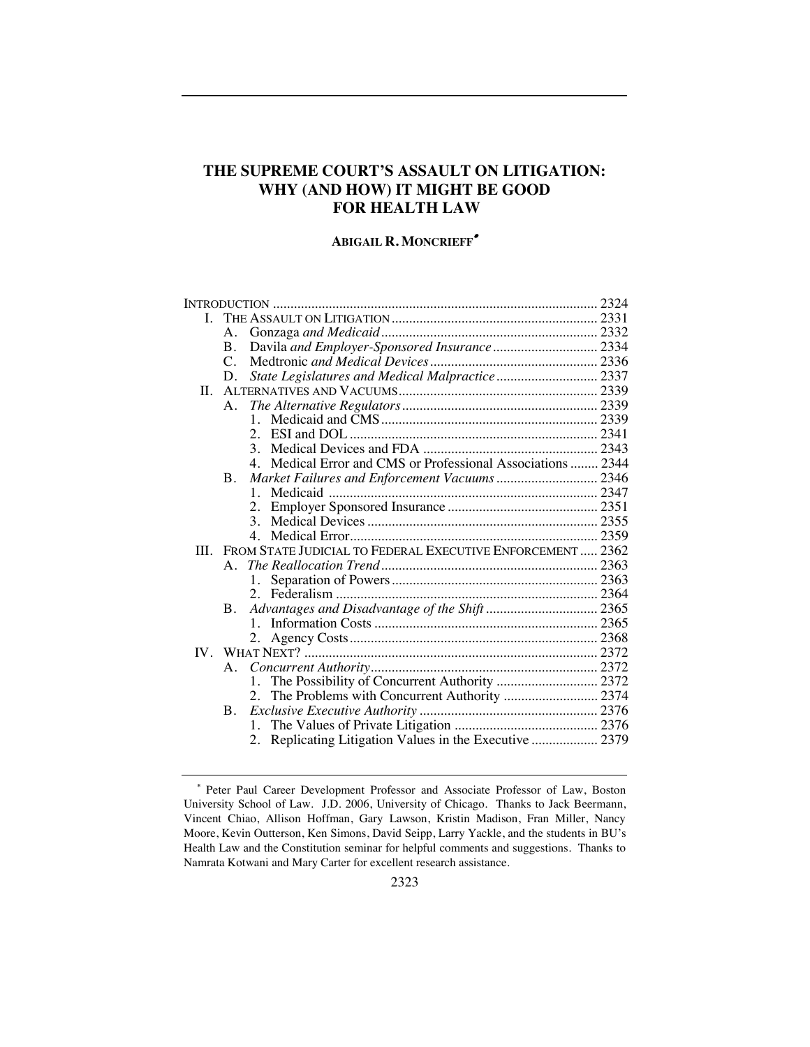# THE SUPREME COURT'S ASSAULT ON LITIGATION: WHY (AND HOW) IT MIGHT BE GOOD FOR HEALTH LAW

**ABIGAIL R. MONCRIEFF***

| | | |
|---|---|---|
| INTRODUCTION | | 2324 |
| I. | THE ASSAULT ON LITIGATION | 2331 |
| | A. *Gonzaga and Medicaid* | 2332 |
| | B. *Davila and Employer-Sponsored Insurance* | 2334 |
| | C. *Medtronic and Medical Devices* | 2336 |
| | D. *State Legislatures and Medical Malpractice* | 2337 |
| II. | ALTERNATIVES AND VACUUMS | 2339 |
| | A. *The Alternative Regulators* | 2339 |
| | 1. Medicaid and CMS | 2339 |
| | 2. ESI and DOL | 2341 |
| | 3. Medical Devices and FDA | 2343 |
| | 4. Medical Error and CMS or Professional Associations | 2344 |
| | B. *Market Failures and Enforcement Vacuums* | 2346 |
| | 1. Medicaid | 2347 |
| | 2. Employer Sponsored Insurance | 2351 |
| | 3. Medical Devices | 2355 |
| | 4. Medical Error | 2359 |
| III. | FROM STATE JUDICIAL TO FEDERAL EXECUTIVE ENFORCEMENT | 2362 |
| | A. *The Reallocation Trend* | 2363 |
| | 1. Separation of Powers | 2363 |
| | 2. Federalism | 2364 |
| | B. *Advantages and Disadvantage of the Shift* | 2365 |
| | 1. Information Costs | 2365 |
| | 2. Agency Costs | 2368 |
| IV. | WHAT NEXT? | 2372 |
| | A. *Concurrent Authority* | 2372 |
| | 1. The Possibility of Concurrent Authority | 2372 |
| | 2. The Problems with Concurrent Authority | 2374 |
| | B. *Exclusive Executive Authority* | 2376 |
| | 1. The Values of Private Litigation | 2376 |
| | 2. Replicating Litigation Values in the Executive | 2379 |

\* Peter Paul Career Development Professor and Associate Professor of Law, Boston University School of Law. J.D. 2006, University of Chicago. Thanks to Jack Beermann, Vincent Chiao, Allison Hoffman, Gary Lawson, Kristin Madison, Fran Miller, Nancy Moore, Kevin Outterson, Ken Simons, David Seipp, Larry Yackle, and the students in BU's Health Law and the Constitution seminar for helpful comments and suggestions. Thanks to Namrata Kotwani and Mary Carter for excellent research assistance.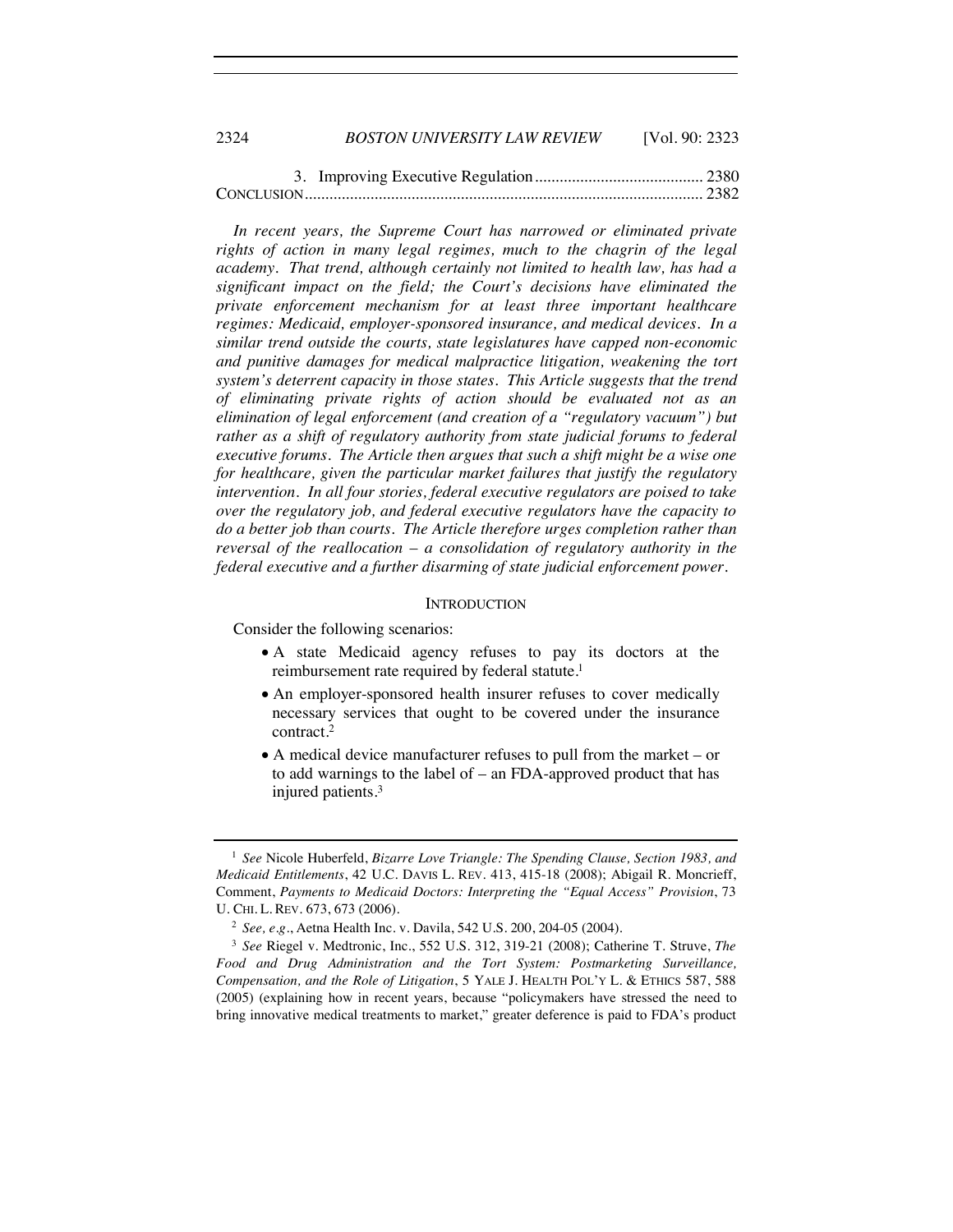3. Improving Executive Regulation ......................................... 2380

CONCLUSION ............................................................................................... 2382

*In recent years, the Supreme Court has narrowed or eliminated private rights of action in many legal regimes, much to the chagrin of the legal academy. That trend, although certainly not limited to health law, has had a significant impact on the field; the Court's decisions have eliminated the private enforcement mechanism for at least three important healthcare regimes: Medicaid, employer-sponsored insurance, and medical devices. In a similar trend outside the courts, state legislatures have capped non-economic and punitive damages for medical malpractice litigation, weakening the tort system's deterrent capacity in those states. This Article suggests that the trend of eliminating private rights of action should be evaluated not as an elimination of legal enforcement (and creation of a "regulatory vacuum") but rather as a shift of regulatory authority from state judicial forums to federal executive forums. The Article then argues that such a shift might be a wise one for healthcare, given the particular market failures that justify the regulatory intervention. In all four stories, federal executive regulators are poised to take over the regulatory job, and federal executive regulators have the capacity to do a better job than courts. The Article therefore urges completion rather than reversal of the reallocation – a consolidation of regulatory authority in the federal executive and a further disarming of state judicial enforcement power.*

## INTRODUCTION

Consider the following scenarios:

- A state Medicaid agency refuses to pay its doctors at the reimbursement rate required by federal statute.[1]
- An employer-sponsored health insurer refuses to cover medically necessary services that ought to be covered under the insurance contract.[2]
- A medical device manufacturer refuses to pull from the market – or to add warnings to the label of – an FDA-approved product that has injured patients.[3]

---

[1] *See* Nicole Huberfeld, *Bizarre Love Triangle: The Spending Clause, Section 1983, and Medicaid Entitlements*, 42 U.C. DAVIS L. REV. 413, 415-18 (2008); Abigail R. Moncrieff, Comment, *Payments to Medicaid Doctors: Interpreting the "Equal Access" Provision*, 73 U. CHI. L. REV. 673, 673 (2006).

[2] *See, e.g.*, Aetna Health Inc. v. Davila, 542 U.S. 200, 204-05 (2004).

[3] *See* Riegel v. Medtronic, Inc., 552 U.S. 312, 319-21 (2008); Catherine T. Struve, *The Food and Drug Administration and the Tort System: Postmarketing Surveillance, Compensation, and the Role of Litigation*, 5 YALE J. HEALTH POL'Y L. & ETHICS 587, 588 (2005) (explaining how in recent years, because "policymakers have stressed the need to bring innovative medical treatments to market," greater deference is paid to FDA's product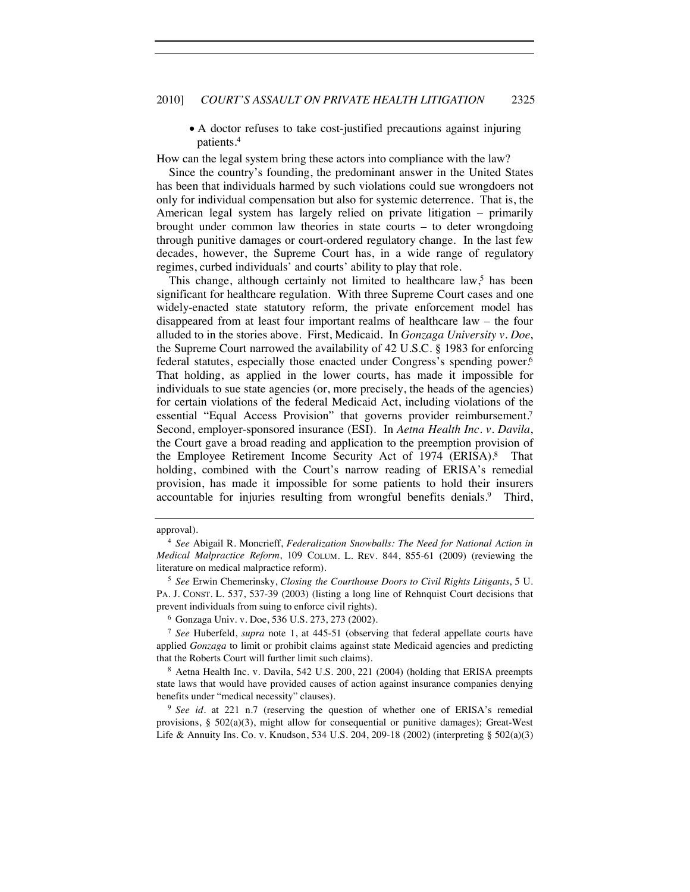- A doctor refuses to take cost-justified precautions against injuring patients.[4]

How can the legal system bring these actors into compliance with the law?

Since the country's founding, the predominant answer in the United States has been that individuals harmed by such violations could sue wrongdoers not only for individual compensation but also for systemic deterrence. That is, the American legal system has largely relied on private litigation – primarily brought under common law theories in state courts – to deter wrongdoing through punitive damages or court-ordered regulatory change. In the last few decades, however, the Supreme Court has, in a wide range of regulatory regimes, curbed individuals' and courts' ability to play that role.

This change, although certainly not limited to healthcare law,[5] has been significant for healthcare regulation. With three Supreme Court cases and one widely-enacted state statutory reform, the private enforcement model has disappeared from at least four important realms of healthcare law – the four alluded to in the stories above. First, Medicaid. In *Gonzaga University v. Doe*, the Supreme Court narrowed the availability of 42 U.S.C. § 1983 for enforcing federal statutes, especially those enacted under Congress's spending power.[6] That holding, as applied in the lower courts, has made it impossible for individuals to sue state agencies (or, more precisely, the heads of the agencies) for certain violations of the federal Medicaid Act, including violations of the essential "Equal Access Provision" that governs provider reimbursement.[7] Second, employer-sponsored insurance (ESI). In *Aetna Health Inc. v. Davila*, the Court gave a broad reading and application to the preemption provision of the Employee Retirement Income Security Act of 1974 (ERISA).[8] That holding, combined with the Court's narrow reading of ERISA's remedial provision, has made it impossible for some patients to hold their insurers accountable for injuries resulting from wrongful benefits denials.[9] Third,

---

approval).

[4] *See* Abigail R. Moncrieff, *Federalization Snowballs: The Need for National Action in Medical Malpractice Reform*, 109 COLUM. L. REV. 844, 855-61 (2009) (reviewing the literature on medical malpractice reform).

[5] *See* Erwin Chemerinsky, *Closing the Courthouse Doors to Civil Rights Litigants*, 5 U. PA. J. CONST. L. 537, 537-39 (2003) (listing a long line of Rehnquist Court decisions that prevent individuals from suing to enforce civil rights).

[6] Gonzaga Univ. v. Doe, 536 U.S. 273, 273 (2002).

[7] *See* Huberfeld, *supra* note 1, at 445-51 (observing that federal appellate courts have applied *Gonzaga* to limit or prohibit claims against state Medicaid agencies and predicting that the Roberts Court will further limit such claims).

[8] Aetna Health Inc. v. Davila, 542 U.S. 200, 221 (2004) (holding that ERISA preempts state laws that would have provided causes of action against insurance companies denying benefits under "medical necessity" clauses).

[9] *See id.* at 221 n.7 (reserving the question of whether one of ERISA's remedial provisions, § 502(a)(3), might allow for consequential or punitive damages); Great-West Life & Annuity Ins. Co. v. Knudson, 534 U.S. 204, 209-18 (2002) (interpreting § 502(a)(3)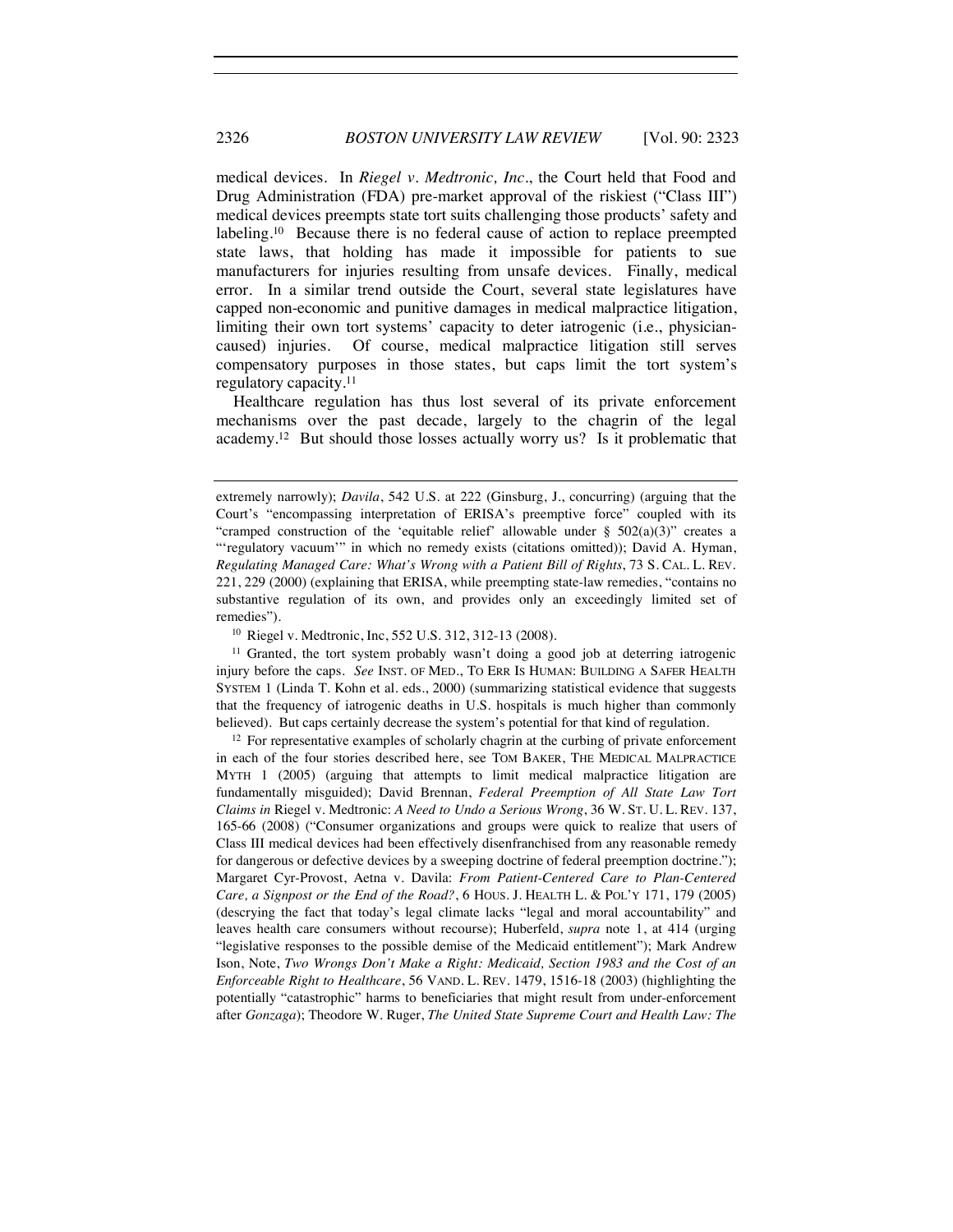medical devices. In *Riegel v. Medtronic, Inc*., the Court held that Food and Drug Administration (FDA) pre-market approval of the riskiest ("Class III") medical devices preempts state tort suits challenging those products' safety and labeling.[10] Because there is no federal cause of action to replace preempted state laws, that holding has made it impossible for patients to sue manufacturers for injuries resulting from unsafe devices. Finally, medical error. In a similar trend outside the Court, several state legislatures have capped non-economic and punitive damages in medical malpractice litigation, limiting their own tort systems' capacity to deter iatrogenic (i.e., physician-caused) injuries. Of course, medical malpractice litigation still serves compensatory purposes in those states, but caps limit the tort system's regulatory capacity.[11]

Healthcare regulation has thus lost several of its private enforcement mechanisms over the past decade, largely to the chagrin of the legal academy.[12] But should those losses actually worry us? Is it problematic that

---

extremely narrowly); *Davila*, 542 U.S. at 222 (Ginsburg, J., concurring) (arguing that the Court's "encompassing interpretation of ERISA's preemptive force" coupled with its "cramped construction of the 'equitable relief' allowable under § 502(a)(3)" creates a "'regulatory vacuum'" in which no remedy exists (citations omitted)); David A. Hyman, *Regulating Managed Care: What's Wrong with a Patient Bill of Rights*, 73 S. CAL. L. REV. 221, 229 (2000) (explaining that ERISA, while preempting state-law remedies, "contains no substantive regulation of its own, and provides only an exceedingly limited set of remedies").

[10] Riegel v. Medtronic, Inc, 552 U.S. 312, 312-13 (2008).

[11] Granted, the tort system probably wasn't doing a good job at deterring iatrogenic injury before the caps. *See* INST. OF MED., TO ERR IS HUMAN: BUILDING A SAFER HEALTH SYSTEM 1 (Linda T. Kohn et al. eds., 2000) (summarizing statistical evidence that suggests that the frequency of iatrogenic deaths in U.S. hospitals is much higher than commonly believed). But caps certainly decrease the system's potential for that kind of regulation.

[12] For representative examples of scholarly chagrin at the curbing of private enforcement in each of the four stories described here, see TOM BAKER, THE MEDICAL MALPRACTICE MYTH 1 (2005) (arguing that attempts to limit medical malpractice litigation are fundamentally misguided); David Brennan, *Federal Preemption of All State Law Tort Claims in* Riegel v. Medtronic: *A Need to Undo a Serious Wrong*, 36 W. ST. U. L. REV. 137, 165-66 (2008) ("Consumer organizations and groups were quick to realize that users of Class III medical devices had been effectively disenfranchised from any reasonable remedy for dangerous or defective devices by a sweeping doctrine of federal preemption doctrine."); Margaret Cyr-Provost, Aetna v. Davila: *From Patient-Centered Care to Plan-Centered Care, a Signpost or the End of the Road?*, 6 HOUS. J. HEALTH L. & POL'Y 171, 179 (2005) (descrying the fact that today's legal climate lacks "legal and moral accountability" and leaves health care consumers without recourse); Huberfeld, *supra* note 1, at 414 (urging "legislative responses to the possible demise of the Medicaid entitlement"); Mark Andrew Ison, Note, *Two Wrongs Don't Make a Right: Medicaid, Section 1983 and the Cost of an Enforceable Right to Healthcare*, 56 VAND. L. REV. 1479, 1516-18 (2003) (highlighting the potentially "catastrophic" harms to beneficiaries that might result from under-enforcement after *Gonzaga*); Theodore W. Ruger, *The United State Supreme Court and Health Law: The*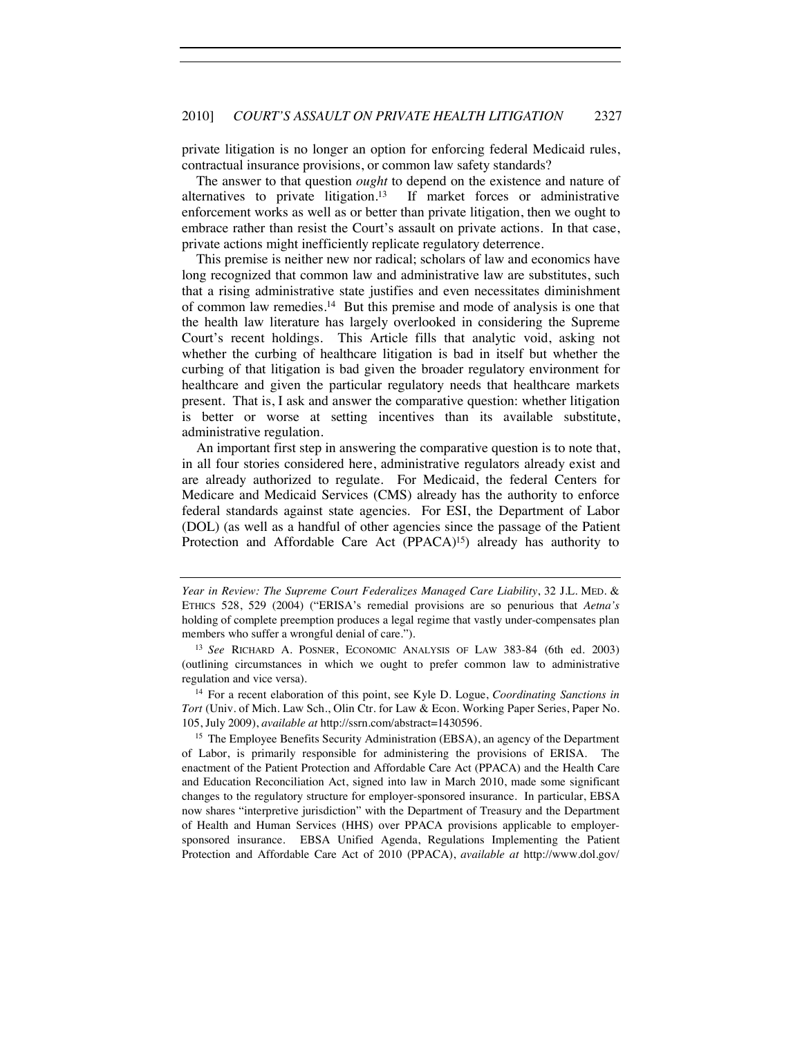private litigation is no longer an option for enforcing federal Medicaid rules, contractual insurance provisions, or common law safety standards?

The answer to that question *ought* to depend on the existence and nature of alternatives to private litigation.[13] If market forces or administrative enforcement works as well as or better than private litigation, then we ought to embrace rather than resist the Court's assault on private actions. In that case, private actions might inefficiently replicate regulatory deterrence.

This premise is neither new nor radical; scholars of law and economics have long recognized that common law and administrative law are substitutes, such that a rising administrative state justifies and even necessitates diminishment of common law remedies.[14] But this premise and mode of analysis is one that the health law literature has largely overlooked in considering the Supreme Court's recent holdings. This Article fills that analytic void, asking not whether the curbing of healthcare litigation is bad in itself but whether the curbing of that litigation is bad given the broader regulatory environment for healthcare and given the particular regulatory needs that healthcare markets present. That is, I ask and answer the comparative question: whether litigation is better or worse at setting incentives than its available substitute, administrative regulation.

An important first step in answering the comparative question is to note that, in all four stories considered here, administrative regulators already exist and are already authorized to regulate. For Medicaid, the federal Centers for Medicare and Medicaid Services (CMS) already has the authority to enforce federal standards against state agencies. For ESI, the Department of Labor (DOL) (as well as a handful of other agencies since the passage of the Patient Protection and Affordable Care Act (PPACA)[15]) already has authority to

---

*Year in Review: The Supreme Court Federalizes Managed Care Liability*, 32 J.L. MED. & ETHICS 528, 529 (2004) ("ERISA's remedial provisions are so penurious that *Aetna's* holding of complete preemption produces a legal regime that vastly under-compensates plan members who suffer a wrongful denial of care.").

[13] *See* RICHARD A. POSNER, ECONOMIC ANALYSIS OF LAW 383-84 (6th ed. 2003) (outlining circumstances in which we ought to prefer common law to administrative regulation and vice versa).

[14] For a recent elaboration of this point, see Kyle D. Logue, *Coordinating Sanctions in Tort* (Univ. of Mich. Law Sch., Olin Ctr. for Law & Econ. Working Paper Series, Paper No. 105, July 2009), *available at* http://ssrn.com/abstract=1430596.

[15] The Employee Benefits Security Administration (EBSA), an agency of the Department of Labor, is primarily responsible for administering the provisions of ERISA. The enactment of the Patient Protection and Affordable Care Act (PPACA) and the Health Care and Education Reconciliation Act, signed into law in March 2010, made some significant changes to the regulatory structure for employer-sponsored insurance. In particular, EBSA now shares "interpretive jurisdiction" with the Department of Treasury and the Department of Health and Human Services (HHS) over PPACA provisions applicable to employer-sponsored insurance. EBSA Unified Agenda, Regulations Implementing the Patient Protection and Affordable Care Act of 2010 (PPACA), *available at* http://www.dol.gov/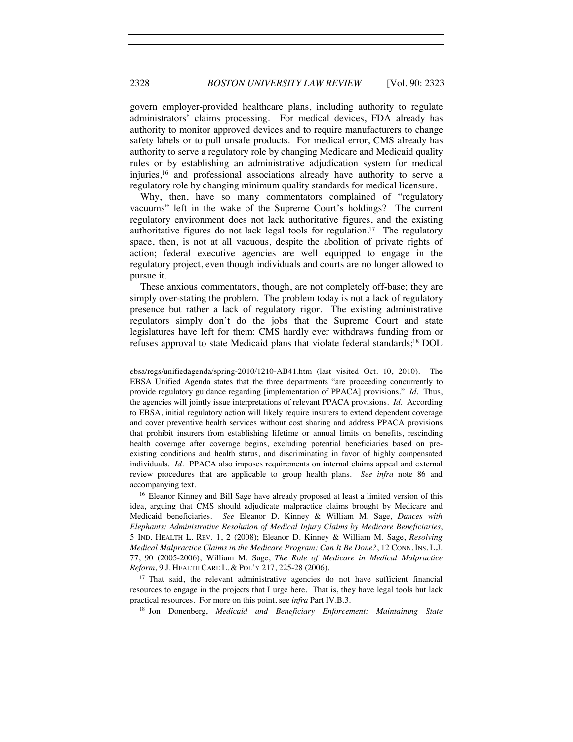govern employer-provided healthcare plans, including authority to regulate administrators' claims processing. For medical devices, FDA already has authority to monitor approved devices and to require manufacturers to change safety labels or to pull unsafe products. For medical error, CMS already has authority to serve a regulatory role by changing Medicare and Medicaid quality rules or by establishing an administrative adjudication system for medical injuries,[16] and professional associations already have authority to serve a regulatory role by changing minimum quality standards for medical licensure.

Why, then, have so many commentators complained of "regulatory vacuums" left in the wake of the Supreme Court's holdings? The current regulatory environment does not lack authoritative figures, and the existing authoritative figures do not lack legal tools for regulation.[17] The regulatory space, then, is not at all vacuous, despite the abolition of private rights of action; federal executive agencies are well equipped to engage in the regulatory project, even though individuals and courts are no longer allowed to pursue it.

These anxious commentators, though, are not completely off-base; they are simply over-stating the problem. The problem today is not a lack of regulatory presence but rather a lack of regulatory rigor. The existing administrative regulators simply don't do the jobs that the Supreme Court and state legislatures have left for them: CMS hardly ever withdraws funding from or refuses approval to state Medicaid plans that violate federal standards;[18] DOL

---

ebsa/regs/unifiedagenda/spring-2010/1210-AB41.htm (last visited Oct. 10, 2010). The EBSA Unified Agenda states that the three departments "are proceeding concurrently to provide regulatory guidance regarding [implementation of PPACA] provisions." *Id.* Thus, the agencies will jointly issue interpretations of relevant PPACA provisions. *Id.* According to EBSA, initial regulatory action will likely require insurers to extend dependent coverage and cover preventive health services without cost sharing and address PPACA provisions that prohibit insurers from establishing lifetime or annual limits on benefits, rescinding health coverage after coverage begins, excluding potential beneficiaries based on pre-existing conditions and health status, and discriminating in favor of highly compensated individuals. *Id.* PPACA also imposes requirements on internal claims appeal and external review procedures that are applicable to group health plans. *See infra* note 86 and accompanying text.

[16] Eleanor Kinney and Bill Sage have already proposed at least a limited version of this idea, arguing that CMS should adjudicate malpractice claims brought by Medicare and Medicaid beneficiaries. *See* Eleanor D. Kinney & William M. Sage, *Dances with Elephants: Administrative Resolution of Medical Injury Claims by Medicare Beneficiaries*, 5 IND. HEALTH L. REV. 1, 2 (2008); Eleanor D. Kinney & William M. Sage, *Resolving Medical Malpractice Claims in the Medicare Program: Can It Be Done?*, 12 CONN. INS. L.J. 77, 90 (2005-2006); William M. Sage, *The Role of Medicare in Medical Malpractice Reform*, 9 J. HEALTH CARE L. & POL'Y 217, 225-28 (2006).

[17] That said, the relevant administrative agencies do not have sufficient financial resources to engage in the projects that I urge here. That is, they have legal tools but lack practical resources. For more on this point, see *infra* Part IV.B.3.

[18] Jon Donenberg, *Medicaid and Beneficiary Enforcement: Maintaining State*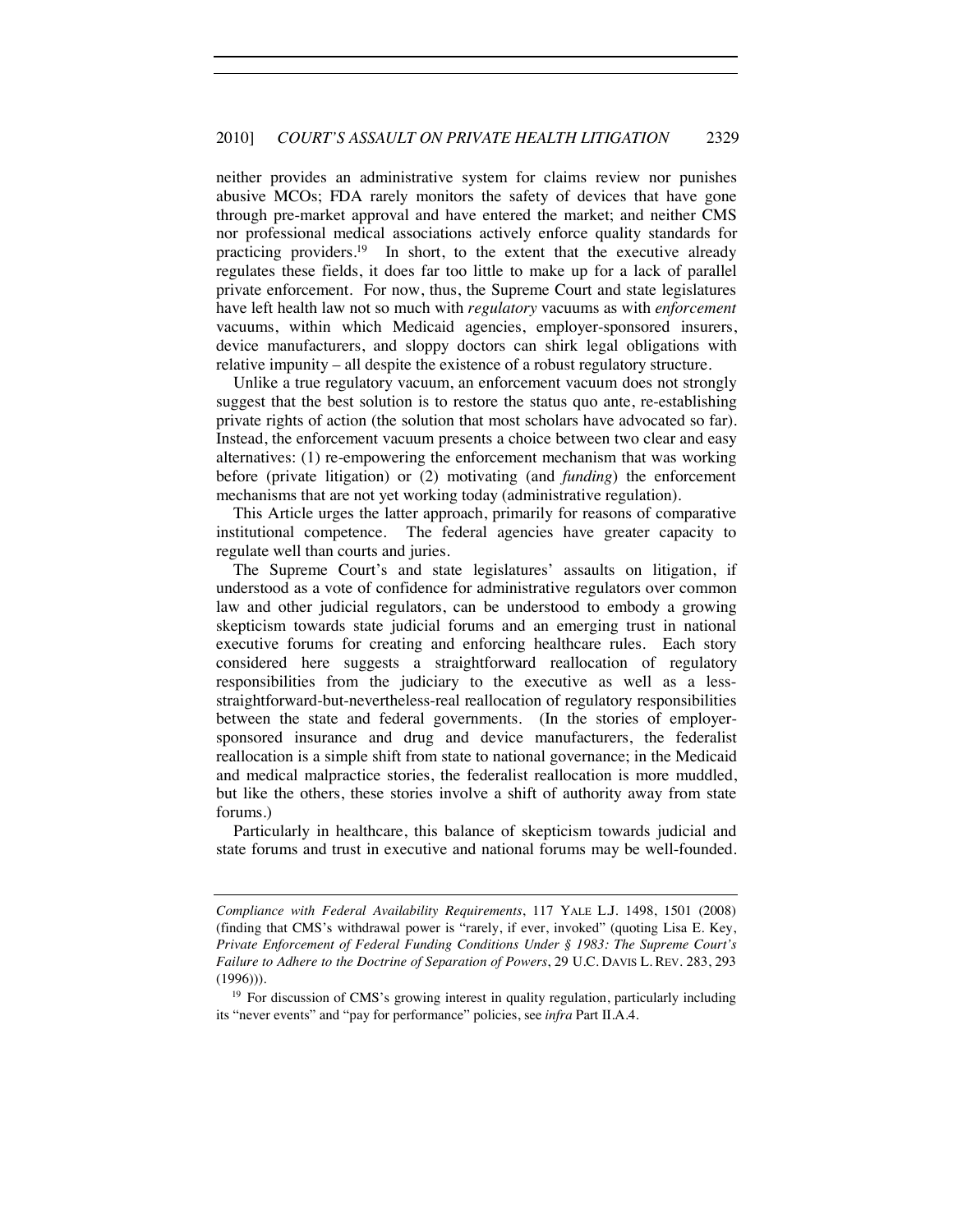neither provides an administrative system for claims review nor punishes abusive MCOs; FDA rarely monitors the safety of devices that have gone through pre-market approval and have entered the market; and neither CMS nor professional medical associations actively enforce quality standards for practicing providers.[19] In short, to the extent that the executive already regulates these fields, it does far too little to make up for a lack of parallel private enforcement. For now, thus, the Supreme Court and state legislatures have left health law not so much with *regulatory* vacuums as with *enforcement* vacuums, within which Medicaid agencies, employer-sponsored insurers, device manufacturers, and sloppy doctors can shirk legal obligations with relative impunity – all despite the existence of a robust regulatory structure.

Unlike a true regulatory vacuum, an enforcement vacuum does not strongly suggest that the best solution is to restore the status quo ante, re-establishing private rights of action (the solution that most scholars have advocated so far). Instead, the enforcement vacuum presents a choice between two clear and easy alternatives: (1) re-empowering the enforcement mechanism that was working before (private litigation) or (2) motivating (and *funding*) the enforcement mechanisms that are not yet working today (administrative regulation).

This Article urges the latter approach, primarily for reasons of comparative institutional competence. The federal agencies have greater capacity to regulate well than courts and juries.

The Supreme Court's and state legislatures' assaults on litigation, if understood as a vote of confidence for administrative regulators over common law and other judicial regulators, can be understood to embody a growing skepticism towards state judicial forums and an emerging trust in national executive forums for creating and enforcing healthcare rules. Each story considered here suggests a straightforward reallocation of regulatory responsibilities from the judiciary to the executive as well as a less-straightforward-but-nevertheless-real reallocation of regulatory responsibilities between the state and federal governments. (In the stories of employer-sponsored insurance and drug and device manufacturers, the federalist reallocation is a simple shift from state to national governance; in the Medicaid and medical malpractice stories, the federalist reallocation is more muddled, but like the others, these stories involve a shift of authority away from state forums.)

Particularly in healthcare, this balance of skepticism towards judicial and state forums and trust in executive and national forums may be well-founded.

---

*Compliance with Federal Availability Requirements*, 117 YALE L.J. 1498, 1501 (2008) (finding that CMS's withdrawal power is "rarely, if ever, invoked" (quoting Lisa E. Key, *Private Enforcement of Federal Funding Conditions Under § 1983: The Supreme Court's Failure to Adhere to the Doctrine of Separation of Powers*, 29 U.C. DAVIS L. REV. 283, 293 (1996))).

[19] For discussion of CMS's growing interest in quality regulation, particularly including its "never events" and "pay for performance" policies, see *infra* Part II.A.4.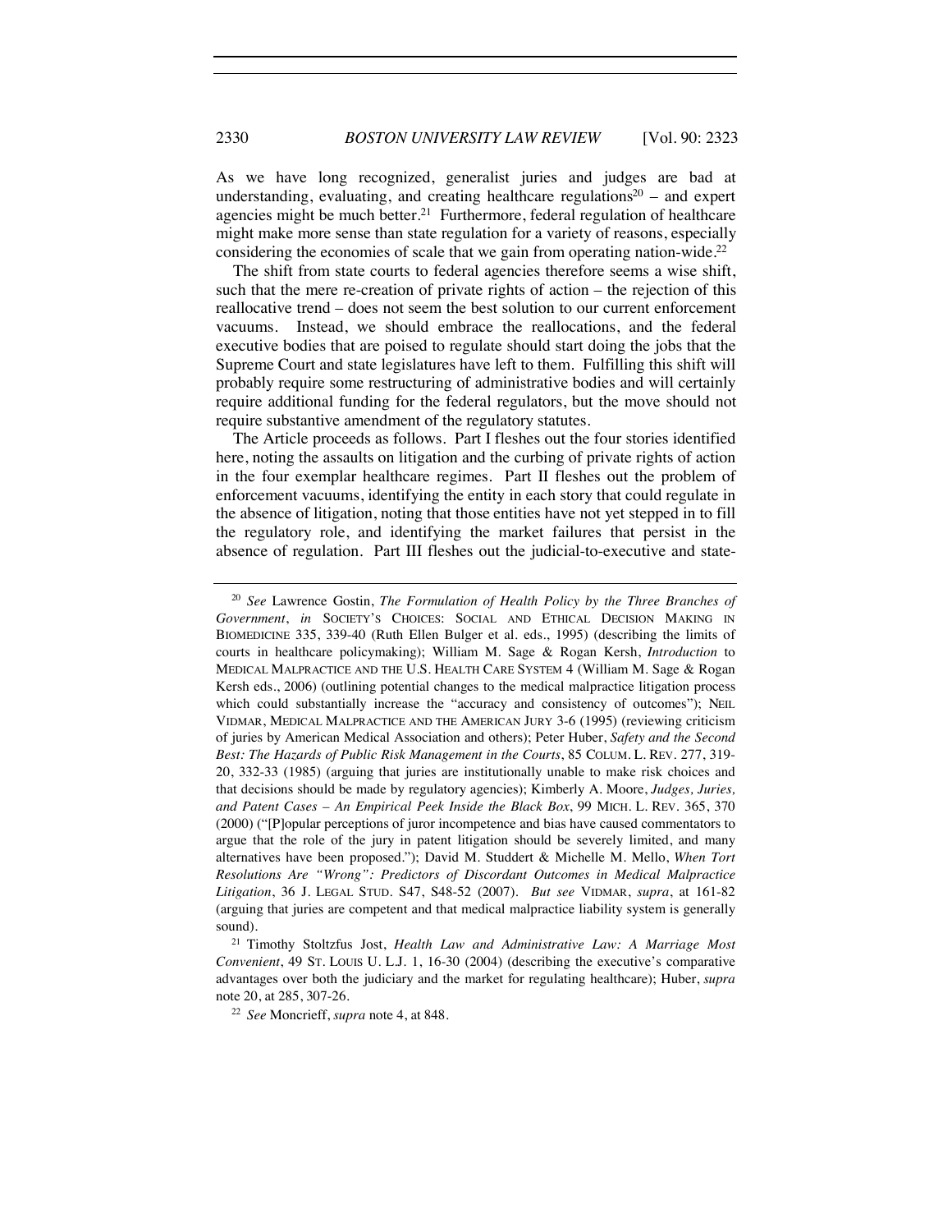As we have long recognized, generalist juries and judges are bad at understanding, evaluating, and creating healthcare regulations[20] – and expert agencies might be much better.[21] Furthermore, federal regulation of healthcare might make more sense than state regulation for a variety of reasons, especially considering the economies of scale that we gain from operating nation-wide.[22]

The shift from state courts to federal agencies therefore seems a wise shift, such that the mere re-creation of private rights of action – the rejection of this reallocative trend – does not seem the best solution to our current enforcement vacuums. Instead, we should embrace the reallocations, and the federal executive bodies that are poised to regulate should start doing the jobs that the Supreme Court and state legislatures have left to them. Fulfilling this shift will probably require some restructuring of administrative bodies and will certainly require additional funding for the federal regulators, but the move should not require substantive amendment of the regulatory statutes.

The Article proceeds as follows. Part I fleshes out the four stories identified here, noting the assaults on litigation and the curbing of private rights of action in the four exemplar healthcare regimes. Part II fleshes out the problem of enforcement vacuums, identifying the entity in each story that could regulate in the absence of litigation, noting that those entities have not yet stepped in to fill the regulatory role, and identifying the market failures that persist in the absence of regulation. Part III fleshes out the judicial-to-executive and state-

---

[20] *See* Lawrence Gostin, *The Formulation of Health Policy by the Three Branches of Government*, *in* SOCIETY'S CHOICES: SOCIAL AND ETHICAL DECISION MAKING IN BIOMEDICINE 335, 339-40 (Ruth Ellen Bulger et al. eds., 1995) (describing the limits of courts in healthcare policymaking); William M. Sage & Rogan Kersh, *Introduction* to MEDICAL MALPRACTICE AND THE U.S. HEALTH CARE SYSTEM 4 (William M. Sage & Rogan Kersh eds., 2006) (outlining potential changes to the medical malpractice litigation process which could substantially increase the "accuracy and consistency of outcomes"); NEIL VIDMAR, MEDICAL MALPRACTICE AND THE AMERICAN JURY 3-6 (1995) (reviewing criticism of juries by American Medical Association and others); Peter Huber, *Safety and the Second Best: The Hazards of Public Risk Management in the Courts*, 85 COLUM. L. REV. 277, 319-20, 332-33 (1985) (arguing that juries are institutionally unable to make risk choices and that decisions should be made by regulatory agencies); Kimberly A. Moore, *Judges, Juries, and Patent Cases – An Empirical Peek Inside the Black Box*, 99 MICH. L. REV. 365, 370 (2000) ("[P]opular perceptions of juror incompetence and bias have caused commentators to argue that the role of the jury in patent litigation should be severely limited, and many alternatives have been proposed."); David M. Studdert & Michelle M. Mello, *When Tort Resolutions Are "Wrong": Predictors of Discordant Outcomes in Medical Malpractice Litigation*, 36 J. LEGAL STUD. S47, S48-52 (2007). *But see* VIDMAR, *supra*, at 161-82 (arguing that juries are competent and that medical malpractice liability system is generally sound).

[21] Timothy Stoltzfus Jost, *Health Law and Administrative Law: A Marriage Most Convenient*, 49 ST. LOUIS U. L.J. 1, 16-30 (2004) (describing the executive's comparative advantages over both the judiciary and the market for regulating healthcare); Huber, *supra* note 20, at 285, 307-26.

[22] *See* Moncrieff, *supra* note 4, at 848.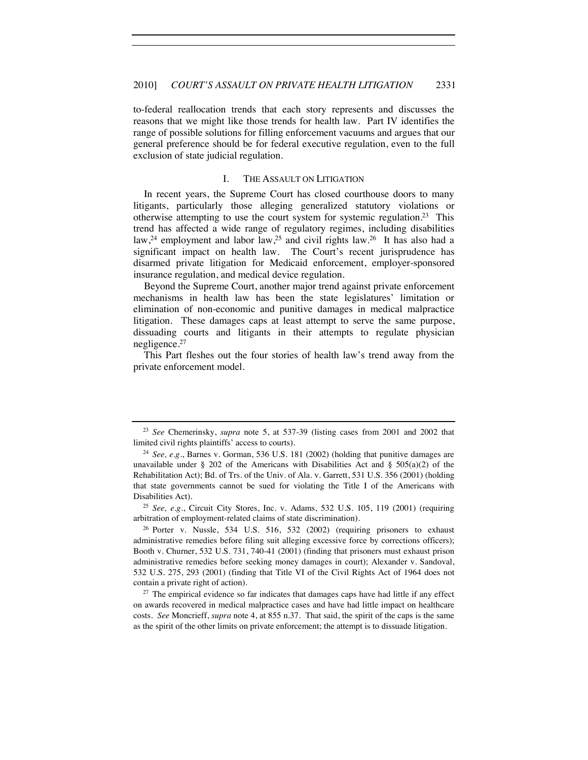to-federal reallocation trends that each story represents and discusses the reasons that we might like those trends for health law. Part IV identifies the range of possible solutions for filling enforcement vacuums and argues that our general preference should be for federal executive regulation, even to the full exclusion of state judicial regulation.

## I. THE ASSAULT ON LITIGATION

In recent years, the Supreme Court has closed courthouse doors to many litigants, particularly those alleging generalized statutory violations or otherwise attempting to use the court system for systemic regulation.[23] This trend has affected a wide range of regulatory regimes, including disabilities law,[24] employment and labor law,[25] and civil rights law.[26] It has also had a significant impact on health law. The Court's recent jurisprudence has disarmed private litigation for Medicaid enforcement, employer-sponsored insurance regulation, and medical device regulation.

Beyond the Supreme Court, another major trend against private enforcement mechanisms in health law has been the state legislatures' limitation or elimination of non-economic and punitive damages in medical malpractice litigation. These damages caps at least attempt to serve the same purpose, dissuading courts and litigants in their attempts to regulate physician negligence.[27]

This Part fleshes out the four stories of health law's trend away from the private enforcement model.

---

[23] *See* Chemerinsky, *supra* note 5, at 537-39 (listing cases from 2001 and 2002 that limited civil rights plaintiffs' access to courts).

[24] *See, e.g.*, Barnes v. Gorman, 536 U.S. 181 (2002) (holding that punitive damages are unavailable under § 202 of the Americans with Disabilities Act and § 505(a)(2) of the Rehabilitation Act); Bd. of Trs. of the Univ. of Ala. v. Garrett, 531 U.S. 356 (2001) (holding that state governments cannot be sued for violating the Title I of the Americans with Disabilities Act).

[25] *See, e.g.*, Circuit City Stores, Inc. v. Adams, 532 U.S. 105, 119 (2001) (requiring arbitration of employment-related claims of state discrimination).

[26] Porter v. Nussle, 534 U.S. 516, 532 (2002) (requiring prisoners to exhaust administrative remedies before filing suit alleging excessive force by corrections officers); Booth v. Churner, 532 U.S. 731, 740-41 (2001) (finding that prisoners must exhaust prison administrative remedies before seeking money damages in court); Alexander v. Sandoval, 532 U.S. 275, 293 (2001) (finding that Title VI of the Civil Rights Act of 1964 does not contain a private right of action).

[27] The empirical evidence so far indicates that damages caps have had little if any effect on awards recovered in medical malpractice cases and have had little impact on healthcare costs. *See* Moncrieff, *supra* note 4, at 855 n.37. That said, the spirit of the caps is the same as the spirit of the other limits on private enforcement; the attempt is to dissuade litigation.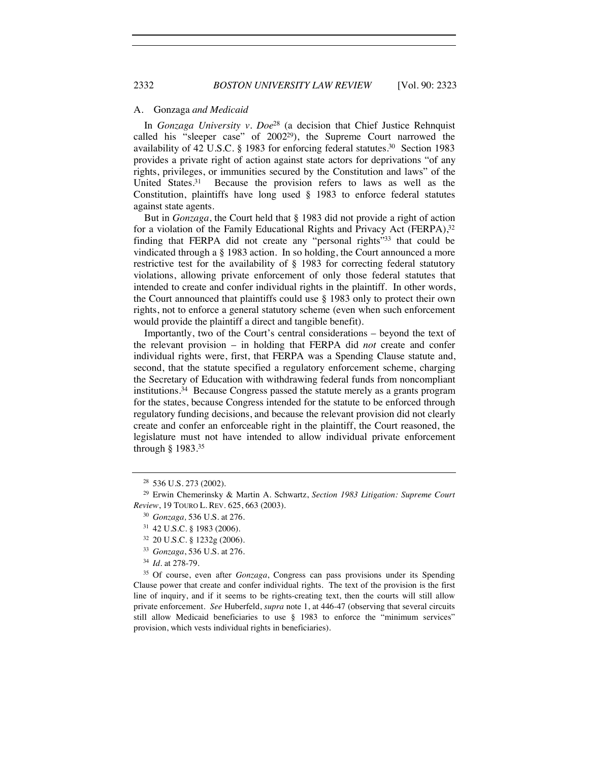### A. *Gonzaga and Medicaid*

In *Gonzaga University v. Doe*[28] (a decision that Chief Justice Rehnquist called his "sleeper case" of 2002[29]), the Supreme Court narrowed the availability of 42 U.S.C. § 1983 for enforcing federal statutes.[30] Section 1983 provides a private right of action against state actors for deprivations "of any rights, privileges, or immunities secured by the Constitution and laws" of the United States.[31] Because the provision refers to laws as well as the Constitution, plaintiffs have long used § 1983 to enforce federal statutes against state agents.

But in *Gonzaga*, the Court held that § 1983 did not provide a right of action for a violation of the Family Educational Rights and Privacy Act (FERPA),[32] finding that FERPA did not create any "personal rights"[33] that could be vindicated through a § 1983 action. In so holding, the Court announced a more restrictive test for the availability of § 1983 for correcting federal statutory violations, allowing private enforcement of only those federal statutes that intended to create and confer individual rights in the plaintiff. In other words, the Court announced that plaintiffs could use § 1983 only to protect their own rights, not to enforce a general statutory scheme (even when such enforcement would provide the plaintiff a direct and tangible benefit).

Importantly, two of the Court's central considerations – beyond the text of the relevant provision – in holding that FERPA did *not* create and confer individual rights were, first, that FERPA was a Spending Clause statute and, second, that the statute specified a regulatory enforcement scheme, charging the Secretary of Education with withdrawing federal funds from noncompliant institutions.[34] Because Congress passed the statute merely as a grants program for the states, because Congress intended for the statute to be enforced through regulatory funding decisions, and because the relevant provision did not clearly create and confer an enforceable right in the plaintiff, the Court reasoned, the legislature must not have intended to allow individual private enforcement through § 1983.[35]

---

[28] 536 U.S. 273 (2002).

[29] Erwin Chemerinsky & Martin A. Schwartz, *Section 1983 Litigation: Supreme Court Review*, 19 TOURO L. REV. 625, 663 (2003).

[30] *Gonzaga,* 536 U.S. at 276.

[31] 42 U.S.C. § 1983 (2006).

[32] 20 U.S.C. § 1232g (2006).

[33] *Gonzaga*, 536 U.S. at 276.

[34] *Id.* at 278-79.

[35] Of course, even after *Gonzaga*, Congress can pass provisions under its Spending Clause power that create and confer individual rights. The text of the provision is the first line of inquiry, and if it seems to be rights-creating text, then the courts will still allow private enforcement. *See* Huberfeld, *supra* note 1, at 446-47 (observing that several circuits still allow Medicaid beneficiaries to use § 1983 to enforce the "minimum services" provision, which vests individual rights in beneficiaries).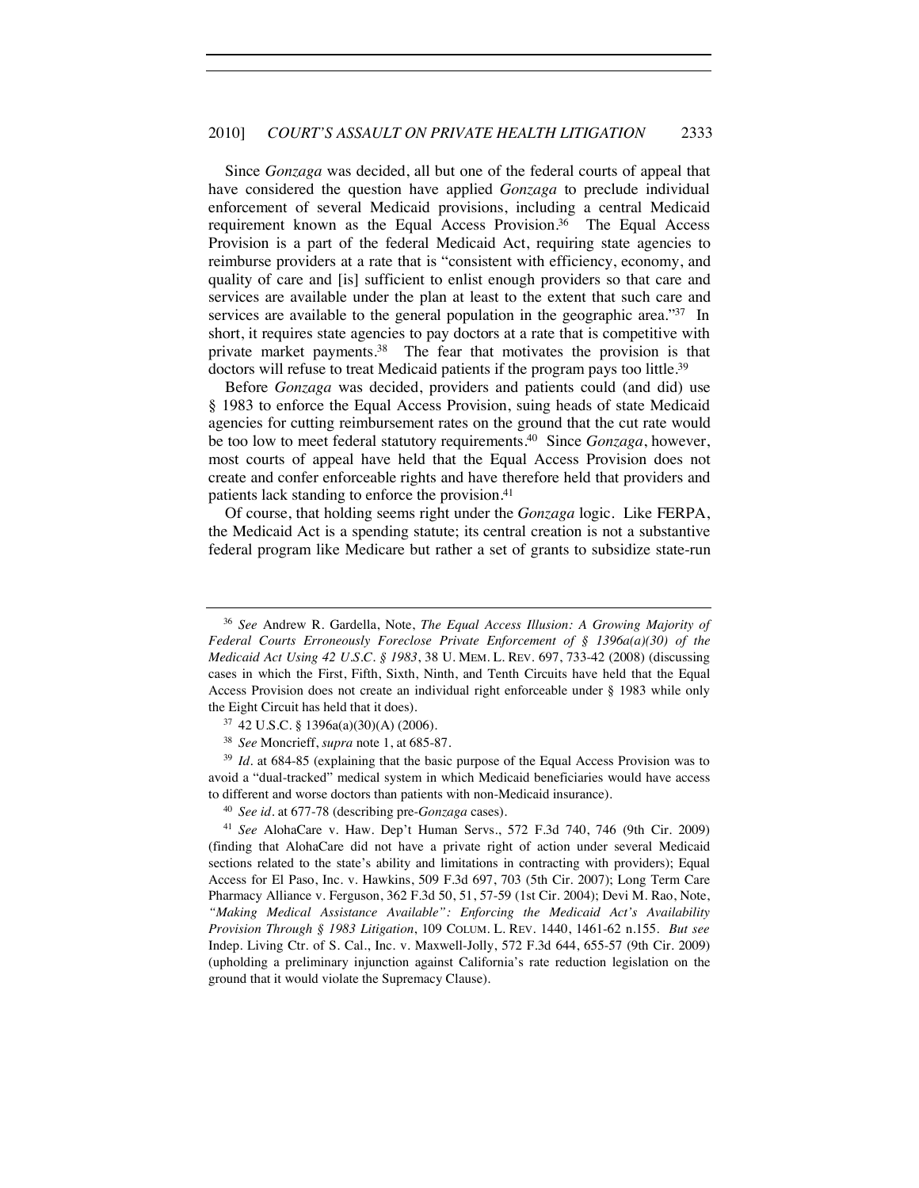Since *Gonzaga* was decided, all but one of the federal courts of appeal that have considered the question have applied *Gonzaga* to preclude individual enforcement of several Medicaid provisions, including a central Medicaid requirement known as the Equal Access Provision.[36] The Equal Access Provision is a part of the federal Medicaid Act, requiring state agencies to reimburse providers at a rate that is "consistent with efficiency, economy, and quality of care and [is] sufficient to enlist enough providers so that care and services are available under the plan at least to the extent that such care and services are available to the general population in the geographic area."[37] In short, it requires state agencies to pay doctors at a rate that is competitive with private market payments.[38] The fear that motivates the provision is that doctors will refuse to treat Medicaid patients if the program pays too little.[39]

Before *Gonzaga* was decided, providers and patients could (and did) use § 1983 to enforce the Equal Access Provision, suing heads of state Medicaid agencies for cutting reimbursement rates on the ground that the cut rate would be too low to meet federal statutory requirements.[40] Since *Gonzaga*, however, most courts of appeal have held that the Equal Access Provision does not create and confer enforceable rights and have therefore held that providers and patients lack standing to enforce the provision.[41]

Of course, that holding seems right under the *Gonzaga* logic. Like FERPA, the Medicaid Act is a spending statute; its central creation is not a substantive federal program like Medicare but rather a set of grants to subsidize state-run

---

[36] *See* Andrew R. Gardella, Note, *The Equal Access Illusion: A Growing Majority of Federal Courts Erroneously Foreclose Private Enforcement of § 1396a(a)(30) of the Medicaid Act Using 42 U.S.C. § 1983*, 38 U. MEM. L. REV. 697, 733-42 (2008) (discussing cases in which the First, Fifth, Sixth, Ninth, and Tenth Circuits have held that the Equal Access Provision does not create an individual right enforceable under § 1983 while only the Eight Circuit has held that it does).

[37] 42 U.S.C. § 1396a(a)(30)(A) (2006).

[38] *See* Moncrieff, *supra* note 1, at 685-87.

[39] *Id.* at 684-85 (explaining that the basic purpose of the Equal Access Provision was to avoid a "dual-tracked" medical system in which Medicaid beneficiaries would have access to different and worse doctors than patients with non-Medicaid insurance).

[40] *See id.* at 677-78 (describing pre-*Gonzaga* cases).

[41] *See* AlohaCare v. Haw. Dep't Human Servs., 572 F.3d 740, 746 (9th Cir. 2009) (finding that AlohaCare did not have a private right of action under several Medicaid sections related to the state's ability and limitations in contracting with providers); Equal Access for El Paso, Inc. v. Hawkins, 509 F.3d 697, 703 (5th Cir. 2007); Long Term Care Pharmacy Alliance v. Ferguson, 362 F.3d 50, 51, 57-59 (1st Cir. 2004); Devi M. Rao, Note, *"Making Medical Assistance Available": Enforcing the Medicaid Act's Availability Provision Through § 1983 Litigation*, 109 COLUM. L. REV. 1440, 1461-62 n.155. *But see* Indep. Living Ctr. of S. Cal., Inc. v. Maxwell-Jolly, 572 F.3d 644, 655-57 (9th Cir. 2009) (upholding a preliminary injunction against California's rate reduction legislation on the ground that it would violate the Supremacy Clause).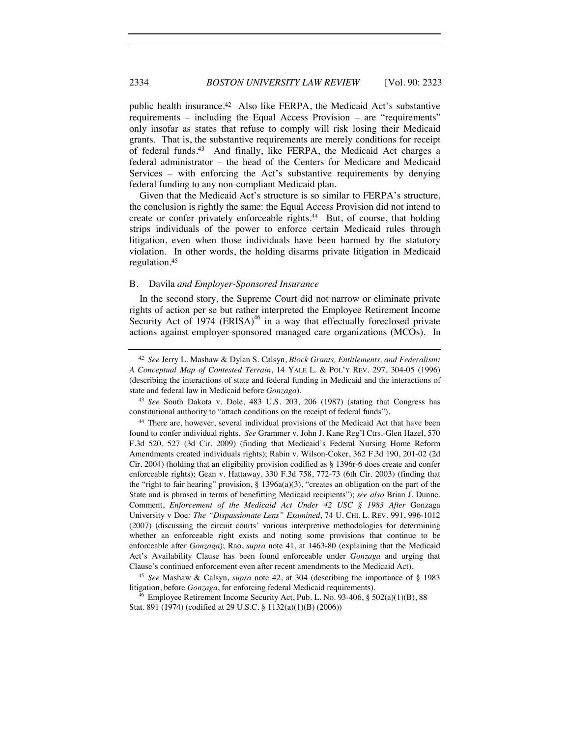public health insurance.[42] Also like FERPA, the Medicaid Act's substantive requirements – including the Equal Access Provision – are "requirements" only insofar as states that refuse to comply will risk losing their Medicaid grants. That is, the substantive requirements are merely conditions for receipt of federal funds.[43] And finally, like FERPA, the Medicaid Act charges a federal administrator – the head of the Centers for Medicare and Medicaid Services – with enforcing the Act's substantive requirements by denying federal funding to any non-compliant Medicaid plan.

Given that the Medicaid Act's structure is so similar to FERPA's structure, the conclusion is rightly the same: the Equal Access Provision did not intend to create or confer privately enforceable rights.[44] But, of course, that holding strips individuals of the power to enforce certain Medicaid rules through litigation, even when those individuals have been harmed by the statutory violation. In other words, the holding disarms private litigation in Medicaid regulation.[45]

### B. *Davila and Employer-Sponsored Insurance*

In the second story, the Supreme Court did not narrow or eliminate private rights of action per se but rather interpreted the Employee Retirement Income Security Act of 1974 (ERISA)[46] in a way that effectually foreclosed private actions against employer-sponsored managed care organizations (MCOs). In

---

[42] *See* Jerry L. Mashaw & Dylan S. Calsyn, *Block Grants, Entitlements, and Federalism: A Conceptual Map of Contested Terrain*, 14 YALE L. & POL'Y REV. 297, 304-05 (1996) (describing the interactions of state and federal funding in Medicaid and the interactions of state and federal law in Medicaid before *Gonzaga*).

[43] *See* South Dakota v. Dole, 483 U.S. 203, 206 (1987) (stating that Congress has constitutional authority to "attach conditions on the receipt of federal funds").

[44] There are, however, several individual provisions of the Medicaid Act that have been found to confer individual rights. *See* Grammer v. John J. Kane Reg'l Ctrs.-Glen Hazel, 570 F.3d 520, 527 (3d Cir. 2009) (finding that Medicaid's Federal Nursing Home Reform Amendments created individuals rights); Rabin v. Wilson-Coker, 362 F.3d 190, 201-02 (2d Cir. 2004) (holding that an eligibility provision codified as § 1396r-6 does create and confer enforceable rights); Gean v. Hattaway, 330 F.3d 758, 772-73 (6th Cir. 2003) (finding that the "right to fair hearing" provision, § 1396a(a)(3), "creates an obligation on the part of the State and is phrased in terms of benefitting Medicaid recipients"); *see also* Brian J. Dunne, Comment, *Enforcement of the Medicaid Act Under 42 USC § 1983 After* Gonzaga University v Doe*: The "Dispassionate Lens" Examined*, 74 U. CHI. L. REV. 991, 996-1012 (2007) (discussing the circuit courts' various interpretive methodologies for determining whether an enforceable right exists and noting some provisions that continue to be enforceable after *Gonzaga*); Rao, *supra* note 41, at 1463-80 (explaining that the Medicaid Act's Availability Clause has been found enforceable under *Gonzaga* and urging that Clause's continued enforcement even after recent amendments to the Medicaid Act).

[45] *See* Mashaw & Calsyn, *supra* note 42, at 304 (describing the importance of § 1983 litigation, before *Gonzaga*, for enforcing federal Medicaid requirements).

[46] Employee Retirement Income Security Act, Pub. L. No. 93-406, § 502(a)(1)(B), 88 Stat. 891 (1974) (codified at 29 U.S.C. § 1132(a)(1)(B) (2006))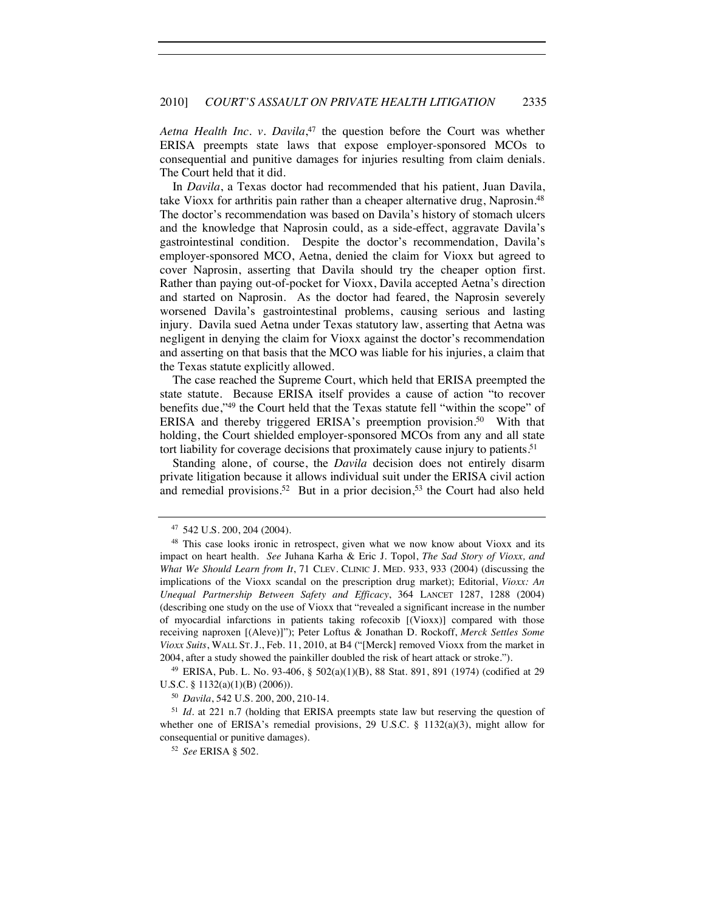*Aetna Health Inc. v. Davila*,[47] the question before the Court was whether ERISA preempts state laws that expose employer-sponsored MCOs to consequential and punitive damages for injuries resulting from claim denials. The Court held that it did.

In *Davila*, a Texas doctor had recommended that his patient, Juan Davila, take Vioxx for arthritis pain rather than a cheaper alternative drug, Naprosin.[48] The doctor's recommendation was based on Davila's history of stomach ulcers and the knowledge that Naprosin could, as a side-effect, aggravate Davila's gastrointestinal condition. Despite the doctor's recommendation, Davila's employer-sponsored MCO, Aetna, denied the claim for Vioxx but agreed to cover Naprosin, asserting that Davila should try the cheaper option first. Rather than paying out-of-pocket for Vioxx, Davila accepted Aetna's direction and started on Naprosin. As the doctor had feared, the Naprosin severely worsened Davila's gastrointestinal problems, causing serious and lasting injury. Davila sued Aetna under Texas statutory law, asserting that Aetna was negligent in denying the claim for Vioxx against the doctor's recommendation and asserting on that basis that the MCO was liable for his injuries, a claim that the Texas statute explicitly allowed.

The case reached the Supreme Court, which held that ERISA preempted the state statute. Because ERISA itself provides a cause of action "to recover benefits due,"[49] the Court held that the Texas statute fell "within the scope" of ERISA and thereby triggered ERISA's preemption provision.[50] With that holding, the Court shielded employer-sponsored MCOs from any and all state tort liability for coverage decisions that proximately cause injury to patients.[51]

Standing alone, of course, the *Davila* decision does not entirely disarm private litigation because it allows individual suit under the ERISA civil action and remedial provisions.[52] But in a prior decision,[53] the Court had also held

---

[47] 542 U.S. 200, 204 (2004).

[48] This case looks ironic in retrospect, given what we now know about Vioxx and its impact on heart health. *See* Juhana Karha & Eric J. Topol, *The Sad Story of Vioxx, and What We Should Learn from It*, 71 CLEV. CLINIC J. MED. 933, 933 (2004) (discussing the implications of the Vioxx scandal on the prescription drug market); Editorial, *Vioxx: An Unequal Partnership Between Safety and Efficacy*, 364 LANCET 1287, 1288 (2004) (describing one study on the use of Vioxx that "revealed a significant increase in the number of myocardial infarctions in patients taking rofecoxib [(Vioxx)] compared with those receiving naproxen [(Aleve)]"); Peter Loftus & Jonathan D. Rockoff, *Merck Settles Some Vioxx Suits*, WALL ST. J., Feb. 11, 2010, at B4 ("[Merck] removed Vioxx from the market in 2004, after a study showed the painkiller doubled the risk of heart attack or stroke.").

[49] ERISA, Pub. L. No. 93-406, § 502(a)(1)(B), 88 Stat. 891, 891 (1974) (codified at 29 U.S.C. § 1132(a)(1)(B) (2006)).

[50] *Davila*, 542 U.S. 200, 200, 210-14.

[51] *Id.* at 221 n.7 (holding that ERISA preempts state law but reserving the question of whether one of ERISA's remedial provisions, 29 U.S.C. § 1132(a)(3), might allow for consequential or punitive damages).

[52] *See* ERISA § 502.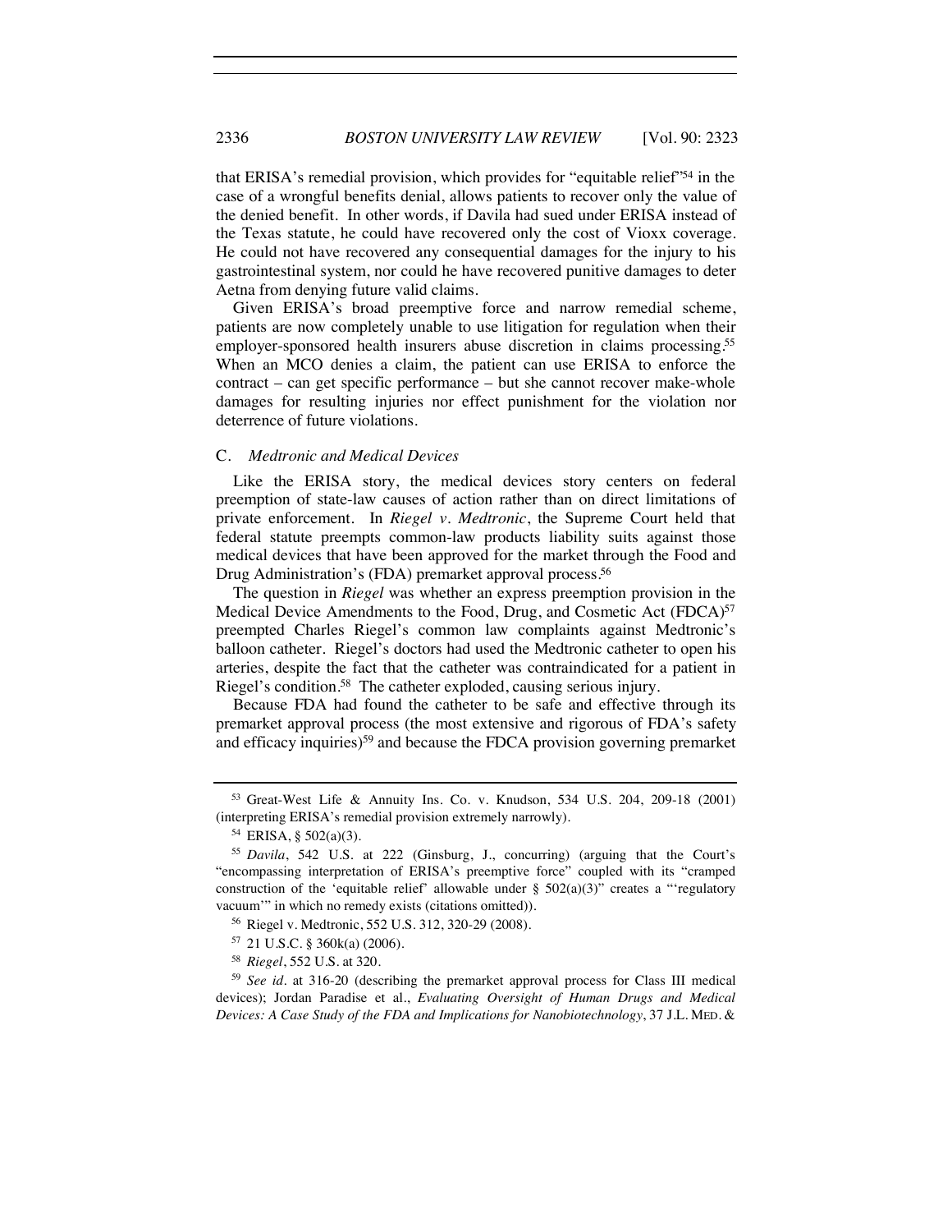that ERISA's remedial provision, which provides for "equitable relief"[54] in the case of a wrongful benefits denial, allows patients to recover only the value of the denied benefit. In other words, if Davila had sued under ERISA instead of the Texas statute, he could have recovered only the cost of Vioxx coverage. He could not have recovered any consequential damages for the injury to his gastrointestinal system, nor could he have recovered punitive damages to deter Aetna from denying future valid claims.

Given ERISA's broad preemptive force and narrow remedial scheme, patients are now completely unable to use litigation for regulation when their employer-sponsored health insurers abuse discretion in claims processing.[55] When an MCO denies a claim, the patient can use ERISA to enforce the contract – can get specific performance – but she cannot recover make-whole damages for resulting injuries nor effect punishment for the violation nor deterrence of future violations.

### C. *Medtronic and Medical Devices*

Like the ERISA story, the medical devices story centers on federal preemption of state-law causes of action rather than on direct limitations of private enforcement. In *Riegel v. Medtronic*, the Supreme Court held that federal statute preempts common-law products liability suits against those medical devices that have been approved for the market through the Food and Drug Administration's (FDA) premarket approval process.[56]

The question in *Riegel* was whether an express preemption provision in the Medical Device Amendments to the Food, Drug, and Cosmetic Act (FDCA)[57] preempted Charles Riegel's common law complaints against Medtronic's balloon catheter. Riegel's doctors had used the Medtronic catheter to open his arteries, despite the fact that the catheter was contraindicated for a patient in Riegel's condition.[58] The catheter exploded, causing serious injury.

Because FDA had found the catheter to be safe and effective through its premarket approval process (the most extensive and rigorous of FDA's safety and efficacy inquiries)[59] and because the FDCA provision governing premarket

---

[53] Great-West Life & Annuity Ins. Co. v. Knudson, 534 U.S. 204, 209-18 (2001) (interpreting ERISA's remedial provision extremely narrowly).

[54] ERISA, § 502(a)(3).

[55] *Davila*, 542 U.S. at 222 (Ginsburg, J., concurring) (arguing that the Court's "encompassing interpretation of ERISA's preemptive force" coupled with its "cramped construction of the 'equitable relief' allowable under § 502(a)(3)" creates a "'regulatory vacuum'" in which no remedy exists (citations omitted)).

[56] Riegel v. Medtronic, 552 U.S. 312, 320-29 (2008).

[57] 21 U.S.C. § 360k(a) (2006).

[58] *Riegel*, 552 U.S. at 320.

[59] *See id.* at 316-20 (describing the premarket approval process for Class III medical devices); Jordan Paradise et al., *Evaluating Oversight of Human Drugs and Medical Devices: A Case Study of the FDA and Implications for Nanobiotechnology*, 37 J.L. MED. &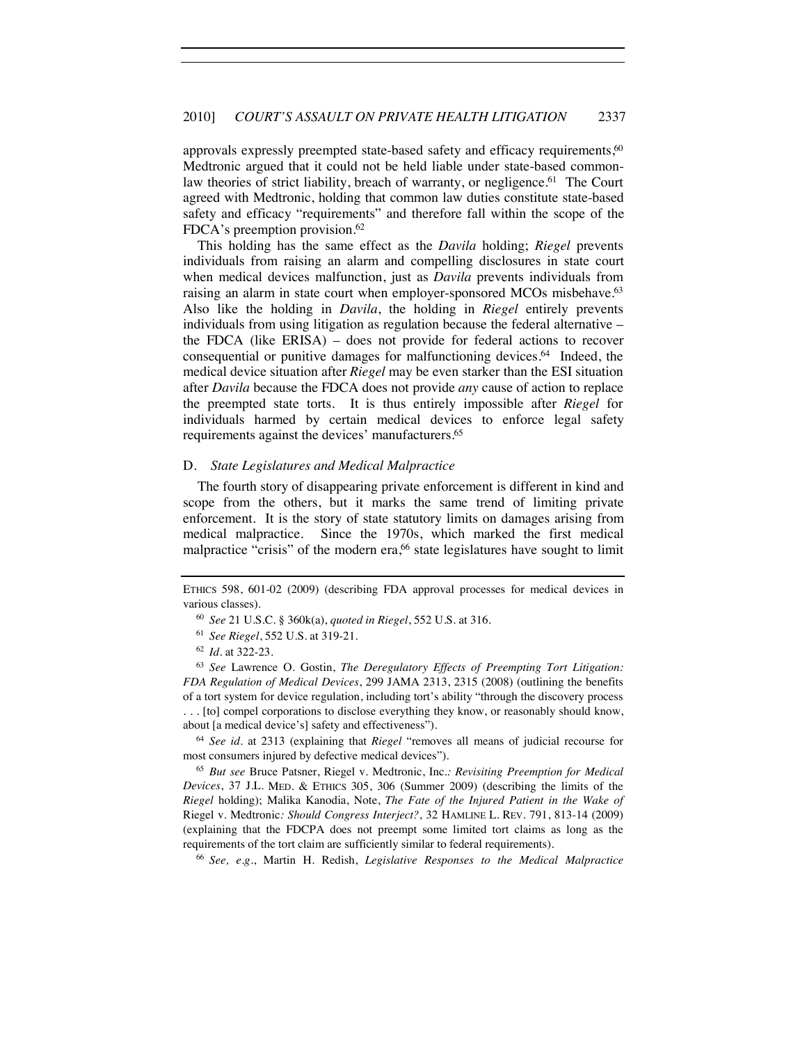approvals expressly preempted state-based safety and efficacy requirements,[60] Medtronic argued that it could not be held liable under state-based common-law theories of strict liability, breach of warranty, or negligence.[61] The Court agreed with Medtronic, holding that common law duties constitute state-based safety and efficacy "requirements" and therefore fall within the scope of the FDCA's preemption provision.[62]

This holding has the same effect as the *Davila* holding; *Riegel* prevents individuals from raising an alarm and compelling disclosures in state court when medical devices malfunction, just as *Davila* prevents individuals from raising an alarm in state court when employer-sponsored MCOs misbehave.[63] Also like the holding in *Davila*, the holding in *Riegel* entirely prevents individuals from using litigation as regulation because the federal alternative – the FDCA (like ERISA) – does not provide for federal actions to recover consequential or punitive damages for malfunctioning devices.[64] Indeed, the medical device situation after *Riegel* may be even starker than the ESI situation after *Davila* because the FDCA does not provide *any* cause of action to replace the preempted state torts. It is thus entirely impossible after *Riegel* for individuals harmed by certain medical devices to enforce legal safety requirements against the devices' manufacturers.[65]

### D. *State Legislatures and Medical Malpractice*

The fourth story of disappearing private enforcement is different in kind and scope from the others, but it marks the same trend of limiting private enforcement. It is the story of state statutory limits on damages arising from medical malpractice. Since the 1970s, which marked the first medical malpractice "crisis" of the modern era,[66] state legislatures have sought to limit

---

ETHICS 598, 601-02 (2009) (describing FDA approval processes for medical devices in various classes).

[60] *See* 21 U.S.C. § 360k(a), *quoted in Riegel*, 552 U.S. at 316.

[61] *See Riegel*, 552 U.S. at 319-21.

[62] *Id.* at 322-23.

[63] *See* Lawrence O. Gostin, *The Deregulatory Effects of Preempting Tort Litigation: FDA Regulation of Medical Devices*, 299 JAMA 2313, 2315 (2008) (outlining the benefits of a tort system for device regulation, including tort's ability "through the discovery process . . . [to] compel corporations to disclose everything they know, or reasonably should know, about [a medical device's] safety and effectiveness").

[64] *See id.* at 2313 (explaining that *Riegel* "removes all means of judicial recourse for most consumers injured by defective medical devices").

[65] *But see* Bruce Patsner, Riegel v. Medtronic, Inc.*: Revisiting Preemption for Medical Devices*, 37 J.L. MED. & ETHICS 305, 306 (Summer 2009) (describing the limits of the *Riegel* holding); Malika Kanodia, Note, *The Fate of the Injured Patient in the Wake of* Riegel v. Medtronic*: Should Congress Interject?*, 32 HAMLINE L. REV. 791, 813-14 (2009) (explaining that the FDCPA does not preempt some limited tort claims as long as the requirements of the tort claim are sufficiently similar to federal requirements).

[66] *See, e.g.*, Martin H. Redish, *Legislative Responses to the Medical Malpractice*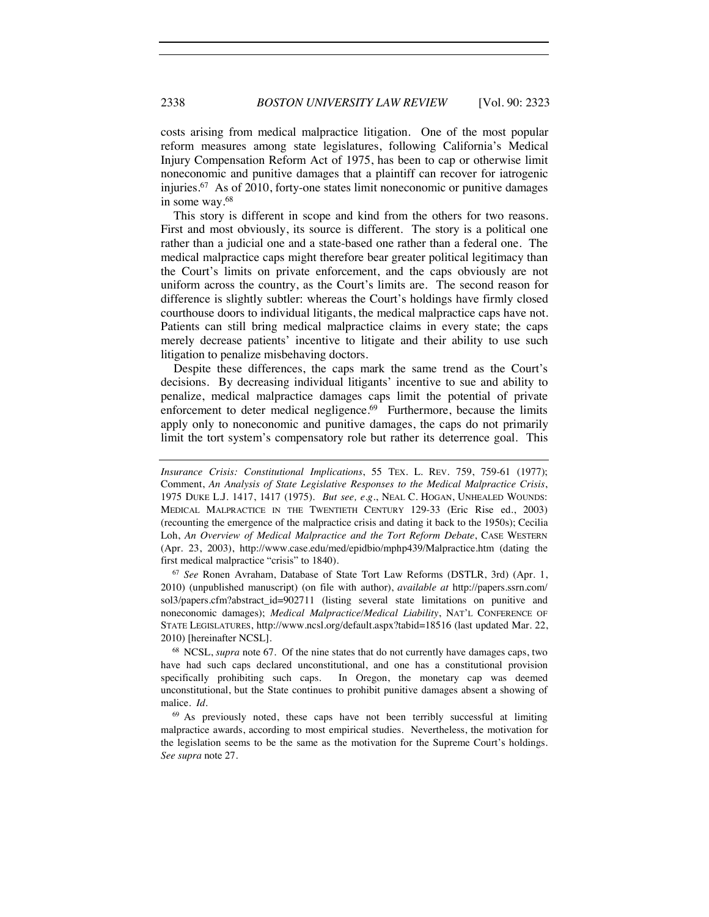costs arising from medical malpractice litigation. One of the most popular reform measures among state legislatures, following California's Medical Injury Compensation Reform Act of 1975, has been to cap or otherwise limit noneconomic and punitive damages that a plaintiff can recover for iatrogenic injuries.[67] As of 2010, forty-one states limit noneconomic or punitive damages in some way.[68]

This story is different in scope and kind from the others for two reasons. First and most obviously, its source is different. The story is a political one rather than a judicial one and a state-based one rather than a federal one. The medical malpractice caps might therefore bear greater political legitimacy than the Court's limits on private enforcement, and the caps obviously are not uniform across the country, as the Court's limits are. The second reason for difference is slightly subtler: whereas the Court's holdings have firmly closed courthouse doors to individual litigants, the medical malpractice caps have not. Patients can still bring medical malpractice claims in every state; the caps merely decrease patients' incentive to litigate and their ability to use such litigation to penalize misbehaving doctors.

Despite these differences, the caps mark the same trend as the Court's decisions. By decreasing individual litigants' incentive to sue and ability to penalize, medical malpractice damages caps limit the potential of private enforcement to deter medical negligence.[69] Furthermore, because the limits apply only to noneconomic and punitive damages, the caps do not primarily limit the tort system's compensatory role but rather its deterrence goal. This

---

*Insurance Crisis: Constitutional Implications*, 55 TEX. L. REV. 759, 759-61 (1977); Comment, *An Analysis of State Legislative Responses to the Medical Malpractice Crisis*, 1975 DUKE L.J. 1417, 1417 (1975). *But see, e.g.*, NEAL C. HOGAN, UNHEALED WOUNDS: MEDICAL MALPRACTICE IN THE TWENTIETH CENTURY 129-33 (Eric Rise ed., 2003) (recounting the emergence of the malpractice crisis and dating it back to the 1950s); Cecilia Loh, *An Overview of Medical Malpractice and the Tort Reform Debate*, CASE WESTERN (Apr. 23, 2003), http://www.case.edu/med/epidbio/mphp439/Malpractice.htm (dating the first medical malpractice "crisis" to 1840).

[67] *See* Ronen Avraham, Database of State Tort Law Reforms (DSTLR, 3rd) (Apr. 1, 2010) (unpublished manuscript) (on file with author), *available at* http://papers.ssrn.com/sol3/papers.cfm?abstract_id=902711 (listing several state limitations on punitive and noneconomic damages); *Medical Malpractice/Medical Liability*, NAT'L CONFERENCE OF STATE LEGISLATURES, http://www.ncsl.org/default.aspx?tabid=18516 (last updated Mar. 22, 2010) [hereinafter NCSL].

[68] NCSL, *supra* note 67. Of the nine states that do not currently have damages caps, two have had such caps declared unconstitutional, and one has a constitutional provision specifically prohibiting such caps. In Oregon, the monetary cap was deemed unconstitutional, but the State continues to prohibit punitive damages absent a showing of malice. *Id.*

[69] As previously noted, these caps have not been terribly successful at limiting malpractice awards, according to most empirical studies. Nevertheless, the motivation for the legislation seems to be the same as the motivation for the Supreme Court's holdings. *See supra* note 27.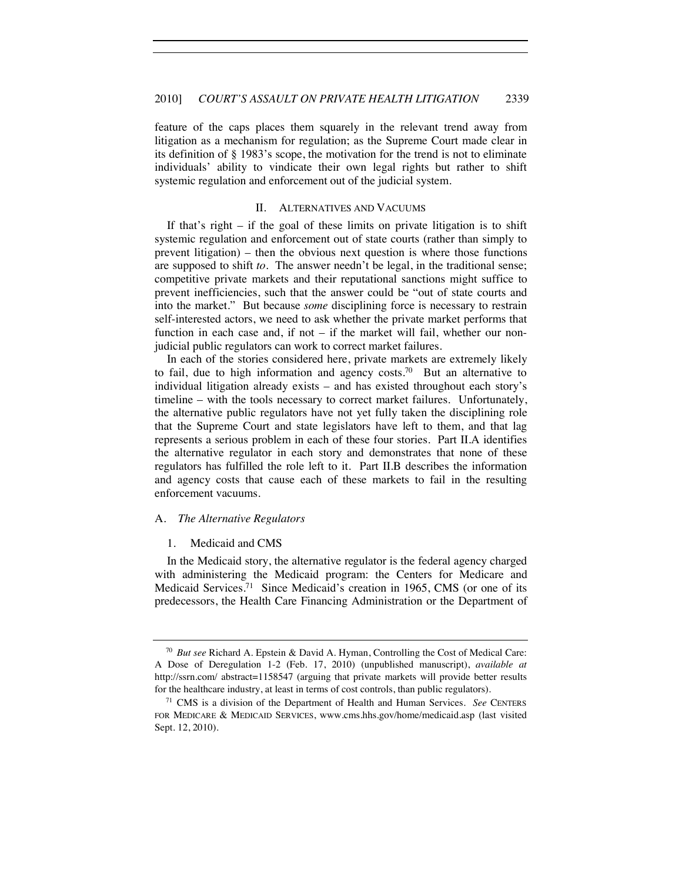feature of the caps places them squarely in the relevant trend away from litigation as a mechanism for regulation; as the Supreme Court made clear in its definition of § 1983's scope, the motivation for the trend is not to eliminate individuals' ability to vindicate their own legal rights but rather to shift systemic regulation and enforcement out of the judicial system.

## II. ALTERNATIVES AND VACUUMS

If that's right – if the goal of these limits on private litigation is to shift systemic regulation and enforcement out of state courts (rather than simply to prevent litigation) – then the obvious next question is where those functions are supposed to shift *to*. The answer needn't be legal, in the traditional sense; competitive private markets and their reputational sanctions might suffice to prevent inefficiencies, such that the answer could be "out of state courts and into the market." But because *some* disciplining force is necessary to restrain self-interested actors, we need to ask whether the private market performs that function in each case and, if not – if the market will fail, whether our non-judicial public regulators can work to correct market failures.

In each of the stories considered here, private markets are extremely likely to fail, due to high information and agency costs.[70] But an alternative to individual litigation already exists – and has existed throughout each story's timeline – with the tools necessary to correct market failures. Unfortunately, the alternative public regulators have not yet fully taken the disciplining role that the Supreme Court and state legislators have left to them, and that lag represents a serious problem in each of these four stories. Part II.A identifies the alternative regulator in each story and demonstrates that none of these regulators has fulfilled the role left to it. Part II.B describes the information and agency costs that cause each of these markets to fail in the resulting enforcement vacuums.

### A. *The Alternative Regulators*

#### 1. Medicaid and CMS

In the Medicaid story, the alternative regulator is the federal agency charged with administering the Medicaid program: the Centers for Medicare and Medicaid Services.[71] Since Medicaid's creation in 1965, CMS (or one of its predecessors, the Health Care Financing Administration or the Department of

---

[70] *But see* Richard A. Epstein & David A. Hyman, Controlling the Cost of Medical Care: A Dose of Deregulation 1-2 (Feb. 17, 2010) (unpublished manuscript), *available at* http://ssrn.com/ abstract=1158547 (arguing that private markets will provide better results for the healthcare industry, at least in terms of cost controls, than public regulators).

[71] CMS is a division of the Department of Health and Human Services. *See* CENTERS FOR MEDICARE & MEDICAID SERVICES, www.cms.hhs.gov/home/medicaid.asp (last visited Sept. 12, 2010).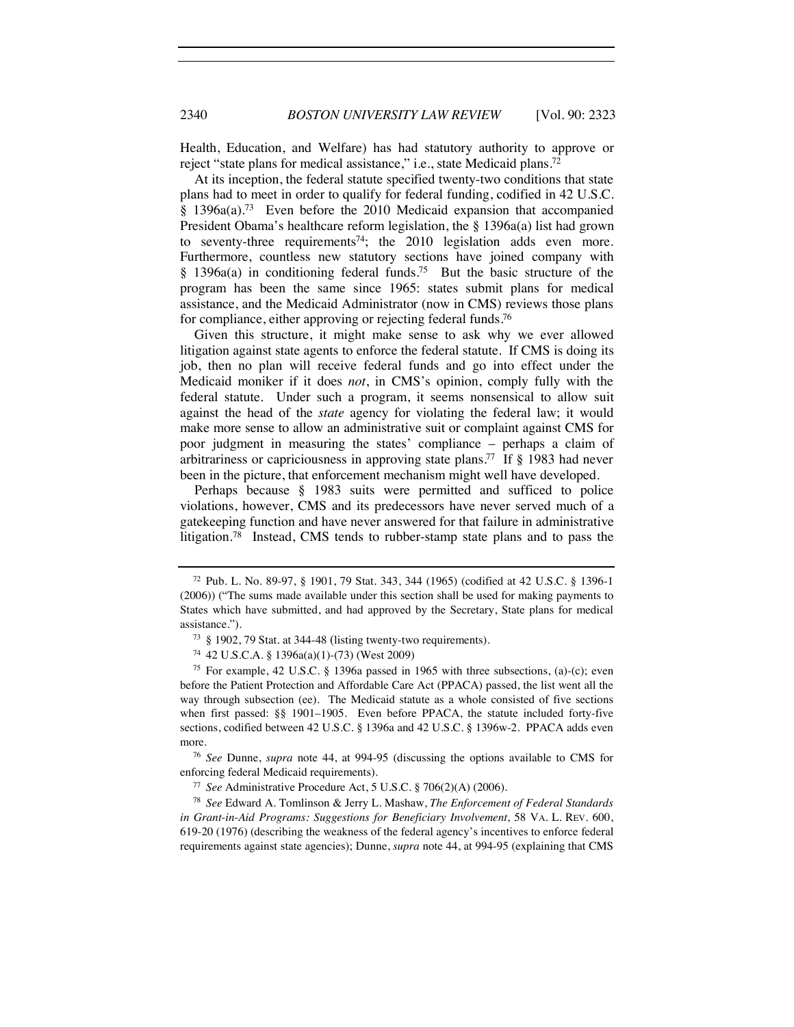Health, Education, and Welfare) has had statutory authority to approve or reject "state plans for medical assistance," i.e., state Medicaid plans.[72]

At its inception, the federal statute specified twenty-two conditions that state plans had to meet in order to qualify for federal funding, codified in 42 U.S.C. § 1396a(a).[73] Even before the 2010 Medicaid expansion that accompanied President Obama's healthcare reform legislation, the § 1396a(a) list had grown to seventy-three requirements[74]; the 2010 legislation adds even more. Furthermore, countless new statutory sections have joined company with § 1396a(a) in conditioning federal funds.[75] But the basic structure of the program has been the same since 1965: states submit plans for medical assistance, and the Medicaid Administrator (now in CMS) reviews those plans for compliance, either approving or rejecting federal funds.[76]

Given this structure, it might make sense to ask why we ever allowed litigation against state agents to enforce the federal statute. If CMS is doing its job, then no plan will receive federal funds and go into effect under the Medicaid moniker if it does *not*, in CMS's opinion, comply fully with the federal statute. Under such a program, it seems nonsensical to allow suit against the head of the *state* agency for violating the federal law; it would make more sense to allow an administrative suit or complaint against CMS for poor judgment in measuring the states' compliance – perhaps a claim of arbitrariness or capriciousness in approving state plans.[77] If § 1983 had never been in the picture, that enforcement mechanism might well have developed.

Perhaps because § 1983 suits were permitted and sufficed to police violations, however, CMS and its predecessors have never served much of a gatekeeping function and have never answered for that failure in administrative litigation.[78] Instead, CMS tends to rubber-stamp state plans and to pass the

---

[72] Pub. L. No. 89-97, § 1901, 79 Stat. 343, 344 (1965) (codified at 42 U.S.C. § 1396-1 (2006)) ("The sums made available under this section shall be used for making payments to States which have submitted, and had approved by the Secretary, State plans for medical assistance.").

[73] § 1902, 79 Stat. at 344-48 (listing twenty-two requirements).

[74] 42 U.S.C.A. § 1396a(a)(1)-(73) (West 2009)

[75] For example, 42 U.S.C. § 1396a passed in 1965 with three subsections, (a)-(c); even before the Patient Protection and Affordable Care Act (PPACA) passed, the list went all the way through subsection (ee). The Medicaid statute as a whole consisted of five sections when first passed: §§ 1901–1905. Even before PPACA, the statute included forty-five sections, codified between 42 U.S.C. § 1396a and 42 U.S.C. § 1396w-2. PPACA adds even more.

[76] *See* Dunne, *supra* note 44, at 994-95 (discussing the options available to CMS for enforcing federal Medicaid requirements).

[77] *See* Administrative Procedure Act, 5 U.S.C. § 706(2)(A) (2006).

[78] *See* Edward A. Tomlinson & Jerry L. Mashaw, *The Enforcement of Federal Standards in Grant-in-Aid Programs: Suggestions for Beneficiary Involvement*, 58 VA. L. REV. 600, 619-20 (1976) (describing the weakness of the federal agency's incentives to enforce federal requirements against state agencies); Dunne, *supra* note 44, at 994-95 (explaining that CMS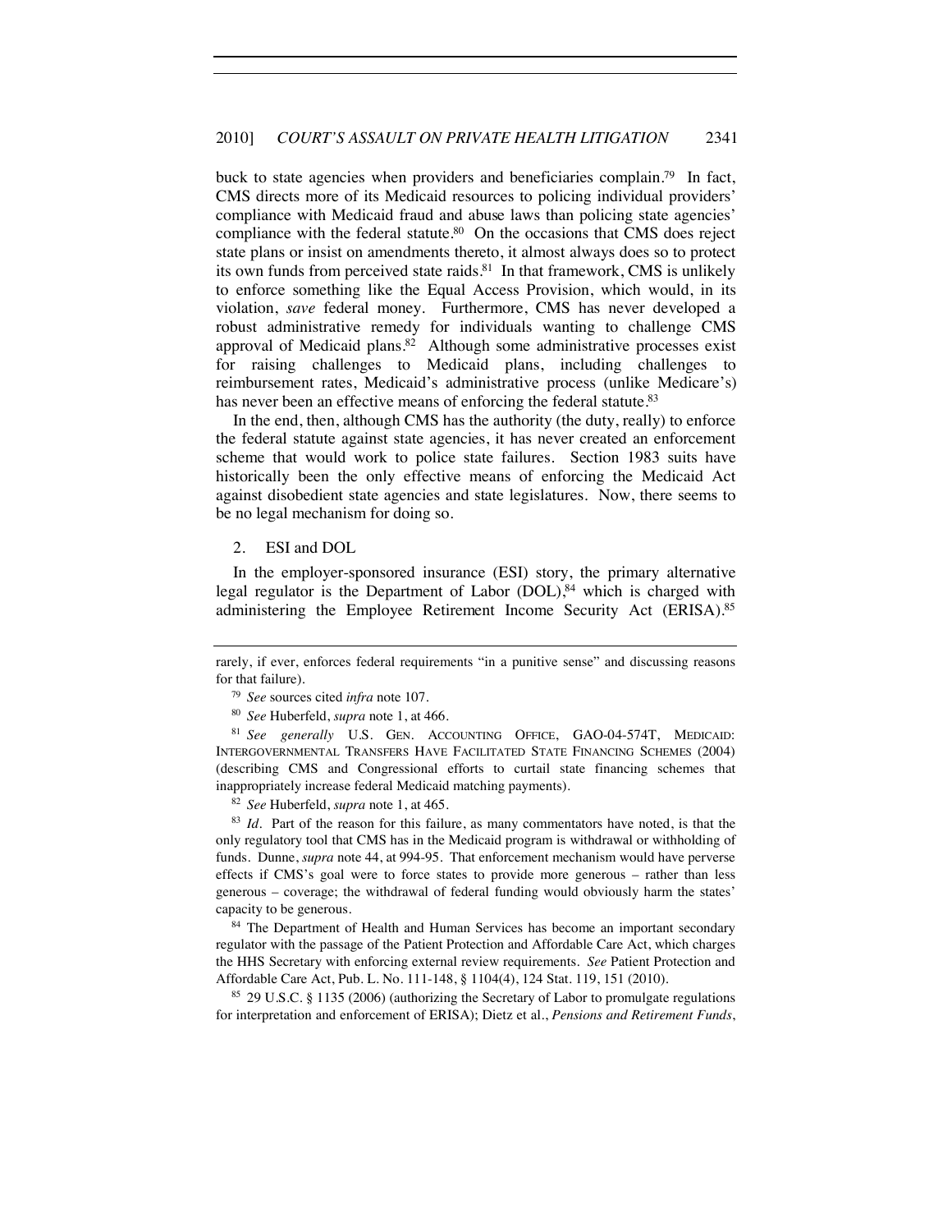buck to state agencies when providers and beneficiaries complain.[79] In fact, CMS directs more of its Medicaid resources to policing individual providers' compliance with Medicaid fraud and abuse laws than policing state agencies' compliance with the federal statute.[80] On the occasions that CMS does reject state plans or insist on amendments thereto, it almost always does so to protect its own funds from perceived state raids.[81] In that framework, CMS is unlikely to enforce something like the Equal Access Provision, which would, in its violation, *save* federal money. Furthermore, CMS has never developed a robust administrative remedy for individuals wanting to challenge CMS approval of Medicaid plans.[82] Although some administrative processes exist for raising challenges to Medicaid plans, including challenges to reimbursement rates, Medicaid's administrative process (unlike Medicare's) has never been an effective means of enforcing the federal statute.[83]

In the end, then, although CMS has the authority (the duty, really) to enforce the federal statute against state agencies, it has never created an enforcement scheme that would work to police state failures. Section 1983 suits have historically been the only effective means of enforcing the Medicaid Act against disobedient state agencies and state legislatures. Now, there seems to be no legal mechanism for doing so.

### 2. ESI and DOL

In the employer-sponsored insurance (ESI) story, the primary alternative legal regulator is the Department of Labor (DOL),[84] which is charged with administering the Employee Retirement Income Security Act (ERISA).[85]

---

rarely, if ever, enforces federal requirements "in a punitive sense" and discussing reasons for that failure).

[79] *See* sources cited *infra* note 107.

[80] *See* Huberfeld, *supra* note 1, at 466.

[81] *See generally* U.S. GEN. ACCOUNTING OFFICE, GAO-04-574T, MEDICAID: INTERGOVERNMENTAL TRANSFERS HAVE FACILITATED STATE FINANCING SCHEMES (2004) (describing CMS and Congressional efforts to curtail state financing schemes that inappropriately increase federal Medicaid matching payments).

[82] *See* Huberfeld, *supra* note 1, at 465.

[83] *Id*. Part of the reason for this failure, as many commentators have noted, is that the only regulatory tool that CMS has in the Medicaid program is withdrawal or withholding of funds. Dunne, *supra* note 44, at 994-95. That enforcement mechanism would have perverse effects if CMS's goal were to force states to provide more generous – rather than less generous – coverage; the withdrawal of federal funding would obviously harm the states' capacity to be generous.

[84] The Department of Health and Human Services has become an important secondary regulator with the passage of the Patient Protection and Affordable Care Act, which charges the HHS Secretary with enforcing external review requirements. *See* Patient Protection and Affordable Care Act, Pub. L. No. 111-148, § 1104(4), 124 Stat. 119, 151 (2010).

[85] 29 U.S.C. § 1135 (2006) (authorizing the Secretary of Labor to promulgate regulations for interpretation and enforcement of ERISA); Dietz et al., *Pensions and Retirement Funds*,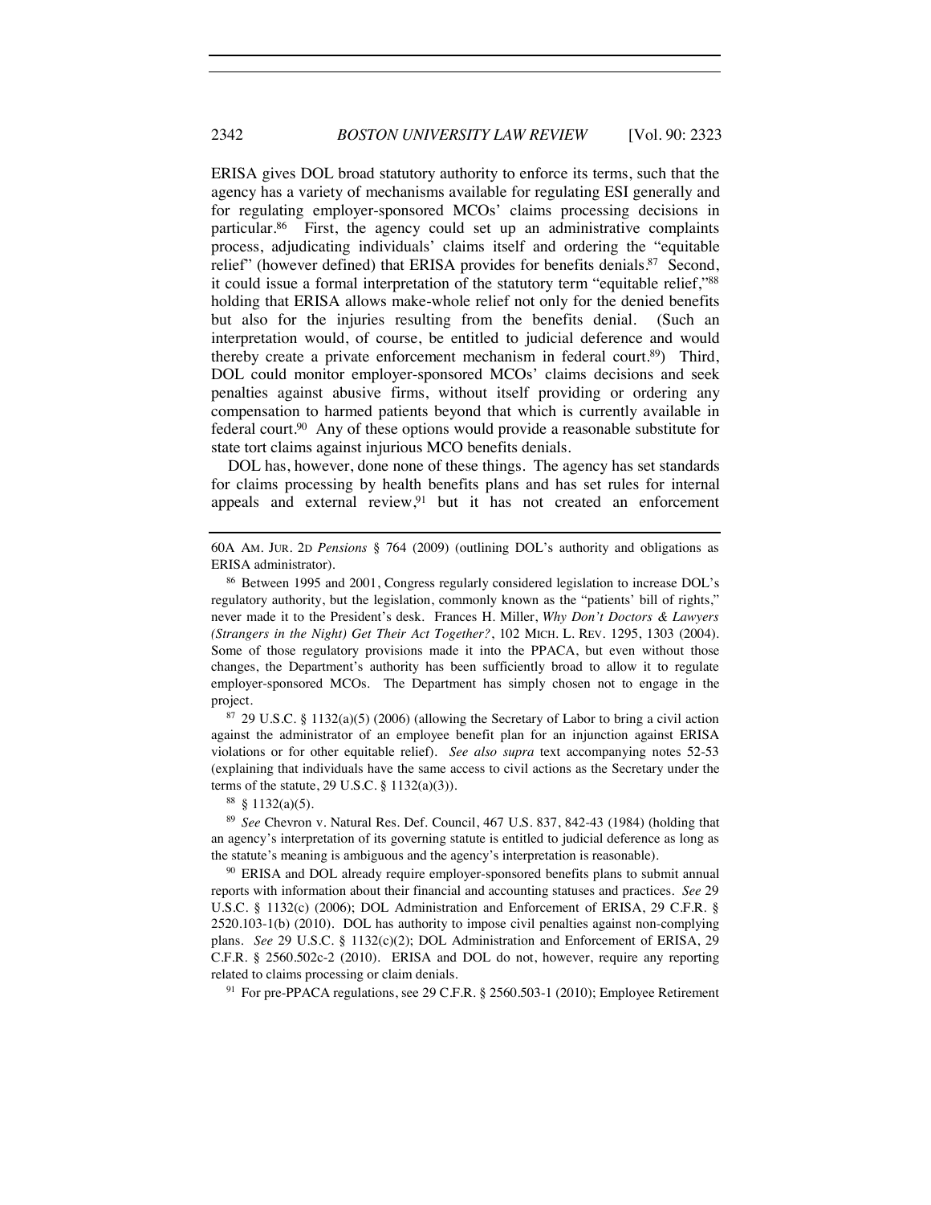ERISA gives DOL broad statutory authority to enforce its terms, such that the agency has a variety of mechanisms available for regulating ESI generally and for regulating employer-sponsored MCOs' claims processing decisions in particular.[86] First, the agency could set up an administrative complaints process, adjudicating individuals' claims itself and ordering the "equitable relief" (however defined) that ERISA provides for benefits denials.[87] Second, it could issue a formal interpretation of the statutory term "equitable relief,"[88] holding that ERISA allows make-whole relief not only for the denied benefits but also for the injuries resulting from the benefits denial. (Such an interpretation would, of course, be entitled to judicial deference and would thereby create a private enforcement mechanism in federal court.[89]) Third, DOL could monitor employer-sponsored MCOs' claims decisions and seek penalties against abusive firms, without itself providing or ordering any compensation to harmed patients beyond that which is currently available in federal court.[90] Any of these options would provide a reasonable substitute for state tort claims against injurious MCO benefits denials.

DOL has, however, done none of these things. The agency has set standards for claims processing by health benefits plans and has set rules for internal appeals and external review,[91] but it has not created an enforcement

---

60A AM. JUR. 2D *Pensions* § 764 (2009) (outlining DOL's authority and obligations as ERISA administrator).

[86] Between 1995 and 2001, Congress regularly considered legislation to increase DOL's regulatory authority, but the legislation, commonly known as the "patients' bill of rights," never made it to the President's desk. Frances H. Miller, *Why Don't Doctors & Lawyers (Strangers in the Night) Get Their Act Together?*, 102 MICH. L. REV. 1295, 1303 (2004). Some of those regulatory provisions made it into the PPACA, but even without those changes, the Department's authority has been sufficiently broad to allow it to regulate employer-sponsored MCOs. The Department has simply chosen not to engage in the project.

[87] 29 U.S.C. § 1132(a)(5) (2006) (allowing the Secretary of Labor to bring a civil action against the administrator of an employee benefit plan for an injunction against ERISA violations or for other equitable relief). *See also supra* text accompanying notes 52-53 (explaining that individuals have the same access to civil actions as the Secretary under the terms of the statute, 29 U.S.C. § 1132(a)(3)).

[88] § 1132(a)(5).

[89] *See* Chevron v. Natural Res. Def. Council, 467 U.S. 837, 842-43 (1984) (holding that an agency's interpretation of its governing statute is entitled to judicial deference as long as the statute's meaning is ambiguous and the agency's interpretation is reasonable).

[90] ERISA and DOL already require employer-sponsored benefits plans to submit annual reports with information about their financial and accounting statuses and practices. *See* 29 U.S.C. § 1132(c) (2006); DOL Administration and Enforcement of ERISA, 29 C.F.R. § 2520.103-1(b) (2010). DOL has authority to impose civil penalties against non-complying plans. *See* 29 U.S.C. § 1132(c)(2); DOL Administration and Enforcement of ERISA, 29 C.F.R. § 2560.502c-2 (2010). ERISA and DOL do not, however, require any reporting related to claims processing or claim denials.

[91] For pre-PPACA regulations, see 29 C.F.R. § 2560.503-1 (2010); Employee Retirement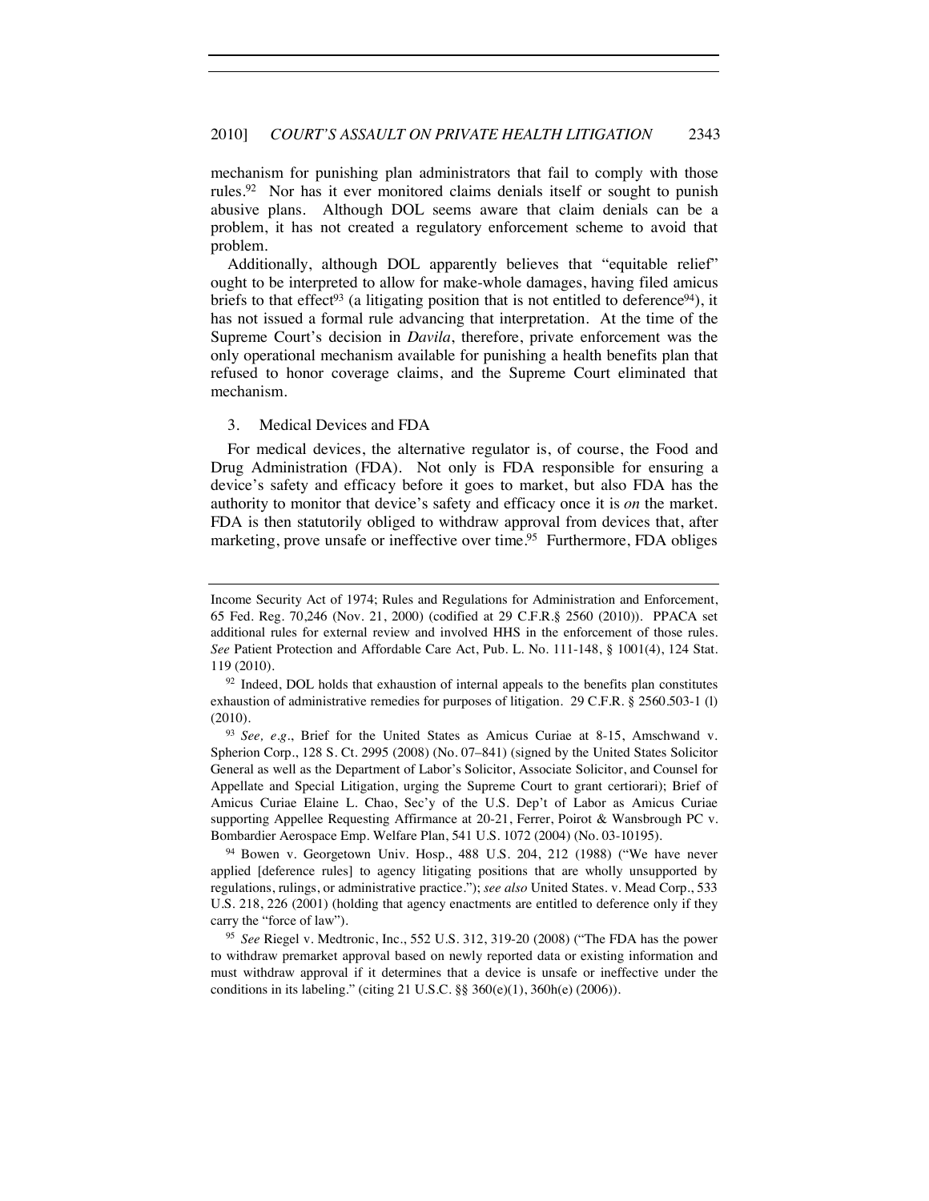mechanism for punishing plan administrators that fail to comply with those rules.[92] Nor has it ever monitored claims denials itself or sought to punish abusive plans. Although DOL seems aware that claim denials can be a problem, it has not created a regulatory enforcement scheme to avoid that problem.

Additionally, although DOL apparently believes that "equitable relief" ought to be interpreted to allow for make-whole damages, having filed amicus briefs to that effect[93] (a litigating position that is not entitled to deference[94]), it has not issued a formal rule advancing that interpretation. At the time of the Supreme Court's decision in *Davila*, therefore, private enforcement was the only operational mechanism available for punishing a health benefits plan that refused to honor coverage claims, and the Supreme Court eliminated that mechanism.

3. Medical Devices and FDA

For medical devices, the alternative regulator is, of course, the Food and Drug Administration (FDA). Not only is FDA responsible for ensuring a device's safety and efficacy before it goes to market, but also FDA has the authority to monitor that device's safety and efficacy once it is *on* the market. FDA is then statutorily obliged to withdraw approval from devices that, after marketing, prove unsafe or ineffective over time.[95] Furthermore, FDA obliges

---

Income Security Act of 1974; Rules and Regulations for Administration and Enforcement, 65 Fed. Reg. 70,246 (Nov. 21, 2000) (codified at 29 C.F.R.§ 2560 (2010)). PPACA set additional rules for external review and involved HHS in the enforcement of those rules. *See* Patient Protection and Affordable Care Act, Pub. L. No. 111-148, § 1001(4), 124 Stat. 119 (2010).

[92] Indeed, DOL holds that exhaustion of internal appeals to the benefits plan constitutes exhaustion of administrative remedies for purposes of litigation. 29 C.F.R. § 2560.503-1 (l) (2010).

[93] *See, e.g.*, Brief for the United States as Amicus Curiae at 8-15, Amschwand v. Spherion Corp., 128 S. Ct. 2995 (2008) (No. 07–841) (signed by the United States Solicitor General as well as the Department of Labor's Solicitor, Associate Solicitor, and Counsel for Appellate and Special Litigation, urging the Supreme Court to grant certiorari); Brief of Amicus Curiae Elaine L. Chao, Sec'y of the U.S. Dep't of Labor as Amicus Curiae supporting Appellee Requesting Affirmance at 20-21, Ferrer, Poirot & Wansbrough PC v. Bombardier Aerospace Emp. Welfare Plan, 541 U.S. 1072 (2004) (No. 03-10195).

[94] Bowen v. Georgetown Univ. Hosp., 488 U.S. 204, 212 (1988) ("We have never applied [deference rules] to agency litigating positions that are wholly unsupported by regulations, rulings, or administrative practice."); *see also* United States. v. Mead Corp., 533 U.S. 218, 226 (2001) (holding that agency enactments are entitled to deference only if they carry the "force of law").

[95] *See* Riegel v. Medtronic, Inc., 552 U.S. 312, 319-20 (2008) ("The FDA has the power to withdraw premarket approval based on newly reported data or existing information and must withdraw approval if it determines that a device is unsafe or ineffective under the conditions in its labeling." (citing 21 U.S.C. §§ 360(e)(1), 360h(e) (2006)).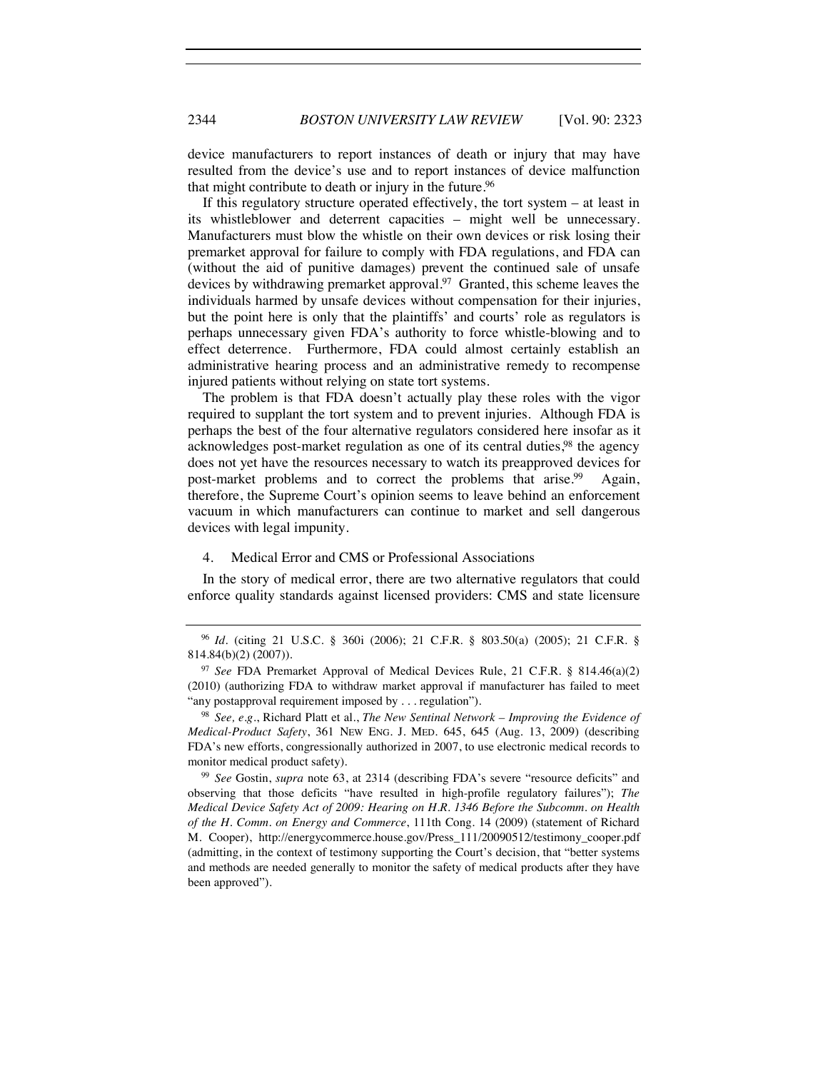device manufacturers to report instances of death or injury that may have resulted from the device's use and to report instances of device malfunction that might contribute to death or injury in the future.[96]

If this regulatory structure operated effectively, the tort system – at least in its whistleblower and deterrent capacities – might well be unnecessary. Manufacturers must blow the whistle on their own devices or risk losing their premarket approval for failure to comply with FDA regulations, and FDA can (without the aid of punitive damages) prevent the continued sale of unsafe devices by withdrawing premarket approval.[97] Granted, this scheme leaves the individuals harmed by unsafe devices without compensation for their injuries, but the point here is only that the plaintiffs' and courts' role as regulators is perhaps unnecessary given FDA's authority to force whistle-blowing and to effect deterrence. Furthermore, FDA could almost certainly establish an administrative hearing process and an administrative remedy to recompense injured patients without relying on state tort systems.

The problem is that FDA doesn't actually play these roles with the vigor required to supplant the tort system and to prevent injuries. Although FDA is perhaps the best of the four alternative regulators considered here insofar as it acknowledges post-market regulation as one of its central duties,[98] the agency does not yet have the resources necessary to watch its preapproved devices for post-market problems and to correct the problems that arise.[99] Again, therefore, the Supreme Court's opinion seems to leave behind an enforcement vacuum in which manufacturers can continue to market and sell dangerous devices with legal impunity.

4. Medical Error and CMS or Professional Associations

In the story of medical error, there are two alternative regulators that could enforce quality standards against licensed providers: CMS and state licensure

[96] *Id.* (citing 21 U.S.C. § 360i (2006); 21 C.F.R. § 803.50(a) (2005); 21 C.F.R. § 814.84(b)(2) (2007)).

[97] *See* FDA Premarket Approval of Medical Devices Rule, 21 C.F.R. § 814.46(a)(2) (2010) (authorizing FDA to withdraw market approval if manufacturer has failed to meet "any postapproval requirement imposed by . . . regulation").

[98] *See, e.g.*, Richard Platt et al., *The New Sentinal Network – Improving the Evidence of Medical-Product Safety*, 361 NEW ENG. J. MED. 645, 645 (Aug. 13, 2009) (describing FDA's new efforts, congressionally authorized in 2007, to use electronic medical records to monitor medical product safety).

[99] *See* Gostin, *supra* note 63, at 2314 (describing FDA's severe "resource deficits" and observing that those deficits "have resulted in high-profile regulatory failures"); *The Medical Device Safety Act of 2009: Hearing on H.R. 1346 Before the Subcomm. on Health of the H. Comm. on Energy and Commerce*, 111th Cong. 14 (2009) (statement of Richard M. Cooper), http://energycommerce.house.gov/Press_111/20090512/testimony_cooper.pdf (admitting, in the context of testimony supporting the Court's decision, that "better systems and methods are needed generally to monitor the safety of medical products after they have been approved").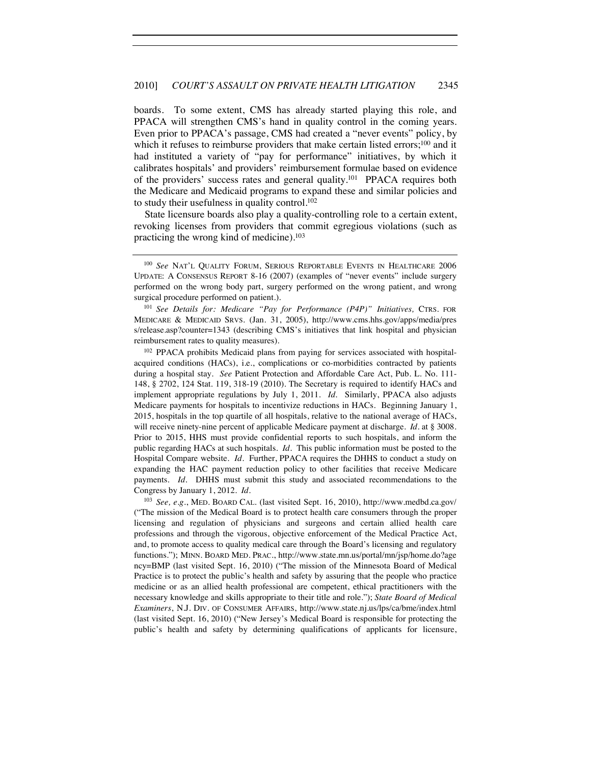boards. To some extent, CMS has already started playing this role, and PPACA will strengthen CMS's hand in quality control in the coming years. Even prior to PPACA's passage, CMS had created a "never events" policy, by which it refuses to reimburse providers that make certain listed errors;[100] and it had instituted a variety of "pay for performance" initiatives, by which it calibrates hospitals' and providers' reimbursement formulae based on evidence of the providers' success rates and general quality.[101] PPACA requires both the Medicare and Medicaid programs to expand these and similar policies and to study their usefulness in quality control.[102]

State licensure boards also play a quality-controlling role to a certain extent, revoking licenses from providers that commit egregious violations (such as practicing the wrong kind of medicine).[103]

---

[100] *See* NAT'L QUALITY FORUM, SERIOUS REPORTABLE EVENTS IN HEALTHCARE 2006 UPDATE: A CONSENSUS REPORT 8-16 (2007) (examples of "never events" include surgery performed on the wrong body part, surgery performed on the wrong patient, and wrong surgical procedure performed on patient.).

[101] *See Details for: Medicare "Pay for Performance (P4P)" Initiatives,* CTRS. FOR MEDICARE & MEDICAID SRVS. (Jan. 31, 2005), http://www.cms.hhs.gov/apps/media/press/release.asp?counter=1343 (describing CMS's initiatives that link hospital and physician reimbursement rates to quality measures).

[102] PPACA prohibits Medicaid plans from paying for services associated with hospital-acquired conditions (HACs), i.e., complications or co-morbidities contracted by patients during a hospital stay. *See* Patient Protection and Affordable Care Act, Pub. L. No. 111-148, § 2702, 124 Stat. 119, 318-19 (2010). The Secretary is required to identify HACs and implement appropriate regulations by July 1, 2011. *Id.* Similarly, PPACA also adjusts Medicare payments for hospitals to incentivize reductions in HACs. Beginning January 1, 2015, hospitals in the top quartile of all hospitals, relative to the national average of HACs, will receive ninety-nine percent of applicable Medicare payment at discharge. *Id.* at § 3008. Prior to 2015, HHS must provide confidential reports to such hospitals, and inform the public regarding HACs at such hospitals. *Id.* This public information must be posted to the Hospital Compare website. *Id.* Further, PPACA requires the DHHS to conduct a study on expanding the HAC payment reduction policy to other facilities that receive Medicare payments. *Id.* DHHS must submit this study and associated recommendations to the Congress by January 1, 2012. *Id.*

[103] *See, e.g.*, MED. BOARD CAL. (last visited Sept. 16, 2010), http://www.medbd.ca.gov/ ("The mission of the Medical Board is to protect health care consumers through the proper licensing and regulation of physicians and surgeons and certain allied health care professions and through the vigorous, objective enforcement of the Medical Practice Act, and, to promote access to quality medical care through the Board's licensing and regulatory functions."); MINN. BOARD MED. PRAC., http://www.state.mn.us/portal/mn/jsp/home.do?agency=BMP (last visited Sept. 16, 2010) ("The mission of the Minnesota Board of Medical Practice is to protect the public's health and safety by assuring that the people who practice medicine or as an allied health professional are competent, ethical practitioners with the necessary knowledge and skills appropriate to their title and role."); *State Board of Medical Examiners*, N.J. DIV. OF CONSUMER AFFAIRS, http://www.state.nj.us/lps/ca/bme/index.html (last visited Sept. 16, 2010) ("New Jersey's Medical Board is responsible for protecting the public's health and safety by determining qualifications of applicants for licensure,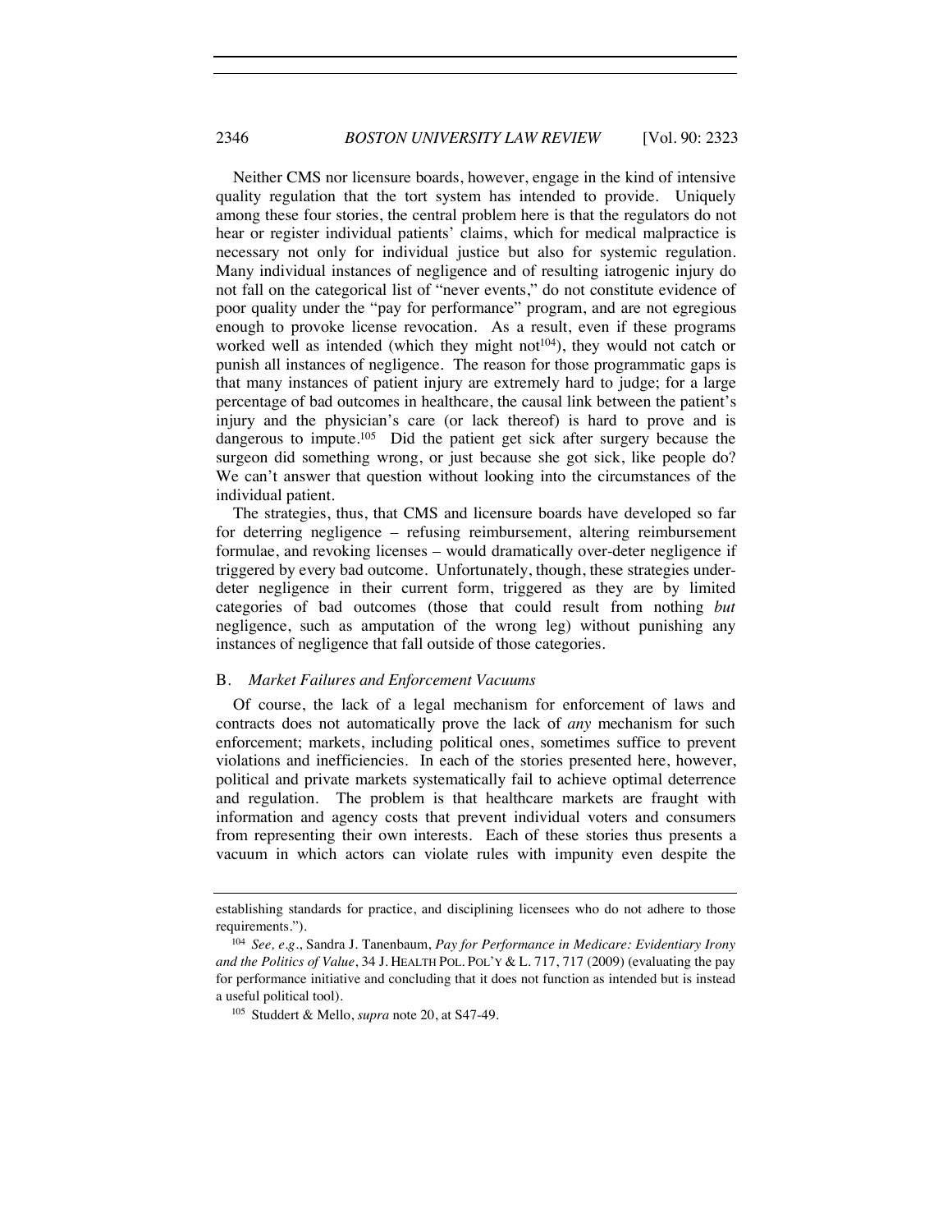Neither CMS nor licensure boards, however, engage in the kind of intensive quality regulation that the tort system has intended to provide. Uniquely among these four stories, the central problem here is that the regulators do not hear or register individual patients' claims, which for medical malpractice is necessary not only for individual justice but also for systemic regulation. Many individual instances of negligence and of resulting iatrogenic injury do not fall on the categorical list of "never events," do not constitute evidence of poor quality under the "pay for performance" program, and are not egregious enough to provoke license revocation. As a result, even if these programs worked well as intended (which they might not[104]), they would not catch or punish all instances of negligence. The reason for those programmatic gaps is that many instances of patient injury are extremely hard to judge; for a large percentage of bad outcomes in healthcare, the causal link between the patient's injury and the physician's care (or lack thereof) is hard to prove and is dangerous to impute.[105] Did the patient get sick after surgery because the surgeon did something wrong, or just because she got sick, like people do? We can't answer that question without looking into the circumstances of the individual patient.

The strategies, thus, that CMS and licensure boards have developed so far for deterring negligence – refusing reimbursement, altering reimbursement formulae, and revoking licenses – would dramatically over-deter negligence if triggered by every bad outcome. Unfortunately, though, these strategies under-deter negligence in their current form, triggered as they are by limited categories of bad outcomes (those that could result from nothing *but* negligence, such as amputation of the wrong leg) without punishing any instances of negligence that fall outside of those categories.

### B. *Market Failures and Enforcement Vacuums*

Of course, the lack of a legal mechanism for enforcement of laws and contracts does not automatically prove the lack of *any* mechanism for such enforcement; markets, including political ones, sometimes suffice to prevent violations and inefficiencies. In each of the stories presented here, however, political and private markets systematically fail to achieve optimal deterrence and regulation. The problem is that healthcare markets are fraught with information and agency costs that prevent individual voters and consumers from representing their own interests. Each of these stories thus presents a vacuum in which actors can violate rules with impunity even despite the

---

establishing standards for practice, and disciplining licensees who do not adhere to those requirements.").

[104] *See, e.g.*, Sandra J. Tanenbaum, *Pay for Performance in Medicare: Evidentiary Irony and the Politics of Value*, 34 J. HEALTH POL. POL'Y & L. 717, 717 (2009) (evaluating the pay for performance initiative and concluding that it does not function as intended but is instead a useful political tool).

[105] Studdert & Mello, *supra* note 20, at S47-49.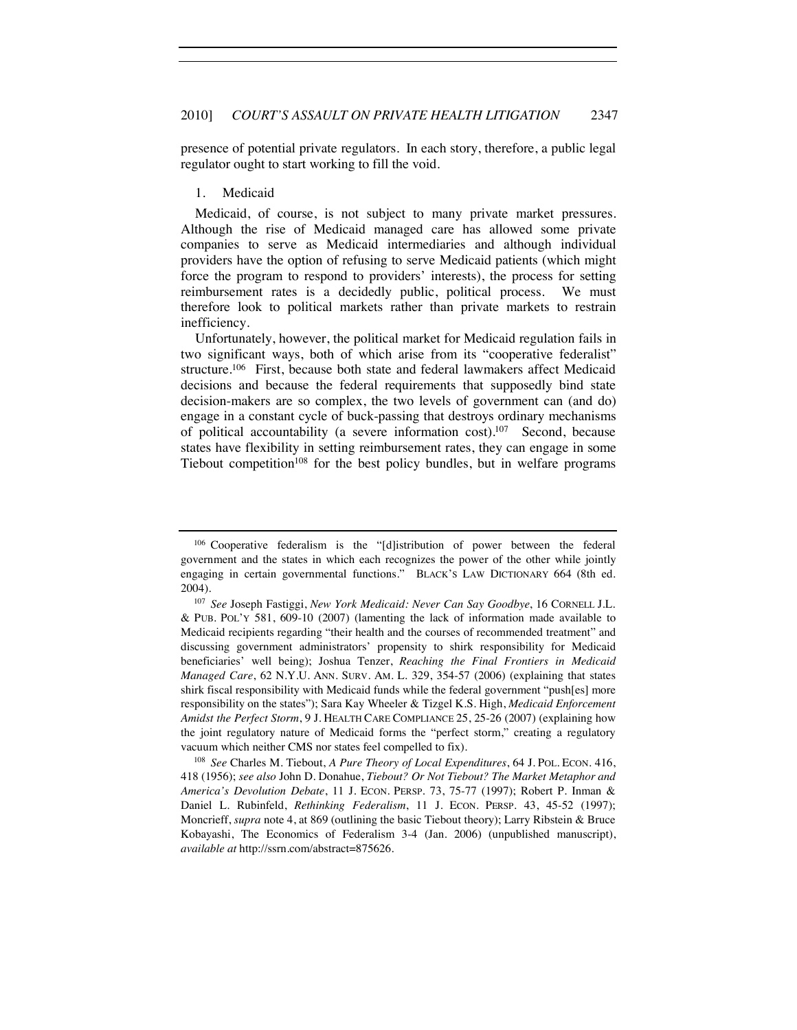presence of potential private regulators. In each story, therefore, a public legal regulator ought to start working to fill the void.

### 1. Medicaid

Medicaid, of course, is not subject to many private market pressures. Although the rise of Medicaid managed care has allowed some private companies to serve as Medicaid intermediaries and although individual providers have the option of refusing to serve Medicaid patients (which might force the program to respond to providers' interests), the process for setting reimbursement rates is a decidedly public, political process. We must therefore look to political markets rather than private markets to restrain inefficiency.

Unfortunately, however, the political market for Medicaid regulation fails in two significant ways, both of which arise from its "cooperative federalist" structure.[106] First, because both state and federal lawmakers affect Medicaid decisions and because the federal requirements that supposedly bind state decision-makers are so complex, the two levels of government can (and do) engage in a constant cycle of buck-passing that destroys ordinary mechanisms of political accountability (a severe information cost).[107] Second, because states have flexibility in setting reimbursement rates, they can engage in some Tiebout competition[108] for the best policy bundles, but in welfare programs

---

[106] Cooperative federalism is the "[d]istribution of power between the federal government and the states in which each recognizes the power of the other while jointly engaging in certain governmental functions." BLACK'S LAW DICTIONARY 664 (8th ed. 2004).

[107] *See* Joseph Fastiggi, *New York Medicaid: Never Can Say Goodbye*, 16 CORNELL J.L. & PUB. POL'Y 581, 609-10 (2007) (lamenting the lack of information made available to Medicaid recipients regarding "their health and the courses of recommended treatment" and discussing government administrators' propensity to shirk responsibility for Medicaid beneficiaries' well being); Joshua Tenzer, *Reaching the Final Frontiers in Medicaid Managed Care*, 62 N.Y.U. ANN. SURV. AM. L. 329, 354-57 (2006) (explaining that states shirk fiscal responsibility with Medicaid funds while the federal government "push[es] more responsibility on the states"); Sara Kay Wheeler & Tizgel K.S. High, *Medicaid Enforcement Amidst the Perfect Storm*, 9 J. HEALTH CARE COMPLIANCE 25, 25-26 (2007) (explaining how the joint regulatory nature of Medicaid forms the "perfect storm," creating a regulatory vacuum which neither CMS nor states feel compelled to fix).

[108] *See* Charles M. Tiebout, *A Pure Theory of Local Expenditures*, 64 J. POL. ECON. 416, 418 (1956); *see also* John D. Donahue, *Tiebout? Or Not Tiebout? The Market Metaphor and America's Devolution Debate*, 11 J. ECON. PERSP. 73, 75-77 (1997); Robert P. Inman & Daniel L. Rubinfeld, *Rethinking Federalism*, 11 J. ECON. PERSP. 43, 45-52 (1997); Moncrieff, *supra* note 4, at 869 (outlining the basic Tiebout theory); Larry Ribstein & Bruce Kobayashi, The Economics of Federalism 3-4 (Jan. 2006) (unpublished manuscript), *available at* http://ssrn.com/abstract=875626.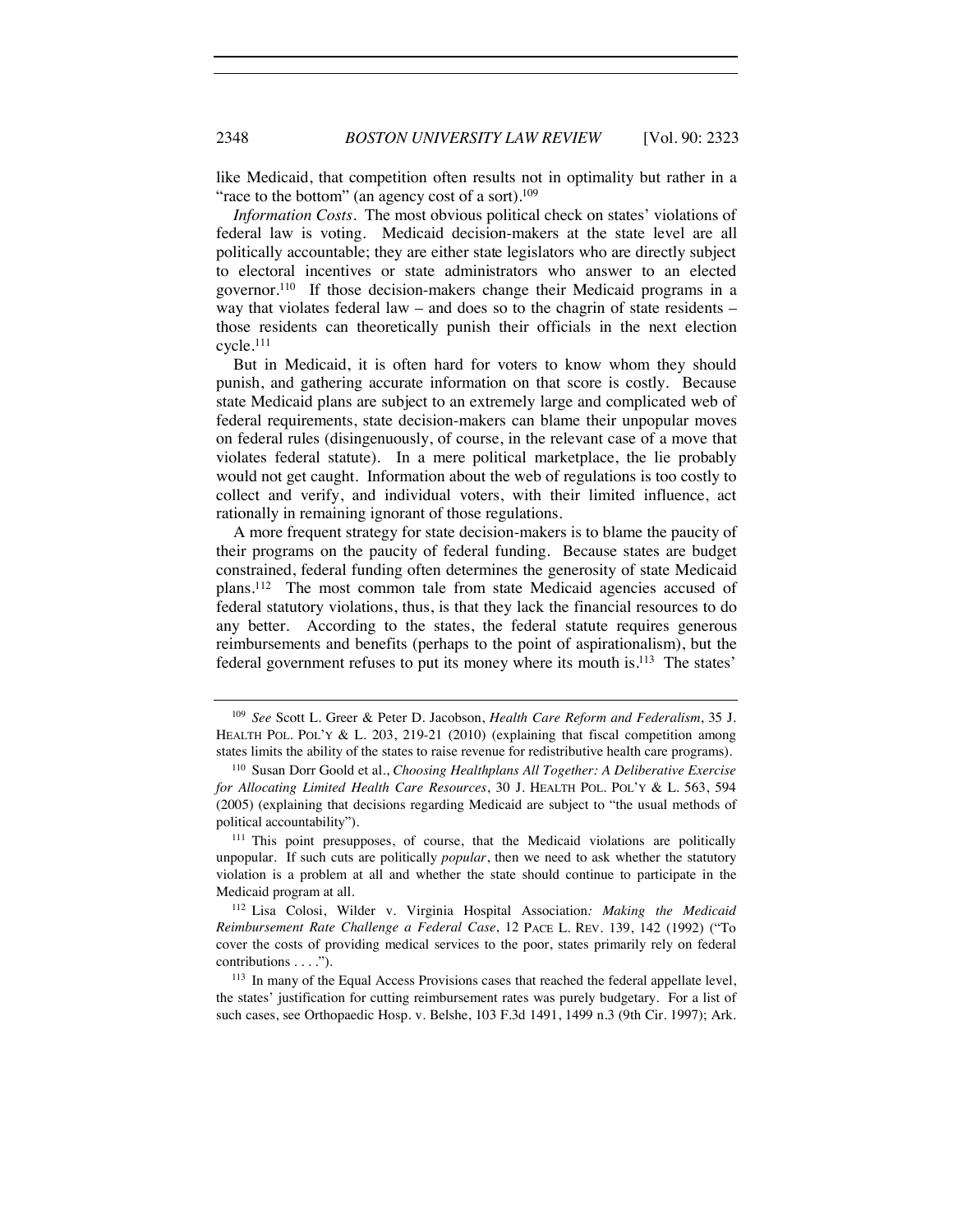like Medicaid, that competition often results not in optimality but rather in a "race to the bottom" (an agency cost of a sort).[109]

*Information Costs*. The most obvious political check on states' violations of federal law is voting. Medicaid decision-makers at the state level are all politically accountable; they are either state legislators who are directly subject to electoral incentives or state administrators who answer to an elected governor.[110] If those decision-makers change their Medicaid programs in a way that violates federal law – and does so to the chagrin of state residents – those residents can theoretically punish their officials in the next election cycle.[111]

But in Medicaid, it is often hard for voters to know whom they should punish, and gathering accurate information on that score is costly. Because state Medicaid plans are subject to an extremely large and complicated web of federal requirements, state decision-makers can blame their unpopular moves on federal rules (disingenuously, of course, in the relevant case of a move that violates federal statute). In a mere political marketplace, the lie probably would not get caught. Information about the web of regulations is too costly to collect and verify, and individual voters, with their limited influence, act rationally in remaining ignorant of those regulations.

A more frequent strategy for state decision-makers is to blame the paucity of their programs on the paucity of federal funding. Because states are budget constrained, federal funding often determines the generosity of state Medicaid plans.[112] The most common tale from state Medicaid agencies accused of federal statutory violations, thus, is that they lack the financial resources to do any better. According to the states, the federal statute requires generous reimbursements and benefits (perhaps to the point of aspirationalism), but the federal government refuses to put its money where its mouth is.[113] The states'

---

[109] *See* Scott L. Greer & Peter D. Jacobson, *Health Care Reform and Federalism*, 35 J. HEALTH POL. POL'Y & L. 203, 219-21 (2010) (explaining that fiscal competition among states limits the ability of the states to raise revenue for redistributive health care programs).

[110] Susan Dorr Goold et al., *Choosing Healthplans All Together: A Deliberative Exercise for Allocating Limited Health Care Resources*, 30 J. HEALTH POL. POL'Y & L. 563, 594 (2005) (explaining that decisions regarding Medicaid are subject to "the usual methods of political accountability").

[111] This point presupposes, of course, that the Medicaid violations are politically unpopular. If such cuts are politically *popular*, then we need to ask whether the statutory violation is a problem at all and whether the state should continue to participate in the Medicaid program at all.

[112] Lisa Colosi, Wilder v. Virginia Hospital Association*: Making the Medicaid Reimbursement Rate Challenge a Federal Case*, 12 PACE L. REV. 139, 142 (1992) ("To cover the costs of providing medical services to the poor, states primarily rely on federal contributions . . . .").

[113] In many of the Equal Access Provisions cases that reached the federal appellate level, the states' justification for cutting reimbursement rates was purely budgetary. For a list of such cases, see Orthopaedic Hosp. v. Belshe, 103 F.3d 1491, 1499 n.3 (9th Cir. 1997); Ark.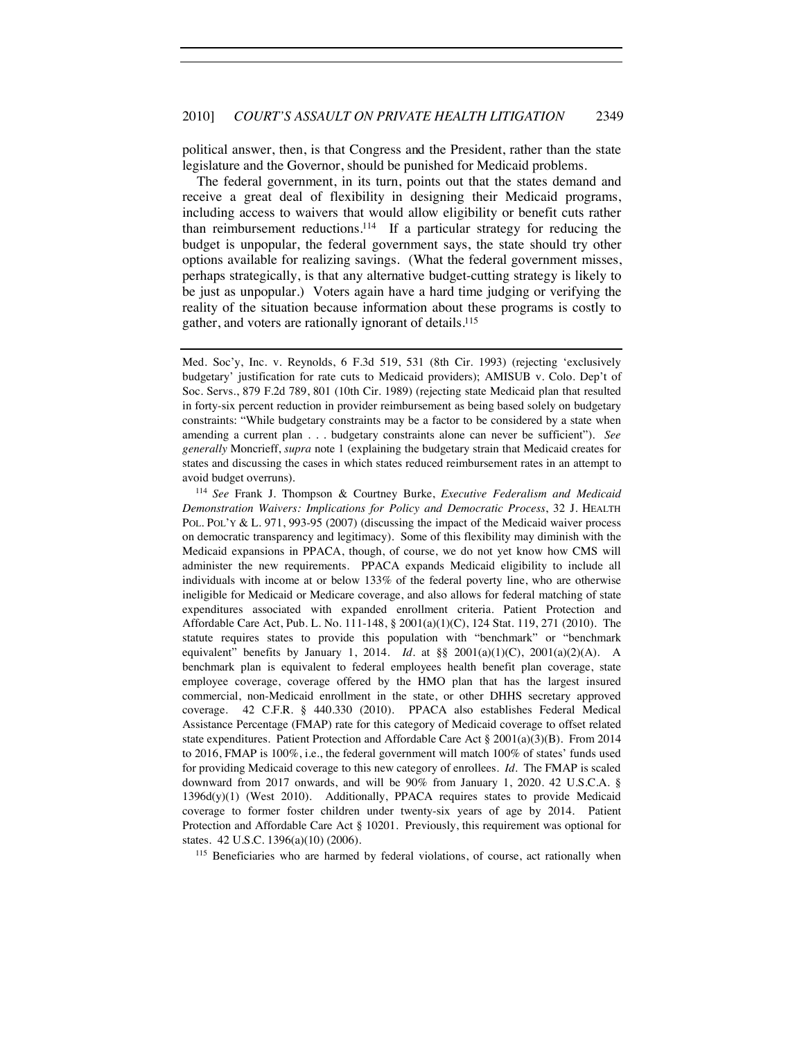political answer, then, is that Congress and the President, rather than the state legislature and the Governor, should be punished for Medicaid problems.

The federal government, in its turn, points out that the states demand and receive a great deal of flexibility in designing their Medicaid programs, including access to waivers that would allow eligibility or benefit cuts rather than reimbursement reductions.[114] If a particular strategy for reducing the budget is unpopular, the federal government says, the state should try other options available for realizing savings. (What the federal government misses, perhaps strategically, is that any alternative budget-cutting strategy is likely to be just as unpopular.) Voters again have a hard time judging or verifying the reality of the situation because information about these programs is costly to gather, and voters are rationally ignorant of details.[115]

---

Med. Soc'y, Inc. v. Reynolds, 6 F.3d 519, 531 (8th Cir. 1993) (rejecting 'exclusively budgetary' justification for rate cuts to Medicaid providers); AMISUB v. Colo. Dep't of Soc. Servs., 879 F.2d 789, 801 (10th Cir. 1989) (rejecting state Medicaid plan that resulted in forty-six percent reduction in provider reimbursement as being based solely on budgetary constraints: "While budgetary constraints may be a factor to be considered by a state when amending a current plan . . . budgetary constraints alone can never be sufficient"). *See generally* Moncrieff, *supra* note 1 (explaining the budgetary strain that Medicaid creates for states and discussing the cases in which states reduced reimbursement rates in an attempt to avoid budget overruns).

[114] *See* Frank J. Thompson & Courtney Burke, *Executive Federalism and Medicaid Demonstration Waivers: Implications for Policy and Democratic Process*, 32 J. HEALTH POL. POL'Y & L. 971, 993-95 (2007) (discussing the impact of the Medicaid waiver process on democratic transparency and legitimacy). Some of this flexibility may diminish with the Medicaid expansions in PPACA, though, of course, we do not yet know how CMS will administer the new requirements. PPACA expands Medicaid eligibility to include all individuals with income at or below 133% of the federal poverty line, who are otherwise ineligible for Medicaid or Medicare coverage, and also allows for federal matching of state expenditures associated with expanded enrollment criteria. Patient Protection and Affordable Care Act, Pub. L. No. 111-148, § 2001(a)(1)(C), 124 Stat. 119, 271 (2010). The statute requires states to provide this population with "benchmark" or "benchmark equivalent" benefits by January 1, 2014. *Id.* at §§ 2001(a)(1)(C), 2001(a)(2)(A). A benchmark plan is equivalent to federal employees health benefit plan coverage, state employee coverage, coverage offered by the HMO plan that has the largest insured commercial, non-Medicaid enrollment in the state, or other DHHS secretary approved coverage. 42 C.F.R. § 440.330 (2010). PPACA also establishes Federal Medical Assistance Percentage (FMAP) rate for this category of Medicaid coverage to offset related state expenditures. Patient Protection and Affordable Care Act § 2001(a)(3)(B). From 2014 to 2016, FMAP is 100%, i.e., the federal government will match 100% of states' funds used for providing Medicaid coverage to this new category of enrollees. *Id.* The FMAP is scaled downward from 2017 onwards, and will be 90% from January 1, 2020. 42 U.S.C.A. § 1396d(y)(1) (West 2010). Additionally, PPACA requires states to provide Medicaid coverage to former foster children under twenty-six years of age by 2014. Patient Protection and Affordable Care Act § 10201. Previously, this requirement was optional for states. 42 U.S.C. 1396(a)(10) (2006).

[115] Beneficiaries who are harmed by federal violations, of course, act rationally when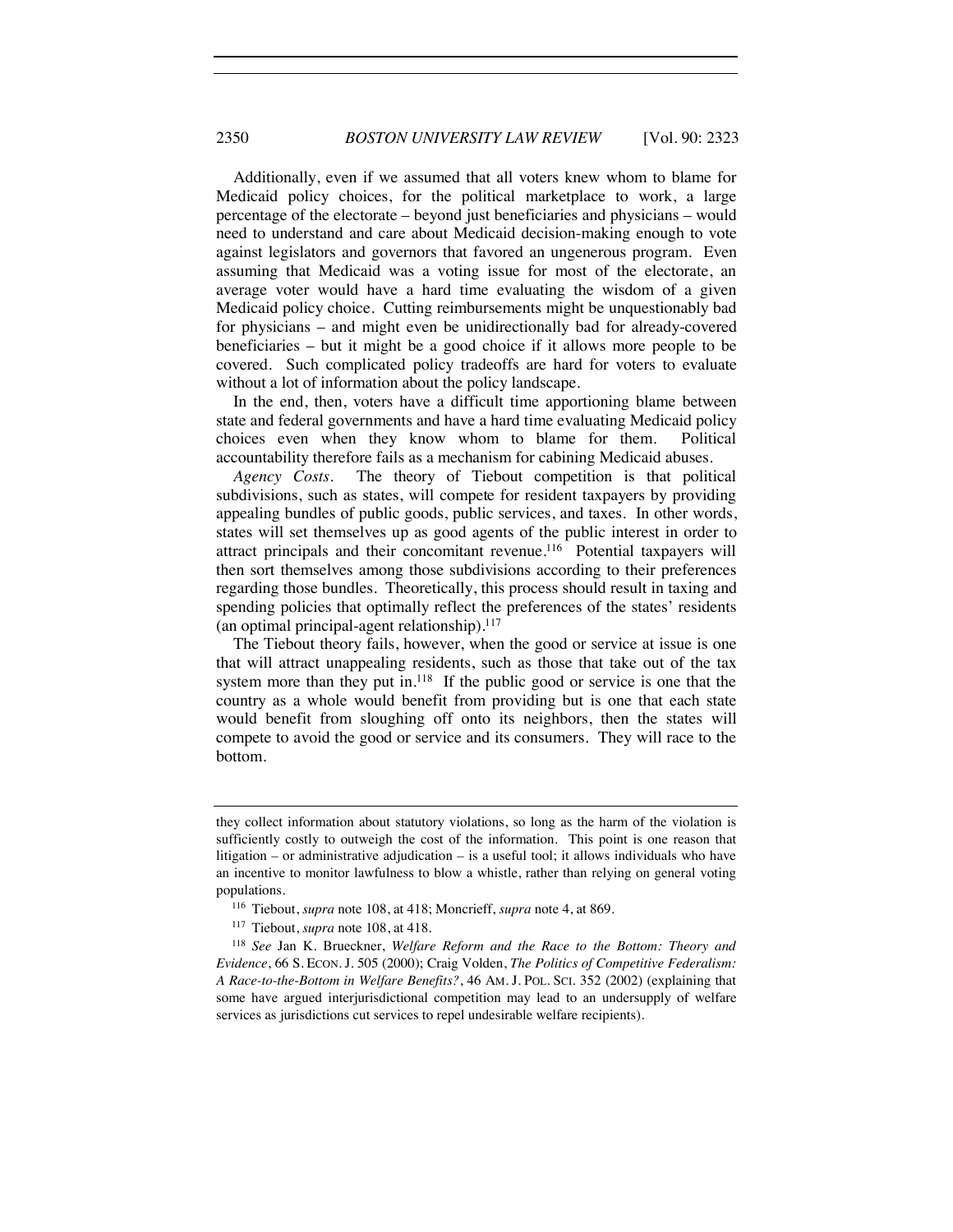Additionally, even if we assumed that all voters knew whom to blame for Medicaid policy choices, for the political marketplace to work, a large percentage of the electorate – beyond just beneficiaries and physicians – would need to understand and care about Medicaid decision-making enough to vote against legislators and governors that favored an ungenerous program. Even assuming that Medicaid was a voting issue for most of the electorate, an average voter would have a hard time evaluating the wisdom of a given Medicaid policy choice. Cutting reimbursements might be unquestionably bad for physicians – and might even be unidirectionally bad for already-covered beneficiaries – but it might be a good choice if it allows more people to be covered. Such complicated policy tradeoffs are hard for voters to evaluate without a lot of information about the policy landscape.

In the end, then, voters have a difficult time apportioning blame between state and federal governments and have a hard time evaluating Medicaid policy choices even when they know whom to blame for them. Political accountability therefore fails as a mechanism for cabining Medicaid abuses.

*Agency Costs*. The theory of Tiebout competition is that political subdivisions, such as states, will compete for resident taxpayers by providing appealing bundles of public goods, public services, and taxes. In other words, states will set themselves up as good agents of the public interest in order to attract principals and their concomitant revenue.[116] Potential taxpayers will then sort themselves among those subdivisions according to their preferences regarding those bundles. Theoretically, this process should result in taxing and spending policies that optimally reflect the preferences of the states' residents (an optimal principal-agent relationship).[117]

The Tiebout theory fails, however, when the good or service at issue is one that will attract unappealing residents, such as those that take out of the tax system more than they put in.[118] If the public good or service is one that the country as a whole would benefit from providing but is one that each state would benefit from sloughing off onto its neighbors, then the states will compete to avoid the good or service and its consumers. They will race to the bottom.

---

they collect information about statutory violations, so long as the harm of the violation is sufficiently costly to outweigh the cost of the information. This point is one reason that litigation – or administrative adjudication – is a useful tool; it allows individuals who have an incentive to monitor lawfulness to blow a whistle, rather than relying on general voting populations.

[116] Tiebout, *supra* note 108, at 418; Moncrieff, *supra* note 4, at 869.

[117] Tiebout, *supra* note 108, at 418.

[118] *See* Jan K. Brueckner, *Welfare Reform and the Race to the Bottom: Theory and Evidence*, 66 S. ECON. J. 505 (2000); Craig Volden, *The Politics of Competitive Federalism: A Race-to-the-Bottom in Welfare Benefits?*, 46 AM. J. POL. SCI. 352 (2002) (explaining that some have argued interjurisdictional competition may lead to an undersupply of welfare services as jurisdictions cut services to repel undesirable welfare recipients).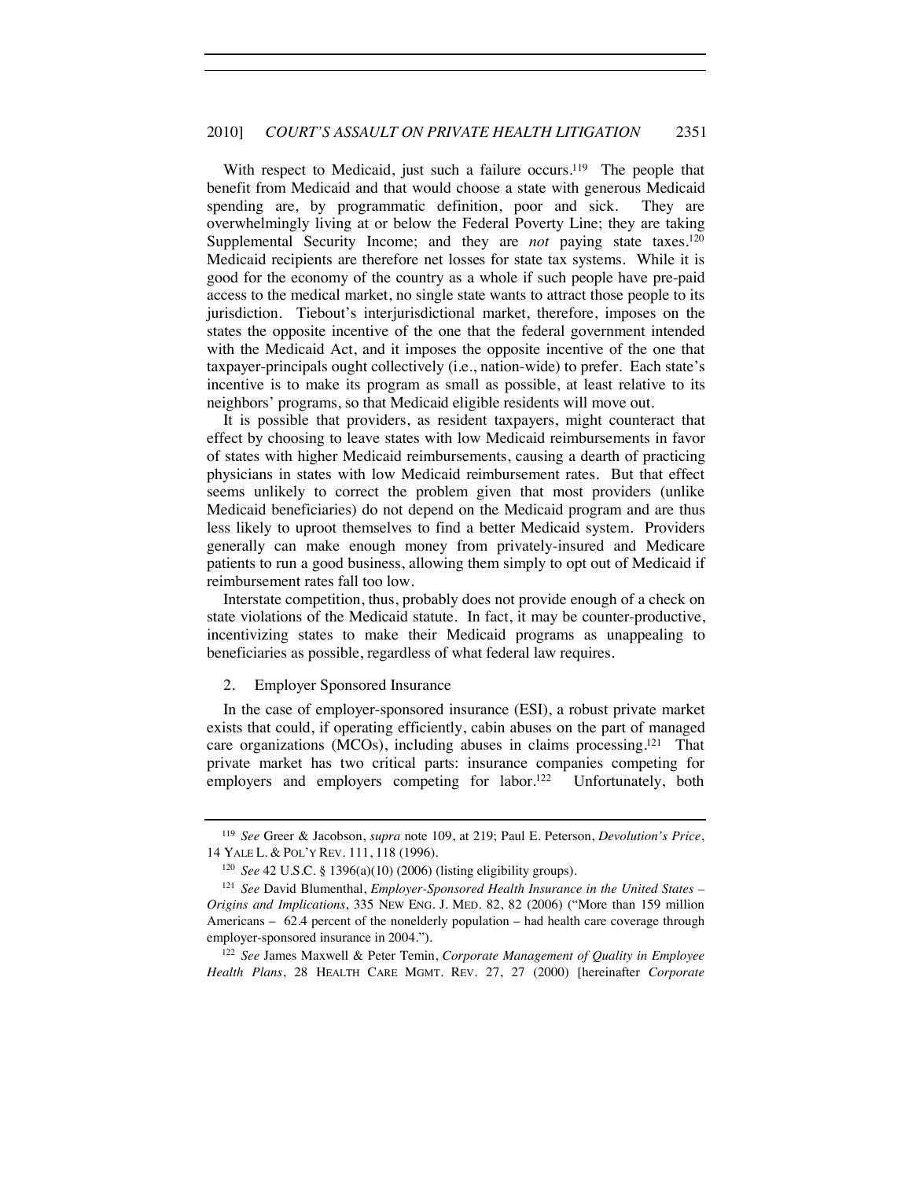With respect to Medicaid, just such a failure occurs.[119] The people that benefit from Medicaid and that would choose a state with generous Medicaid spending are, by programmatic definition, poor and sick. They are overwhelmingly living at or below the Federal Poverty Line; they are taking Supplemental Security Income; and they are *not* paying state taxes.[120] Medicaid recipients are therefore net losses for state tax systems. While it is good for the economy of the country as a whole if such people have pre-paid access to the medical market, no single state wants to attract those people to its jurisdiction. Tiebout's interjurisdictional market, therefore, imposes on the states the opposite incentive of the one that the federal government intended with the Medicaid Act, and it imposes the opposite incentive of the one that taxpayer-principals ought collectively (i.e., nation-wide) to prefer. Each state's incentive is to make its program as small as possible, at least relative to its neighbors' programs, so that Medicaid eligible residents will move out.

It is possible that providers, as resident taxpayers, might counteract that effect by choosing to leave states with low Medicaid reimbursements in favor of states with higher Medicaid reimbursements, causing a dearth of practicing physicians in states with low Medicaid reimbursement rates. But that effect seems unlikely to correct the problem given that most providers (unlike Medicaid beneficiaries) do not depend on the Medicaid program and are thus less likely to uproot themselves to find a better Medicaid system. Providers generally can make enough money from privately-insured and Medicare patients to run a good business, allowing them simply to opt out of Medicaid if reimbursement rates fall too low.

Interstate competition, thus, probably does not provide enough of a check on state violations of the Medicaid statute. In fact, it may be counter-productive, incentivizing states to make their Medicaid programs as unappealing to beneficiaries as possible, regardless of what federal law requires.

2. Employer Sponsored Insurance

In the case of employer-sponsored insurance (ESI), a robust private market exists that could, if operating efficiently, cabin abuses on the part of managed care organizations (MCOs), including abuses in claims processing.[121] That private market has two critical parts: insurance companies competing for employers and employers competing for labor.[122] Unfortunately, both

---

[119] *See* Greer & Jacobson, *supra* note 109, at 219; Paul E. Peterson, *Devolution's Price*, 14 YALE L. & POL'Y REV. 111, 118 (1996).

[120] *See* 42 U.S.C. § 1396(a)(10) (2006) (listing eligibility groups).

[121] *See* David Blumenthal, *Employer-Sponsored Health Insurance in the United States – Origins and Implications*, 335 NEW ENG. J. MED. 82, 82 (2006) ("More than 159 million Americans – 62.4 percent of the nonelderly population – had health care coverage through employer-sponsored insurance in 2004.").

[122] *See* James Maxwell & Peter Temin, *Corporate Management of Quality in Employee Health Plans*, 28 HEALTH CARE MGMT. REV. 27, 27 (2000) [hereinafter *Corporate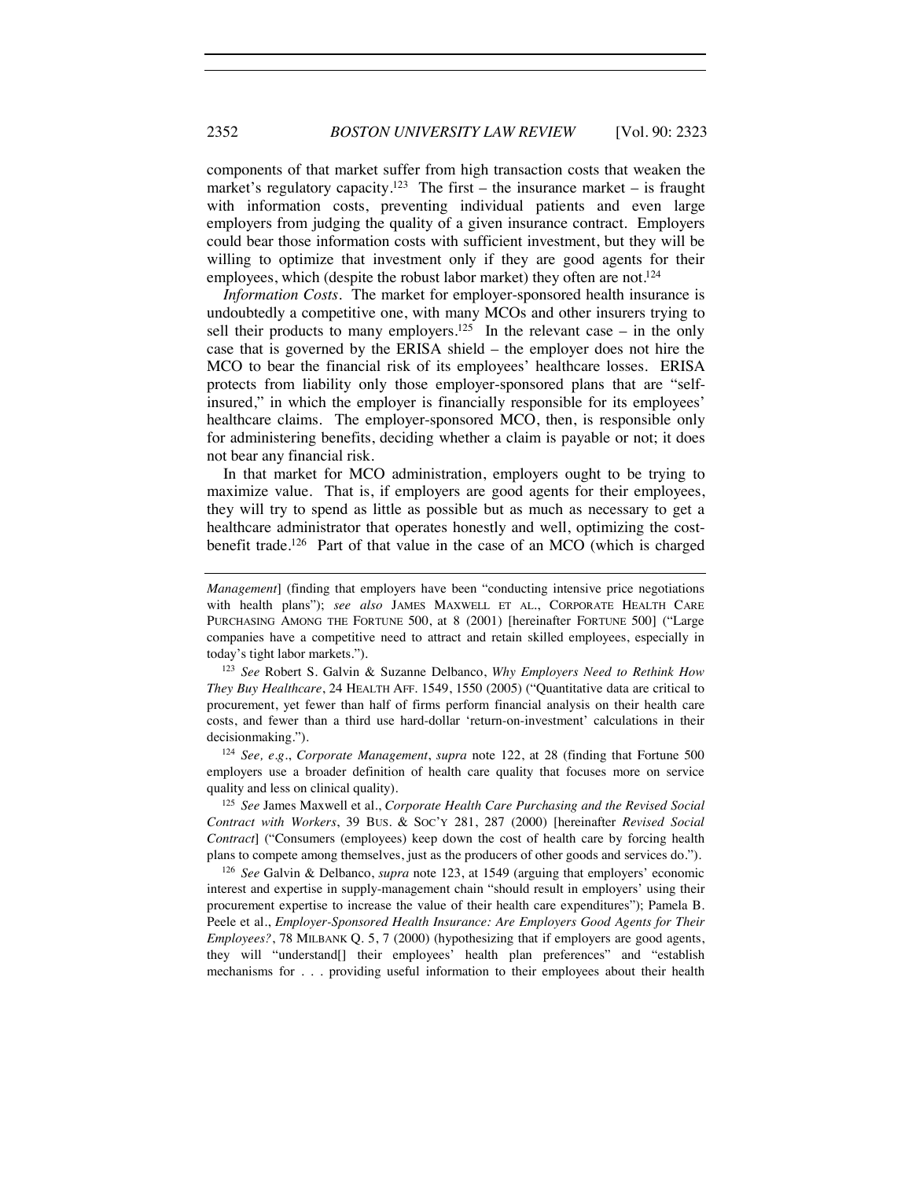components of that market suffer from high transaction costs that weaken the market's regulatory capacity.[123] The first – the insurance market – is fraught with information costs, preventing individual patients and even large employers from judging the quality of a given insurance contract. Employers could bear those information costs with sufficient investment, but they will be willing to optimize that investment only if they are good agents for their employees, which (despite the robust labor market) they often are not.[124]

*Information Costs*. The market for employer-sponsored health insurance is undoubtedly a competitive one, with many MCOs and other insurers trying to sell their products to many employers.[125] In the relevant case – in the only case that is governed by the ERISA shield – the employer does not hire the MCO to bear the financial risk of its employees' healthcare losses. ERISA protects from liability only those employer-sponsored plans that are "self-insured," in which the employer is financially responsible for its employees' healthcare claims. The employer-sponsored MCO, then, is responsible only for administering benefits, deciding whether a claim is payable or not; it does not bear any financial risk.

In that market for MCO administration, employers ought to be trying to maximize value. That is, if employers are good agents for their employees, they will try to spend as little as possible but as much as necessary to get a healthcare administrator that operates honestly and well, optimizing the cost-benefit trade.[126] Part of that value in the case of an MCO (which is charged

---

*Management*] (finding that employers have been "conducting intensive price negotiations with health plans"); *see also* JAMES MAXWELL ET AL., CORPORATE HEALTH CARE PURCHASING AMONG THE FORTUNE 500, at 8 (2001) [hereinafter FORTUNE 500] ("Large companies have a competitive need to attract and retain skilled employees, especially in today's tight labor markets.").

[123] *See* Robert S. Galvin & Suzanne Delbanco, *Why Employers Need to Rethink How They Buy Healthcare*, 24 HEALTH AFF. 1549, 1550 (2005) ("Quantitative data are critical to procurement, yet fewer than half of firms perform financial analysis on their health care costs, and fewer than a third use hard-dollar 'return-on-investment' calculations in their decisionmaking.").

[124] *See, e.g.*, *Corporate Management*, *supra* note 122, at 28 (finding that Fortune 500 employers use a broader definition of health care quality that focuses more on service quality and less on clinical quality).

[125] *See* James Maxwell et al., *Corporate Health Care Purchasing and the Revised Social Contract with Workers*, 39 BUS. & SOC'Y 281, 287 (2000) [hereinafter *Revised Social Contract*] ("Consumers (employees) keep down the cost of health care by forcing health plans to compete among themselves, just as the producers of other goods and services do.").

[126] *See* Galvin & Delbanco, *supra* note 123, at 1549 (arguing that employers' economic interest and expertise in supply-management chain "should result in employers' using their procurement expertise to increase the value of their health care expenditures"); Pamela B. Peele et al., *Employer-Sponsored Health Insurance: Are Employers Good Agents for Their Employees?*, 78 MILBANK Q. 5, 7 (2000) (hypothesizing that if employers are good agents, they will "understand[] their employees' health plan preferences" and "establish mechanisms for . . . providing useful information to their employees about their health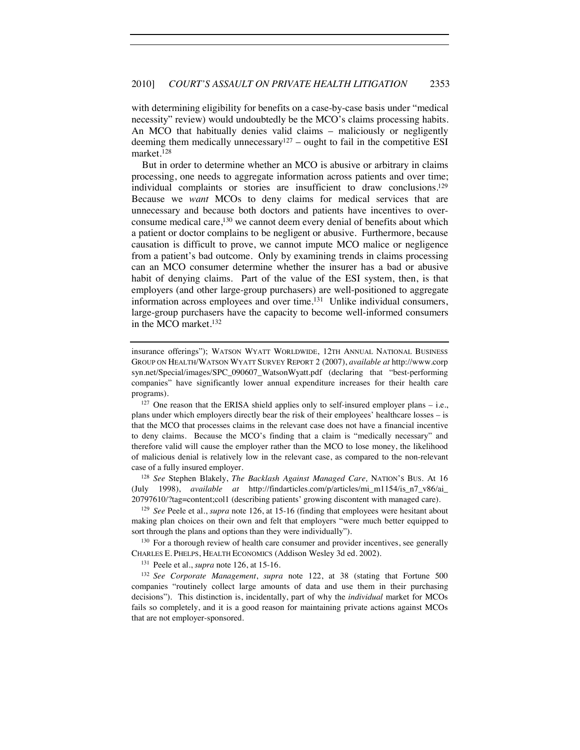with determining eligibility for benefits on a case-by-case basis under "medical necessity" review) would undoubtedly be the MCO's claims processing habits. An MCO that habitually denies valid claims – maliciously or negligently deeming them medically unnecessary[127] – ought to fail in the competitive ESI market.[128]

But in order to determine whether an MCO is abusive or arbitrary in claims processing, one needs to aggregate information across patients and over time; individual complaints or stories are insufficient to draw conclusions.[129] Because we *want* MCOs to deny claims for medical services that are unnecessary and because both doctors and patients have incentives to over-consume medical care,[130] we cannot deem every denial of benefits about which a patient or doctor complains to be negligent or abusive. Furthermore, because causation is difficult to prove, we cannot impute MCO malice or negligence from a patient's bad outcome. Only by examining trends in claims processing can an MCO consumer determine whether the insurer has a bad or abusive habit of denying claims. Part of the value of the ESI system, then, is that employers (and other large-group purchasers) are well-positioned to aggregate information across employees and over time.[131] Unlike individual consumers, large-group purchasers have the capacity to become well-informed consumers in the MCO market.[132]

---

insurance offerings"); WATSON WYATT WORLDWIDE, 12TH ANNUAL NATIONAL BUSINESS GROUP ON HEALTH/WATSON WYATT SURVEY REPORT 2 (2007), *available at* http://www.corpsyn.net/Special/images/SPC_090607_WatsonWyatt.pdf (declaring that "best-performing companies" have significantly lower annual expenditure increases for their health care programs).

[127] One reason that the ERISA shield applies only to self-insured employer plans – i.e., plans under which employers directly bear the risk of their employees' healthcare losses – is that the MCO that processes claims in the relevant case does not have a financial incentive to deny claims. Because the MCO's finding that a claim is "medically necessary" and therefore valid will cause the employer rather than the MCO to lose money, the likelihood of malicious denial is relatively low in the relevant case, as compared to the non-relevant case of a fully insured employer.

[128] *See* Stephen Blakely, *The Backlash Against Managed Care,* NATION'S BUS. At 16 (July 1998), *available at* http://findarticles.com/p/articles/mi_m1154/is_n7_v86/ai_20797610/?tag=content;col1 (describing patients' growing discontent with managed care).

[129] *See* Peele et al., *supra* note 126, at 15-16 (finding that employees were hesitant about making plan choices on their own and felt that employers "were much better equipped to sort through the plans and options than they were individually").

[130] For a thorough review of health care consumer and provider incentives, see generally CHARLES E. PHELPS, HEALTH ECONOMICS (Addison Wesley 3d ed. 2002).

[131] Peele et al., *supra* note 126, at 15-16.

[132] *See Corporate Management*, *supra* note 122, at 38 (stating that Fortune 500 companies "routinely collect large amounts of data and use them in their purchasing decisions"). This distinction is, incidentally, part of why the *individual* market for MCOs fails so completely, and it is a good reason for maintaining private actions against MCOs that are not employer-sponsored.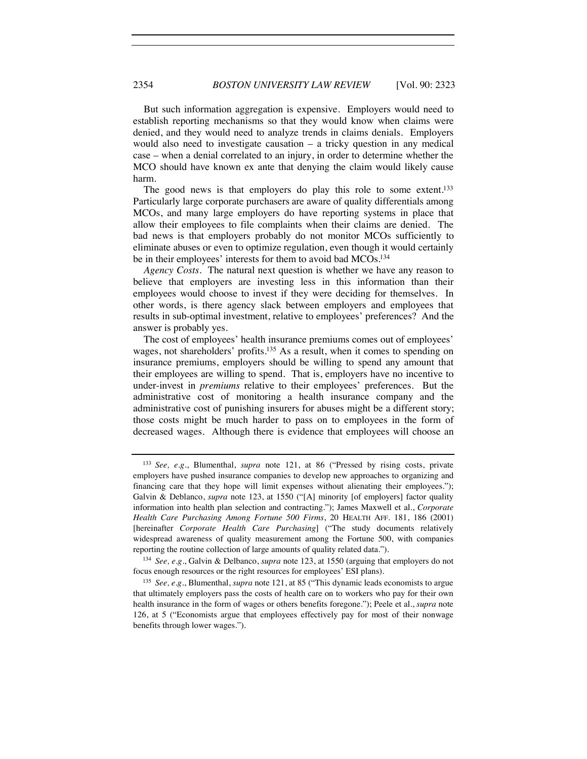But such information aggregation is expensive. Employers would need to establish reporting mechanisms so that they would know when claims were denied, and they would need to analyze trends in claims denials. Employers would also need to investigate causation – a tricky question in any medical case – when a denial correlated to an injury, in order to determine whether the MCO should have known ex ante that denying the claim would likely cause harm.

The good news is that employers do play this role to some extent.[133] Particularly large corporate purchasers are aware of quality differentials among MCOs, and many large employers do have reporting systems in place that allow their employees to file complaints when their claims are denied. The bad news is that employers probably do not monitor MCOs sufficiently to eliminate abuses or even to optimize regulation, even though it would certainly be in their employees' interests for them to avoid bad MCOs.[134]

*Agency Costs*. The natural next question is whether we have any reason to believe that employers are investing less in this information than their employees would choose to invest if they were deciding for themselves. In other words, is there agency slack between employers and employees that results in sub-optimal investment, relative to employees' preferences? And the answer is probably yes.

The cost of employees' health insurance premiums comes out of employees' wages, not shareholders' profits.[135] As a result, when it comes to spending on insurance premiums, employers should be willing to spend any amount that their employees are willing to spend. That is, employers have no incentive to under-invest in *premiums* relative to their employees' preferences. But the administrative cost of monitoring a health insurance company and the administrative cost of punishing insurers for abuses might be a different story; those costs might be much harder to pass on to employees in the form of decreased wages. Although there is evidence that employees will choose an

---

[133] *See, e.g.*, Blumenthal, *supra* note 121, at 86 ("Pressed by rising costs, private employers have pushed insurance companies to develop new approaches to organizing and financing care that they hope will limit expenses without alienating their employees."); Galvin & Deblanco, *supra* note 123, at 1550 ("[A] minority [of employers] factor quality information into health plan selection and contracting."); James Maxwell et al., *Corporate Health Care Purchasing Among Fortune 500 Firms*, 20 HEALTH AFF. 181, 186 (2001) [hereinafter *Corporate Health Care Purchasing*] ("The study documents relatively widespread awareness of quality measurement among the Fortune 500, with companies reporting the routine collection of large amounts of quality related data.").

[134] *See, e.g.*, Galvin & Delbanco, *supra* note 123, at 1550 (arguing that employers do not focus enough resources or the right resources for employees' ESI plans).

[135] *See, e.g.*, Blumenthal, *supra* note 121, at 85 ("This dynamic leads economists to argue that ultimately employers pass the costs of health care on to workers who pay for their own health insurance in the form of wages or others benefits foregone."); Peele et al., *supra* note 126, at 5 ("Economists argue that employees effectively pay for most of their nonwage benefits through lower wages.").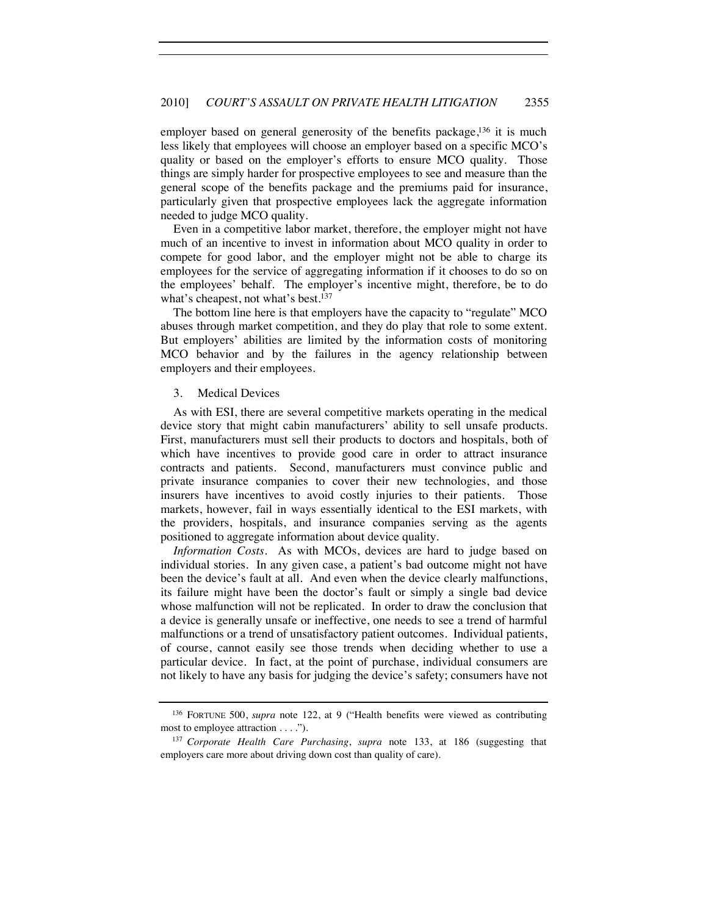employer based on general generosity of the benefits package,[136] it is much less likely that employees will choose an employer based on a specific MCO's quality or based on the employer's efforts to ensure MCO quality. Those things are simply harder for prospective employees to see and measure than the general scope of the benefits package and the premiums paid for insurance, particularly given that prospective employees lack the aggregate information needed to judge MCO quality.

Even in a competitive labor market, therefore, the employer might not have much of an incentive to invest in information about MCO quality in order to compete for good labor, and the employer might not be able to charge its employees for the service of aggregating information if it chooses to do so on the employees' behalf. The employer's incentive might, therefore, be to do what's cheapest, not what's best.[137]

The bottom line here is that employers have the capacity to "regulate" MCO abuses through market competition, and they do play that role to some extent. But employers' abilities are limited by the information costs of monitoring MCO behavior and by the failures in the agency relationship between employers and their employees.

### 3. Medical Devices

As with ESI, there are several competitive markets operating in the medical device story that might cabin manufacturers' ability to sell unsafe products. First, manufacturers must sell their products to doctors and hospitals, both of which have incentives to provide good care in order to attract insurance contracts and patients. Second, manufacturers must convince public and private insurance companies to cover their new technologies, and those insurers have incentives to avoid costly injuries to their patients. Those markets, however, fail in ways essentially identical to the ESI markets, with the providers, hospitals, and insurance companies serving as the agents positioned to aggregate information about device quality.

*Information Costs*. As with MCOs, devices are hard to judge based on individual stories. In any given case, a patient's bad outcome might not have been the device's fault at all. And even when the device clearly malfunctions, its failure might have been the doctor's fault or simply a single bad device whose malfunction will not be replicated. In order to draw the conclusion that a device is generally unsafe or ineffective, one needs to see a trend of harmful malfunctions or a trend of unsatisfactory patient outcomes. Individual patients, of course, cannot easily see those trends when deciding whether to use a particular device. In fact, at the point of purchase, individual consumers are not likely to have any basis for judging the device's safety; consumers have not

---

[136] FORTUNE 500, *supra* note 122, at 9 ("Health benefits were viewed as contributing most to employee attraction . . . .").

[137] *Corporate Health Care Purchasing*, *supra* note 133, at 186 (suggesting that employers care more about driving down cost than quality of care).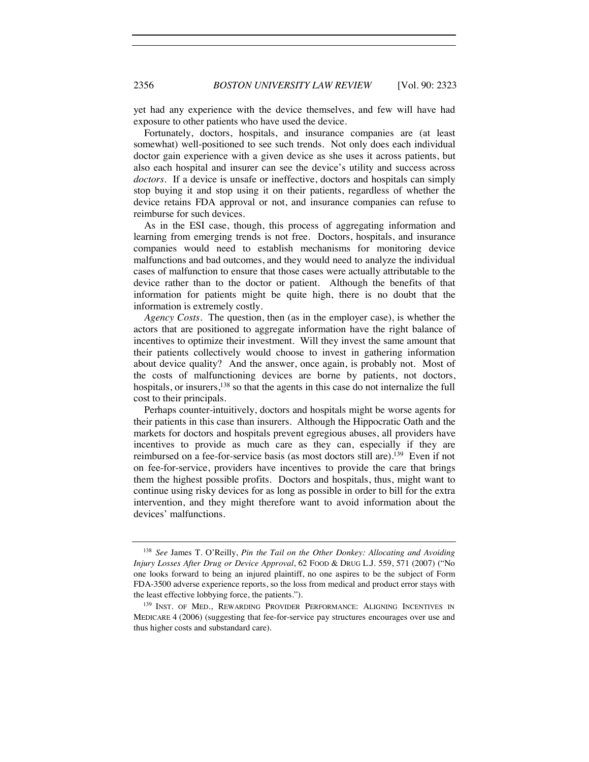yet had any experience with the device themselves, and few will have had exposure to other patients who have used the device.

Fortunately, doctors, hospitals, and insurance companies are (at least somewhat) well-positioned to see such trends. Not only does each individual doctor gain experience with a given device as she uses it across patients, but also each hospital and insurer can see the device's utility and success across *doctors*. If a device is unsafe or ineffective, doctors and hospitals can simply stop buying it and stop using it on their patients, regardless of whether the device retains FDA approval or not, and insurance companies can refuse to reimburse for such devices.

As in the ESI case, though, this process of aggregating information and learning from emerging trends is not free. Doctors, hospitals, and insurance companies would need to establish mechanisms for monitoring device malfunctions and bad outcomes, and they would need to analyze the individual cases of malfunction to ensure that those cases were actually attributable to the device rather than to the doctor or patient. Although the benefits of that information for patients might be quite high, there is no doubt that the information is extremely costly.

*Agency Costs*. The question, then (as in the employer case), is whether the actors that are positioned to aggregate information have the right balance of incentives to optimize their investment. Will they invest the same amount that their patients collectively would choose to invest in gathering information about device quality? And the answer, once again, is probably not. Most of the costs of malfunctioning devices are borne by patients, not doctors, hospitals, or insurers,[138] so that the agents in this case do not internalize the full cost to their principals.

Perhaps counter-intuitively, doctors and hospitals might be worse agents for their patients in this case than insurers. Although the Hippocratic Oath and the markets for doctors and hospitals prevent egregious abuses, all providers have incentives to provide as much care as they can, especially if they are reimbursed on a fee-for-service basis (as most doctors still are).[139] Even if not on fee-for-service, providers have incentives to provide the care that brings them the highest possible profits. Doctors and hospitals, thus, might want to continue using risky devices for as long as possible in order to bill for the extra intervention, and they might therefore want to avoid information about the devices' malfunctions.

---

[138] *See* James T. O'Reilly, *Pin the Tail on the Other Donkey: Allocating and Avoiding Injury Losses After Drug or Device Approval*, 62 FOOD & DRUG L.J. 559, 571 (2007) ("No one looks forward to being an injured plaintiff, no one aspires to be the subject of Form FDA-3500 adverse experience reports, so the loss from medical and product error stays with the least effective lobbying force, the patients.").

[139] INST. OF MED., REWARDING PROVIDER PERFORMANCE: ALIGNING INCENTIVES IN MEDICARE 4 (2006) (suggesting that fee-for-service pay structures encourages over use and thus higher costs and substandard care).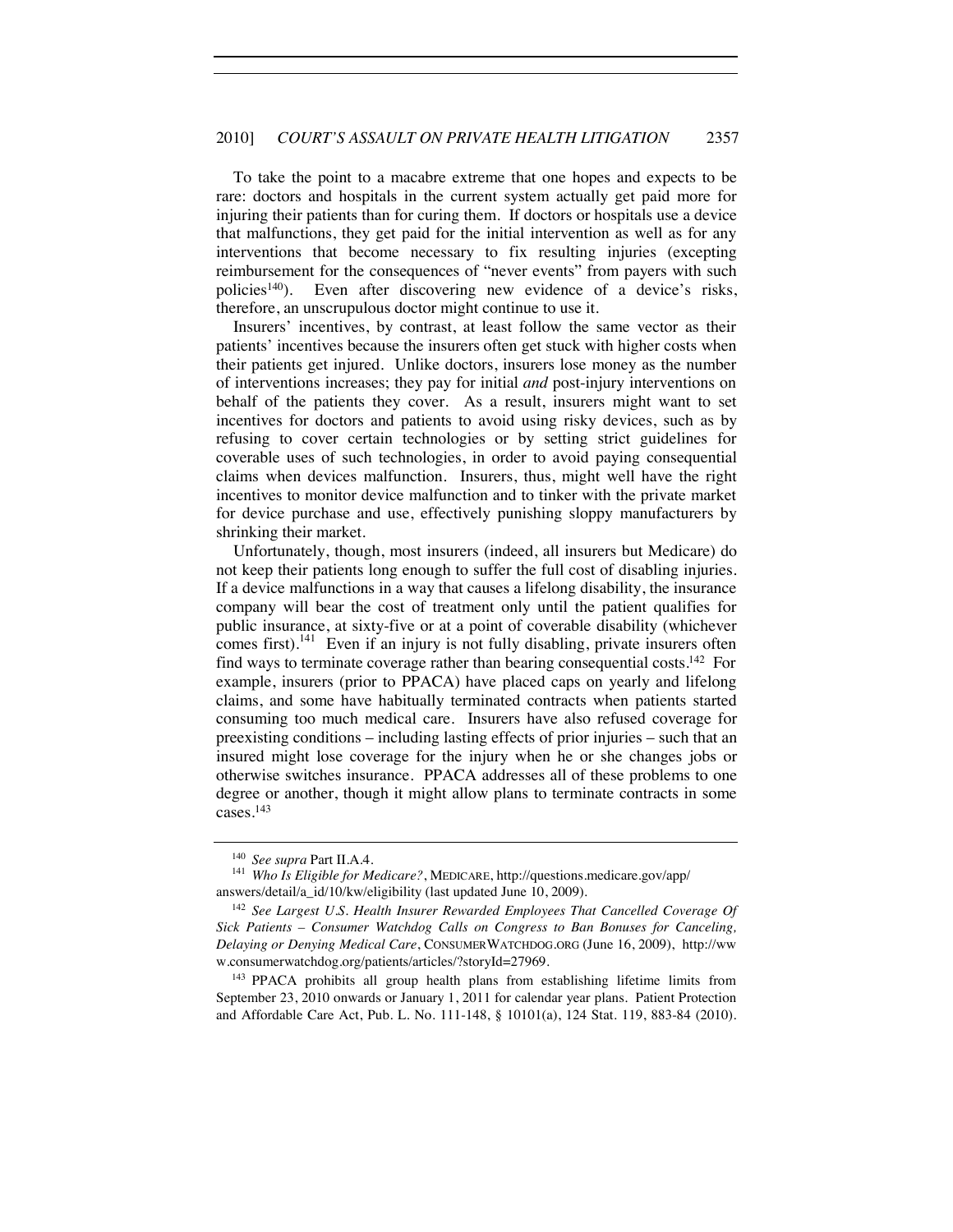To take the point to a macabre extreme that one hopes and expects to be rare: doctors and hospitals in the current system actually get paid more for injuring their patients than for curing them. If doctors or hospitals use a device that malfunctions, they get paid for the initial intervention as well as for any interventions that become necessary to fix resulting injuries (excepting reimbursement for the consequences of "never events" from payers with such policies[140]). Even after discovering new evidence of a device's risks, therefore, an unscrupulous doctor might continue to use it.

Insurers' incentives, by contrast, at least follow the same vector as their patients' incentives because the insurers often get stuck with higher costs when their patients get injured. Unlike doctors, insurers lose money as the number of interventions increases; they pay for initial *and* post-injury interventions on behalf of the patients they cover. As a result, insurers might want to set incentives for doctors and patients to avoid using risky devices, such as by refusing to cover certain technologies or by setting strict guidelines for coverable uses of such technologies, in order to avoid paying consequential claims when devices malfunction. Insurers, thus, might well have the right incentives to monitor device malfunction and to tinker with the private market for device purchase and use, effectively punishing sloppy manufacturers by shrinking their market.

Unfortunately, though, most insurers (indeed, all insurers but Medicare) do not keep their patients long enough to suffer the full cost of disabling injuries. If a device malfunctions in a way that causes a lifelong disability, the insurance company will bear the cost of treatment only until the patient qualifies for public insurance, at sixty-five or at a point of coverable disability (whichever comes first).[141] Even if an injury is not fully disabling, private insurers often find ways to terminate coverage rather than bearing consequential costs.[142] For example, insurers (prior to PPACA) have placed caps on yearly and lifelong claims, and some have habitually terminated contracts when patients started consuming too much medical care. Insurers have also refused coverage for preexisting conditions – including lasting effects of prior injuries – such that an insured might lose coverage for the injury when he or she changes jobs or otherwise switches insurance. PPACA addresses all of these problems to one degree or another, though it might allow plans to terminate contracts in some cases.[143]

---

[140] *See supra* Part II.A.4.

[141] *Who Is Eligible for Medicare?*, MEDICARE, http://questions.medicare.gov/app/answers/detail/a_id/10/kw/eligibility (last updated June 10, 2009).

[142] *See Largest U.S. Health Insurer Rewarded Employees That Cancelled Coverage Of Sick Patients – Consumer Watchdog Calls on Congress to Ban Bonuses for Canceling, Delaying or Denying Medical Care*, CONSUMERWATCHDOG.ORG (June 16, 2009), http://www.consumerwatchdog.org/patients/articles/?storyId=27969.

[143] PPACA prohibits all group health plans from establishing lifetime limits from September 23, 2010 onwards or January 1, 2011 for calendar year plans. Patient Protection and Affordable Care Act, Pub. L. No. 111-148, § 10101(a), 124 Stat. 119, 883-84 (2010).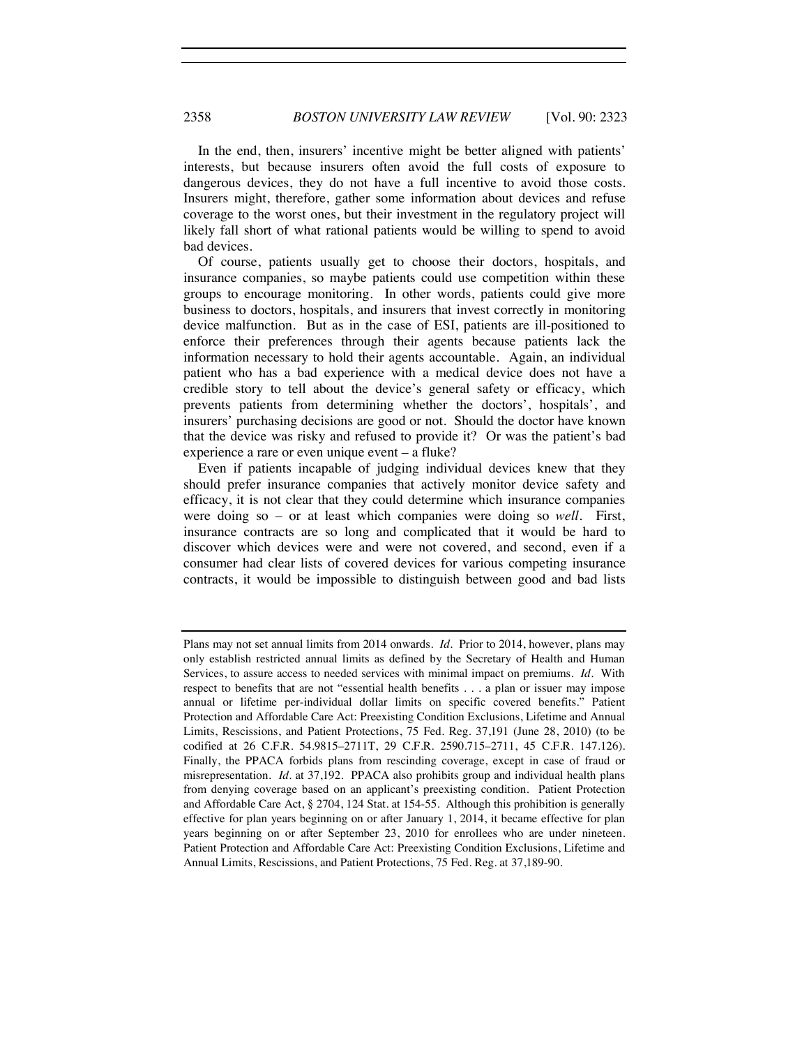In the end, then, insurers' incentive might be better aligned with patients' interests, but because insurers often avoid the full costs of exposure to dangerous devices, they do not have a full incentive to avoid those costs. Insurers might, therefore, gather some information about devices and refuse coverage to the worst ones, but their investment in the regulatory project will likely fall short of what rational patients would be willing to spend to avoid bad devices.

Of course, patients usually get to choose their doctors, hospitals, and insurance companies, so maybe patients could use competition within these groups to encourage monitoring. In other words, patients could give more business to doctors, hospitals, and insurers that invest correctly in monitoring device malfunction. But as in the case of ESI, patients are ill-positioned to enforce their preferences through their agents because patients lack the information necessary to hold their agents accountable. Again, an individual patient who has a bad experience with a medical device does not have a credible story to tell about the device's general safety or efficacy, which prevents patients from determining whether the doctors', hospitals', and insurers' purchasing decisions are good or not. Should the doctor have known that the device was risky and refused to provide it? Or was the patient's bad experience a rare or even unique event – a fluke?

Even if patients incapable of judging individual devices knew that they should prefer insurance companies that actively monitor device safety and efficacy, it is not clear that they could determine which insurance companies were doing so – or at least which companies were doing so *well*. First, insurance contracts are so long and complicated that it would be hard to discover which devices were and were not covered, and second, even if a consumer had clear lists of covered devices for various competing insurance contracts, it would be impossible to distinguish between good and bad lists

---

Plans may not set annual limits from 2014 onwards. *Id.* Prior to 2014, however, plans may only establish restricted annual limits as defined by the Secretary of Health and Human Services, to assure access to needed services with minimal impact on premiums. *Id.* With respect to benefits that are not "essential health benefits . . . a plan or issuer may impose annual or lifetime per-individual dollar limits on specific covered benefits." Patient Protection and Affordable Care Act: Preexisting Condition Exclusions, Lifetime and Annual Limits, Rescissions, and Patient Protections, 75 Fed. Reg. 37,191 (June 28, 2010) (to be codified at 26 C.F.R. 54.9815–2711T, 29 C.F.R. 2590.715–2711, 45 C.F.R. 147.126). Finally, the PPACA forbids plans from rescinding coverage, except in case of fraud or misrepresentation. *Id.* at 37,192. PPACA also prohibits group and individual health plans from denying coverage based on an applicant's preexisting condition. Patient Protection and Affordable Care Act, § 2704, 124 Stat. at 154-55. Although this prohibition is generally effective for plan years beginning on or after January 1, 2014, it became effective for plan years beginning on or after September 23, 2010 for enrollees who are under nineteen. Patient Protection and Affordable Care Act: Preexisting Condition Exclusions, Lifetime and Annual Limits, Rescissions, and Patient Protections, 75 Fed. Reg. at 37,189-90.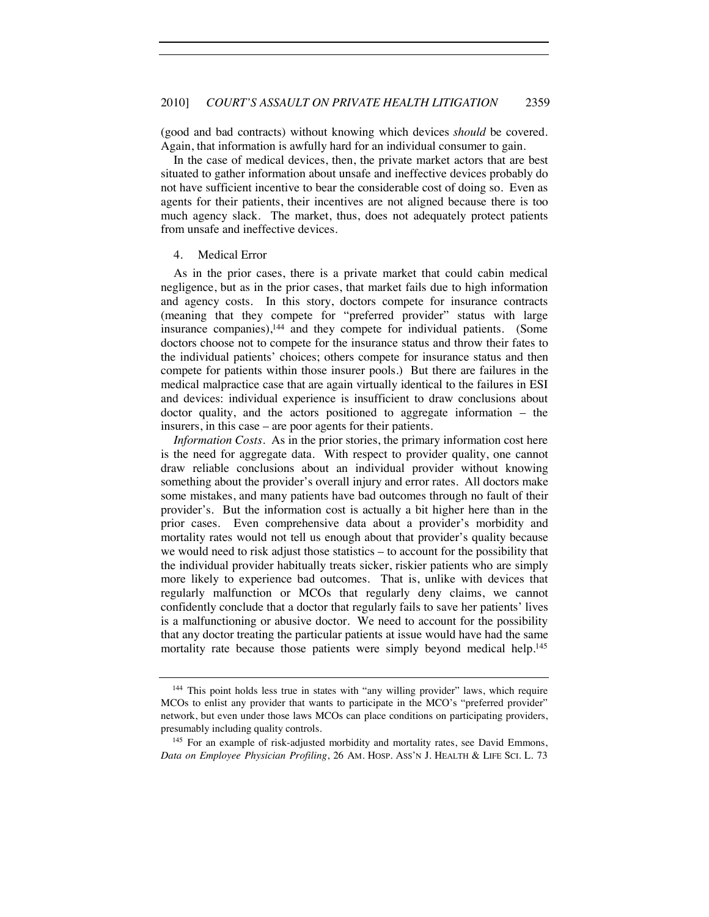(good and bad contracts) without knowing which devices *should* be covered. Again, that information is awfully hard for an individual consumer to gain.

In the case of medical devices, then, the private market actors that are best situated to gather information about unsafe and ineffective devices probably do not have sufficient incentive to bear the considerable cost of doing so. Even as agents for their patients, their incentives are not aligned because there is too much agency slack. The market, thus, does not adequately protect patients from unsafe and ineffective devices.

#### 4. Medical Error

As in the prior cases, there is a private market that could cabin medical negligence, but as in the prior cases, that market fails due to high information and agency costs. In this story, doctors compete for insurance contracts (meaning that they compete for "preferred provider" status with large insurance companies),[144] and they compete for individual patients. (Some doctors choose not to compete for the insurance status and throw their fates to the individual patients' choices; others compete for insurance status and then compete for patients within those insurer pools.) But there are failures in the medical malpractice case that are again virtually identical to the failures in ESI and devices: individual experience is insufficient to draw conclusions about doctor quality, and the actors positioned to aggregate information – the insurers, in this case – are poor agents for their patients.

*Information Costs*. As in the prior stories, the primary information cost here is the need for aggregate data. With respect to provider quality, one cannot draw reliable conclusions about an individual provider without knowing something about the provider's overall injury and error rates. All doctors make some mistakes, and many patients have bad outcomes through no fault of their provider's. But the information cost is actually a bit higher here than in the prior cases. Even comprehensive data about a provider's morbidity and mortality rates would not tell us enough about that provider's quality because we would need to risk adjust those statistics – to account for the possibility that the individual provider habitually treats sicker, riskier patients who are simply more likely to experience bad outcomes. That is, unlike with devices that regularly malfunction or MCOs that regularly deny claims, we cannot confidently conclude that a doctor that regularly fails to save her patients' lives is a malfunctioning or abusive doctor. We need to account for the possibility that any doctor treating the particular patients at issue would have had the same mortality rate because those patients were simply beyond medical help.[145]

---

[144] This point holds less true in states with "any willing provider" laws, which require MCOs to enlist any provider that wants to participate in the MCO's "preferred provider" network, but even under those laws MCOs can place conditions on participating providers, presumably including quality controls.

[145] For an example of risk-adjusted morbidity and mortality rates, see David Emmons, *Data on Employee Physician Profiling*, 26 AM. HOSP. ASS'N J. HEALTH & LIFE SCI. L. 73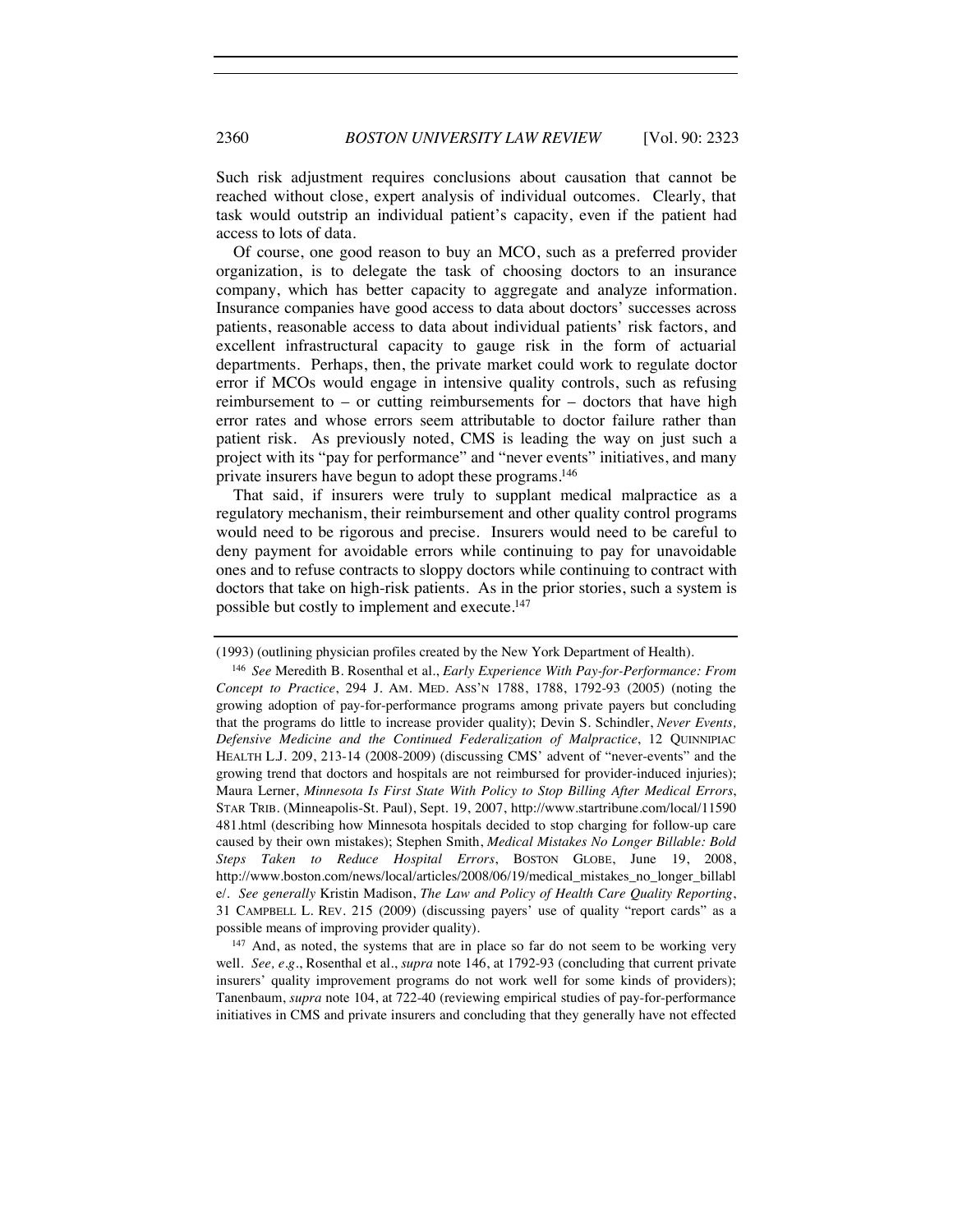Such risk adjustment requires conclusions about causation that cannot be reached without close, expert analysis of individual outcomes. Clearly, that task would outstrip an individual patient's capacity, even if the patient had access to lots of data.

Of course, one good reason to buy an MCO, such as a preferred provider organization, is to delegate the task of choosing doctors to an insurance company, which has better capacity to aggregate and analyze information. Insurance companies have good access to data about doctors' successes across patients, reasonable access to data about individual patients' risk factors, and excellent infrastructural capacity to gauge risk in the form of actuarial departments. Perhaps, then, the private market could work to regulate doctor error if MCOs would engage in intensive quality controls, such as refusing reimbursement to – or cutting reimbursements for – doctors that have high error rates and whose errors seem attributable to doctor failure rather than patient risk. As previously noted, CMS is leading the way on just such a project with its "pay for performance" and "never events" initiatives, and many private insurers have begun to adopt these programs.[146]

That said, if insurers were truly to supplant medical malpractice as a regulatory mechanism, their reimbursement and other quality control programs would need to be rigorous and precise. Insurers would need to be careful to deny payment for avoidable errors while continuing to pay for unavoidable ones and to refuse contracts to sloppy doctors while continuing to contract with doctors that take on high-risk patients. As in the prior stories, such a system is possible but costly to implement and execute.[147]

---

(1993) (outlining physician profiles created by the New York Department of Health).

[146] *See* Meredith B. Rosenthal et al., *Early Experience With Pay-for-Performance: From Concept to Practice*, 294 J. AM. MED. ASS'N 1788, 1788, 1792-93 (2005) (noting the growing adoption of pay-for-performance programs among private payers but concluding that the programs do little to increase provider quality); Devin S. Schindler, *Never Events, Defensive Medicine and the Continued Federalization of Malpractice*, 12 QUINNIPIAC HEALTH L.J. 209, 213-14 (2008-2009) (discussing CMS' advent of "never-events" and the growing trend that doctors and hospitals are not reimbursed for provider-induced injuries); Maura Lerner, *Minnesota Is First State With Policy to Stop Billing After Medical Errors*, STAR TRIB. (Minneapolis-St. Paul), Sept. 19, 2007, http://www.startribune.com/local/11590481.html (describing how Minnesota hospitals decided to stop charging for follow-up care caused by their own mistakes); Stephen Smith, *Medical Mistakes No Longer Billable: Bold Steps Taken to Reduce Hospital Errors*, BOSTON GLOBE, June 19, 2008, http://www.boston.com/news/local/articles/2008/06/19/medical_mistakes_no_longer_billable/. *See generally* Kristin Madison, *The Law and Policy of Health Care Quality Reporting*, 31 CAMPBELL L. REV. 215 (2009) (discussing payers' use of quality "report cards" as a possible means of improving provider quality).

[147] And, as noted, the systems that are in place so far do not seem to be working very well. *See, e.g.*, Rosenthal et al., *supra* note 146, at 1792-93 (concluding that current private insurers' quality improvement programs do not work well for some kinds of providers); Tanenbaum, *supra* note 104, at 722-40 (reviewing empirical studies of pay-for-performance initiatives in CMS and private insurers and concluding that they generally have not effected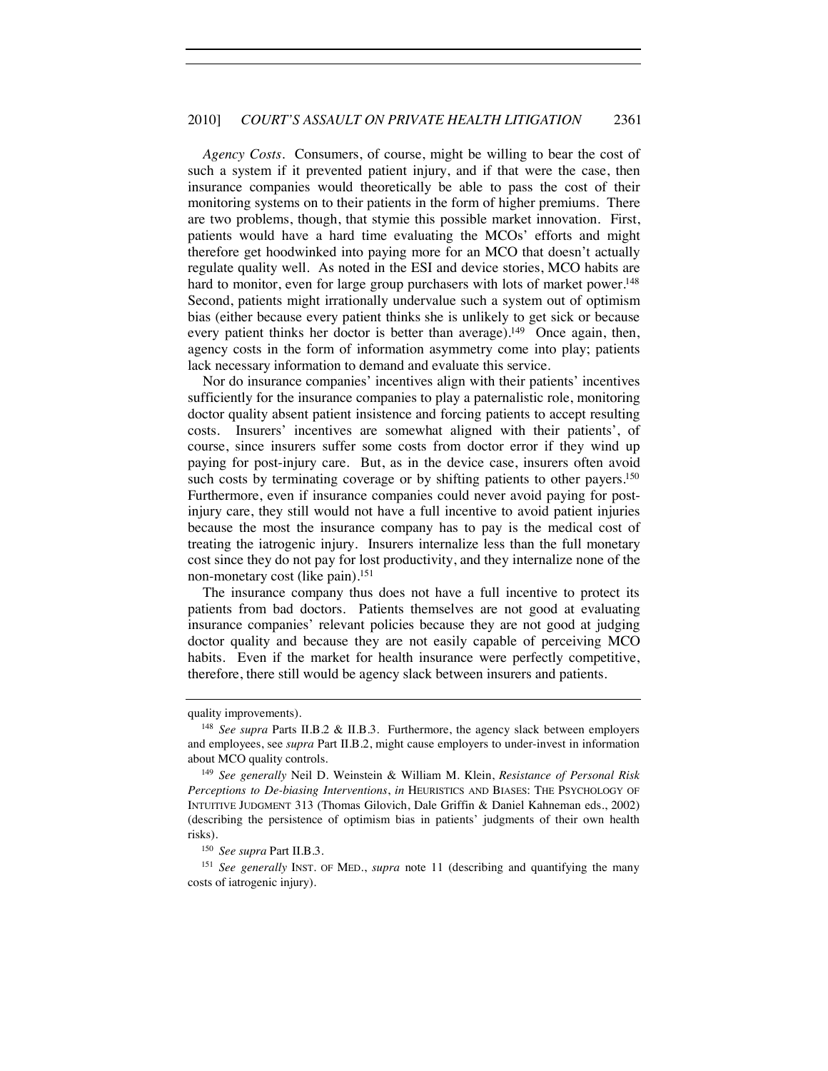*Agency Costs*. Consumers, of course, might be willing to bear the cost of such a system if it prevented patient injury, and if that were the case, then insurance companies would theoretically be able to pass the cost of their monitoring systems on to their patients in the form of higher premiums. There are two problems, though, that stymie this possible market innovation. First, patients would have a hard time evaluating the MCOs' efforts and might therefore get hoodwinked into paying more for an MCO that doesn't actually regulate quality well. As noted in the ESI and device stories, MCO habits are hard to monitor, even for large group purchasers with lots of market power.[148] Second, patients might irrationally undervalue such a system out of optimism bias (either because every patient thinks she is unlikely to get sick or because every patient thinks her doctor is better than average).[149] Once again, then, agency costs in the form of information asymmetry come into play; patients lack necessary information to demand and evaluate this service.

Nor do insurance companies' incentives align with their patients' incentives sufficiently for the insurance companies to play a paternalistic role, monitoring doctor quality absent patient insistence and forcing patients to accept resulting costs. Insurers' incentives are somewhat aligned with their patients', of course, since insurers suffer some costs from doctor error if they wind up paying for post-injury care. But, as in the device case, insurers often avoid such costs by terminating coverage or by shifting patients to other payers.[150] Furthermore, even if insurance companies could never avoid paying for post-injury care, they still would not have a full incentive to avoid patient injuries because the most the insurance company has to pay is the medical cost of treating the iatrogenic injury. Insurers internalize less than the full monetary cost since they do not pay for lost productivity, and they internalize none of the non-monetary cost (like pain).[151]

The insurance company thus does not have a full incentive to protect its patients from bad doctors. Patients themselves are not good at evaluating insurance companies' relevant policies because they are not good at judging doctor quality and because they are not easily capable of perceiving MCO habits. Even if the market for health insurance were perfectly competitive, therefore, there still would be agency slack between insurers and patients.

---

quality improvements).

[148] *See supra* Parts II.B.2 & II.B.3. Furthermore, the agency slack between employers and employees, see *supra* Part II.B.2, might cause employers to under-invest in information about MCO quality controls.

[149] *See generally* Neil D. Weinstein & William M. Klein, *Resistance of Personal Risk Perceptions to De-biasing Interventions*, *in* HEURISTICS AND BIASES: THE PSYCHOLOGY OF INTUITIVE JUDGMENT 313 (Thomas Gilovich, Dale Griffin & Daniel Kahneman eds., 2002) (describing the persistence of optimism bias in patients' judgments of their own health risks).

[150] *See supra* Part II.B.3.

[151] *See generally* INST. OF MED., *supra* note 11 (describing and quantifying the many costs of iatrogenic injury).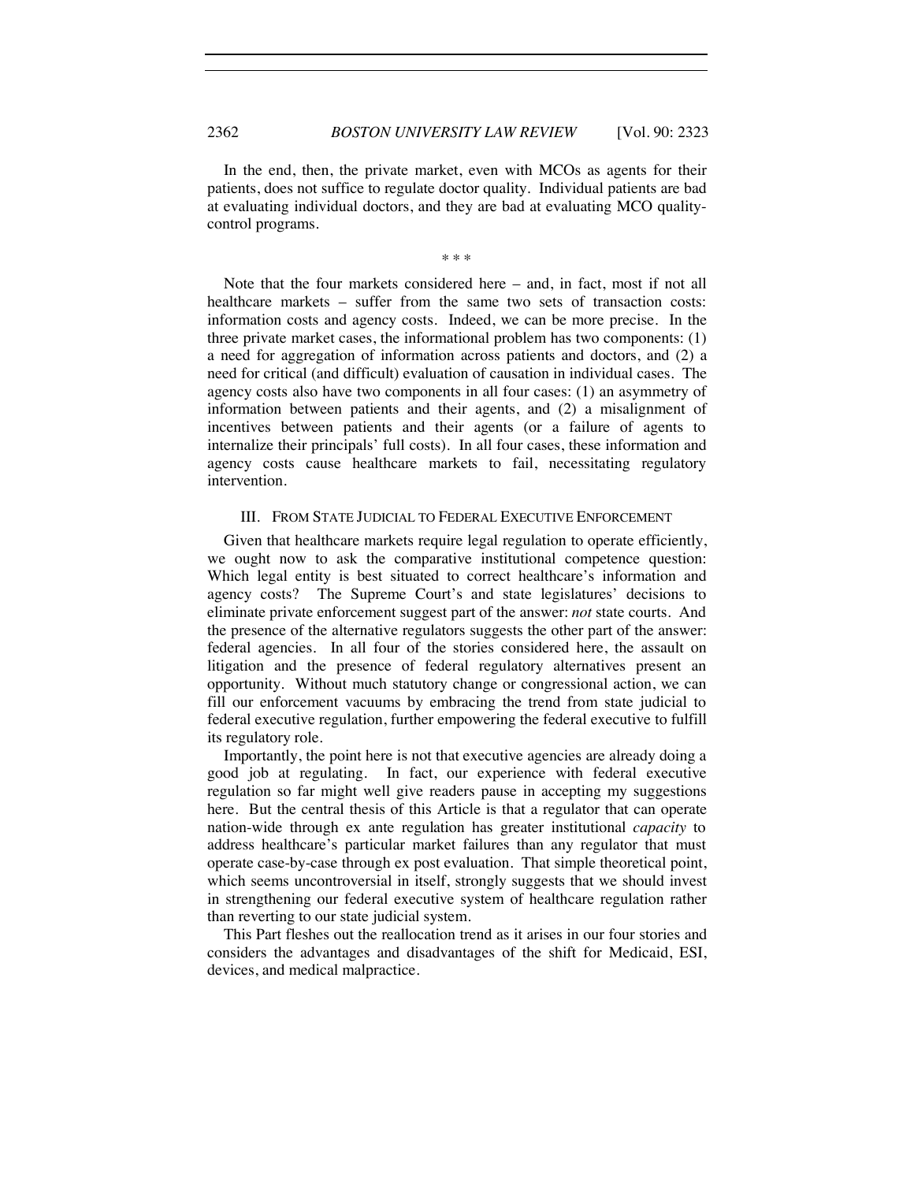In the end, then, the private market, even with MCOs as agents for their patients, does not suffice to regulate doctor quality. Individual patients are bad at evaluating individual doctors, and they are bad at evaluating MCO quality-control programs.

\* \* \*

Note that the four markets considered here – and, in fact, most if not all healthcare markets – suffer from the same two sets of transaction costs: information costs and agency costs. Indeed, we can be more precise. In the three private market cases, the informational problem has two components: (1) a need for aggregation of information across patients and doctors, and (2) a need for critical (and difficult) evaluation of causation in individual cases. The agency costs also have two components in all four cases: (1) an asymmetry of information between patients and their agents, and (2) a misalignment of incentives between patients and their agents (or a failure of agents to internalize their principals' full costs). In all four cases, these information and agency costs cause healthcare markets to fail, necessitating regulatory intervention.

## III. From State Judicial to Federal Executive Enforcement

Given that healthcare markets require legal regulation to operate efficiently, we ought now to ask the comparative institutional competence question: Which legal entity is best situated to correct healthcare's information and agency costs? The Supreme Court's and state legislatures' decisions to eliminate private enforcement suggest part of the answer: *not* state courts. And the presence of the alternative regulators suggests the other part of the answer: federal agencies. In all four of the stories considered here, the assault on litigation and the presence of federal regulatory alternatives present an opportunity. Without much statutory change or congressional action, we can fill our enforcement vacuums by embracing the trend from state judicial to federal executive regulation, further empowering the federal executive to fulfill its regulatory role.

Importantly, the point here is not that executive agencies are already doing a good job at regulating. In fact, our experience with federal executive regulation so far might well give readers pause in accepting my suggestions here. But the central thesis of this Article is that a regulator that can operate nation-wide through ex ante regulation has greater institutional *capacity* to address healthcare's particular market failures than any regulator that must operate case-by-case through ex post evaluation. That simple theoretical point, which seems uncontroversial in itself, strongly suggests that we should invest in strengthening our federal executive system of healthcare regulation rather than reverting to our state judicial system.

This Part fleshes out the reallocation trend as it arises in our four stories and considers the advantages and disadvantages of the shift for Medicaid, ESI, devices, and medical malpractice.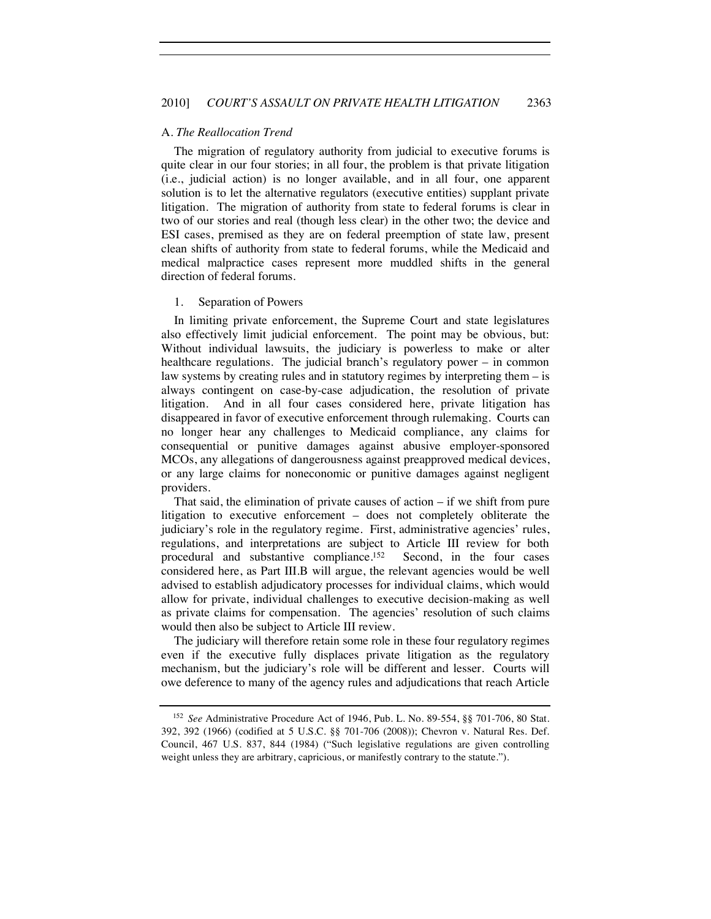### A. *The Reallocation Trend*

The migration of regulatory authority from judicial to executive forums is quite clear in our four stories; in all four, the problem is that private litigation (i.e., judicial action) is no longer available, and in all four, one apparent solution is to let the alternative regulators (executive entities) supplant private litigation. The migration of authority from state to federal forums is clear in two of our stories and real (though less clear) in the other two; the device and ESI cases, premised as they are on federal preemption of state law, present clean shifts of authority from state to federal forums, while the Medicaid and medical malpractice cases represent more muddled shifts in the general direction of federal forums.

#### 1. Separation of Powers

In limiting private enforcement, the Supreme Court and state legislatures also effectively limit judicial enforcement. The point may be obvious, but: Without individual lawsuits, the judiciary is powerless to make or alter healthcare regulations. The judicial branch's regulatory power – in common law systems by creating rules and in statutory regimes by interpreting them – is always contingent on case-by-case adjudication, the resolution of private litigation. And in all four cases considered here, private litigation has disappeared in favor of executive enforcement through rulemaking. Courts can no longer hear any challenges to Medicaid compliance, any claims for consequential or punitive damages against abusive employer-sponsored MCOs, any allegations of dangerousness against preapproved medical devices, or any large claims for noneconomic or punitive damages against negligent providers.

That said, the elimination of private causes of action – if we shift from pure litigation to executive enforcement – does not completely obliterate the judiciary's role in the regulatory regime. First, administrative agencies' rules, regulations, and interpretations are subject to Article III review for both procedural and substantive compliance.[152] Second, in the four cases considered here, as Part III.B will argue, the relevant agencies would be well advised to establish adjudicatory processes for individual claims, which would allow for private, individual challenges to executive decision-making as well as private claims for compensation. The agencies' resolution of such claims would then also be subject to Article III review.

The judiciary will therefore retain some role in these four regulatory regimes even if the executive fully displaces private litigation as the regulatory mechanism, but the judiciary's role will be different and lesser. Courts will owe deference to many of the agency rules and adjudications that reach Article

---

[152] *See* Administrative Procedure Act of 1946, Pub. L. No. 89-554, §§ 701-706, 80 Stat. 392, 392 (1966) (codified at 5 U.S.C. §§ 701-706 (2008)); Chevron v. Natural Res. Def. Council, 467 U.S. 837, 844 (1984) ("Such legislative regulations are given controlling weight unless they are arbitrary, capricious, or manifestly contrary to the statute.").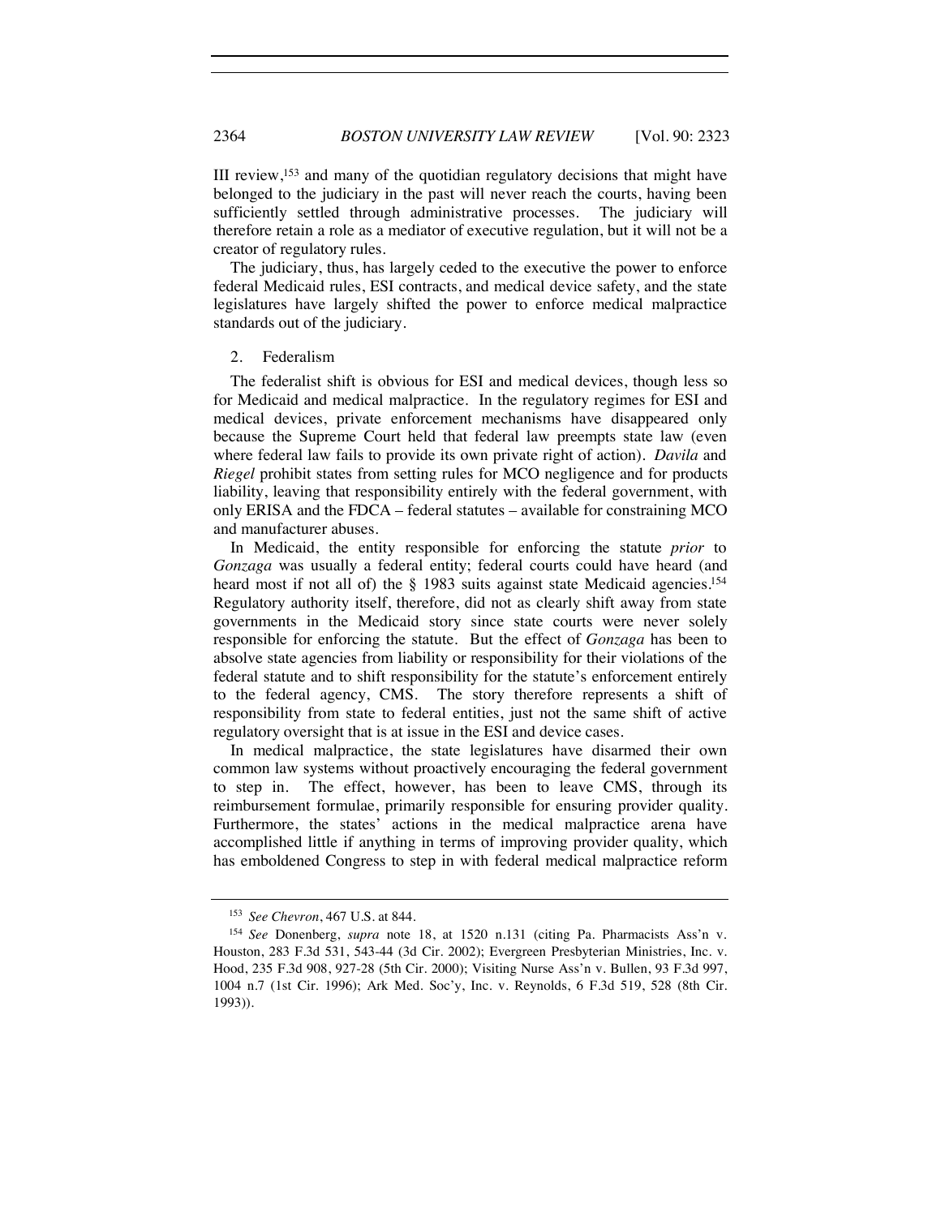III review,[153] and many of the quotidian regulatory decisions that might have belonged to the judiciary in the past will never reach the courts, having been sufficiently settled through administrative processes. The judiciary will therefore retain a role as a mediator of executive regulation, but it will not be a creator of regulatory rules.

The judiciary, thus, has largely ceded to the executive the power to enforce federal Medicaid rules, ESI contracts, and medical device safety, and the state legislatures have largely shifted the power to enforce medical malpractice standards out of the judiciary.

### 2. Federalism

The federalist shift is obvious for ESI and medical devices, though less so for Medicaid and medical malpractice. In the regulatory regimes for ESI and medical devices, private enforcement mechanisms have disappeared only because the Supreme Court held that federal law preempts state law (even where federal law fails to provide its own private right of action). *Davila* and *Riegel* prohibit states from setting rules for MCO negligence and for products liability, leaving that responsibility entirely with the federal government, with only ERISA and the FDCA – federal statutes – available for constraining MCO and manufacturer abuses.

In Medicaid, the entity responsible for enforcing the statute *prior* to *Gonzaga* was usually a federal entity; federal courts could have heard (and heard most if not all of) the § 1983 suits against state Medicaid agencies.[154] Regulatory authority itself, therefore, did not as clearly shift away from state governments in the Medicaid story since state courts were never solely responsible for enforcing the statute. But the effect of *Gonzaga* has been to absolve state agencies from liability or responsibility for their violations of the federal statute and to shift responsibility for the statute's enforcement entirely to the federal agency, CMS. The story therefore represents a shift of responsibility from state to federal entities, just not the same shift of active regulatory oversight that is at issue in the ESI and device cases.

In medical malpractice, the state legislatures have disarmed their own common law systems without proactively encouraging the federal government to step in. The effect, however, has been to leave CMS, through its reimbursement formulae, primarily responsible for ensuring provider quality. Furthermore, the states' actions in the medical malpractice arena have accomplished little if anything in terms of improving provider quality, which has emboldened Congress to step in with federal medical malpractice reform

---

[153] *See Chevron*, 467 U.S. at 844.

[154] *See* Donenberg, *supra* note 18, at 1520 n.131 (citing Pa. Pharmacists Ass'n v. Houston, 283 F.3d 531, 543-44 (3d Cir. 2002); Evergreen Presbyterian Ministries, Inc. v. Hood, 235 F.3d 908, 927-28 (5th Cir. 2000); Visiting Nurse Ass'n v. Bullen, 93 F.3d 997, 1004 n.7 (1st Cir. 1996); Ark Med. Soc'y, Inc. v. Reynolds, 6 F.3d 519, 528 (8th Cir. 1993)).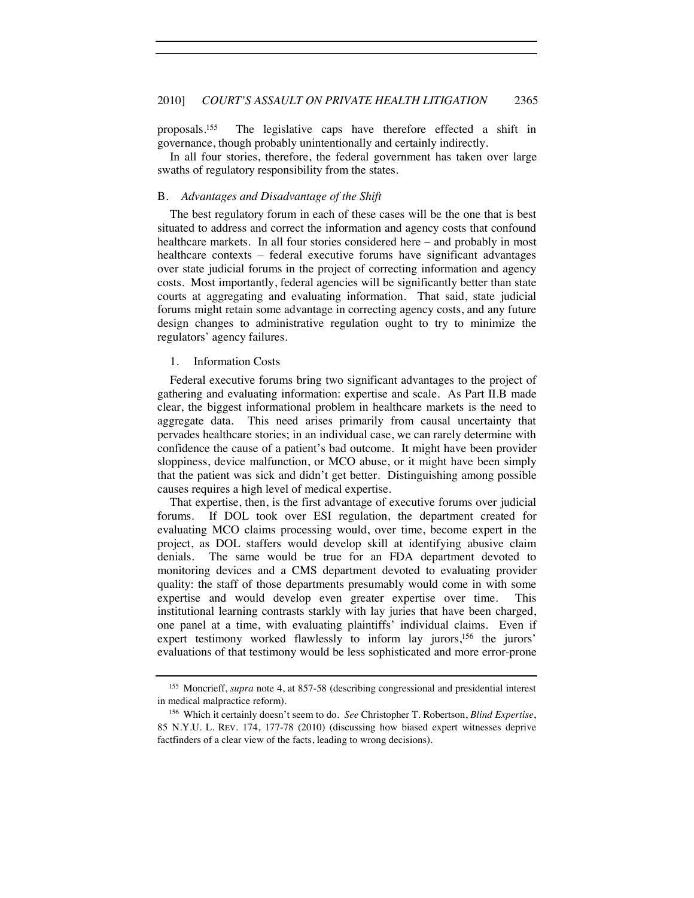proposals.[155] The legislative caps have therefore effected a shift in governance, though probably unintentionally and certainly indirectly.

In all four stories, therefore, the federal government has taken over large swaths of regulatory responsibility from the states.

### B. *Advantages and Disadvantage of the Shift*

The best regulatory forum in each of these cases will be the one that is best situated to address and correct the information and agency costs that confound healthcare markets. In all four stories considered here – and probably in most healthcare contexts – federal executive forums have significant advantages over state judicial forums in the project of correcting information and agency costs. Most importantly, federal agencies will be significantly better than state courts at aggregating and evaluating information. That said, state judicial forums might retain some advantage in correcting agency costs, and any future design changes to administrative regulation ought to try to minimize the regulators' agency failures.

#### 1. Information Costs

Federal executive forums bring two significant advantages to the project of gathering and evaluating information: expertise and scale. As Part II.B made clear, the biggest informational problem in healthcare markets is the need to aggregate data. This need arises primarily from causal uncertainty that pervades healthcare stories; in an individual case, we can rarely determine with confidence the cause of a patient's bad outcome. It might have been provider sloppiness, device malfunction, or MCO abuse, or it might have been simply that the patient was sick and didn't get better. Distinguishing among possible causes requires a high level of medical expertise.

That expertise, then, is the first advantage of executive forums over judicial forums. If DOL took over ESI regulation, the department created for evaluating MCO claims processing would, over time, become expert in the project, as DOL staffers would develop skill at identifying abusive claim denials. The same would be true for an FDA department devoted to monitoring devices and a CMS department devoted to evaluating provider quality: the staff of those departments presumably would come in with some expertise and would develop even greater expertise over time. This institutional learning contrasts starkly with lay juries that have been charged, one panel at a time, with evaluating plaintiffs' individual claims. Even if expert testimony worked flawlessly to inform lay jurors,[156] the jurors' evaluations of that testimony would be less sophisticated and more error-prone

---

[155] Moncrieff, *supra* note 4, at 857-58 (describing congressional and presidential interest in medical malpractice reform).

[156] Which it certainly doesn't seem to do. *See* Christopher T. Robertson, *Blind Expertise*, 85 N.Y.U. L. REV. 174, 177-78 (2010) (discussing how biased expert witnesses deprive factfinders of a clear view of the facts, leading to wrong decisions).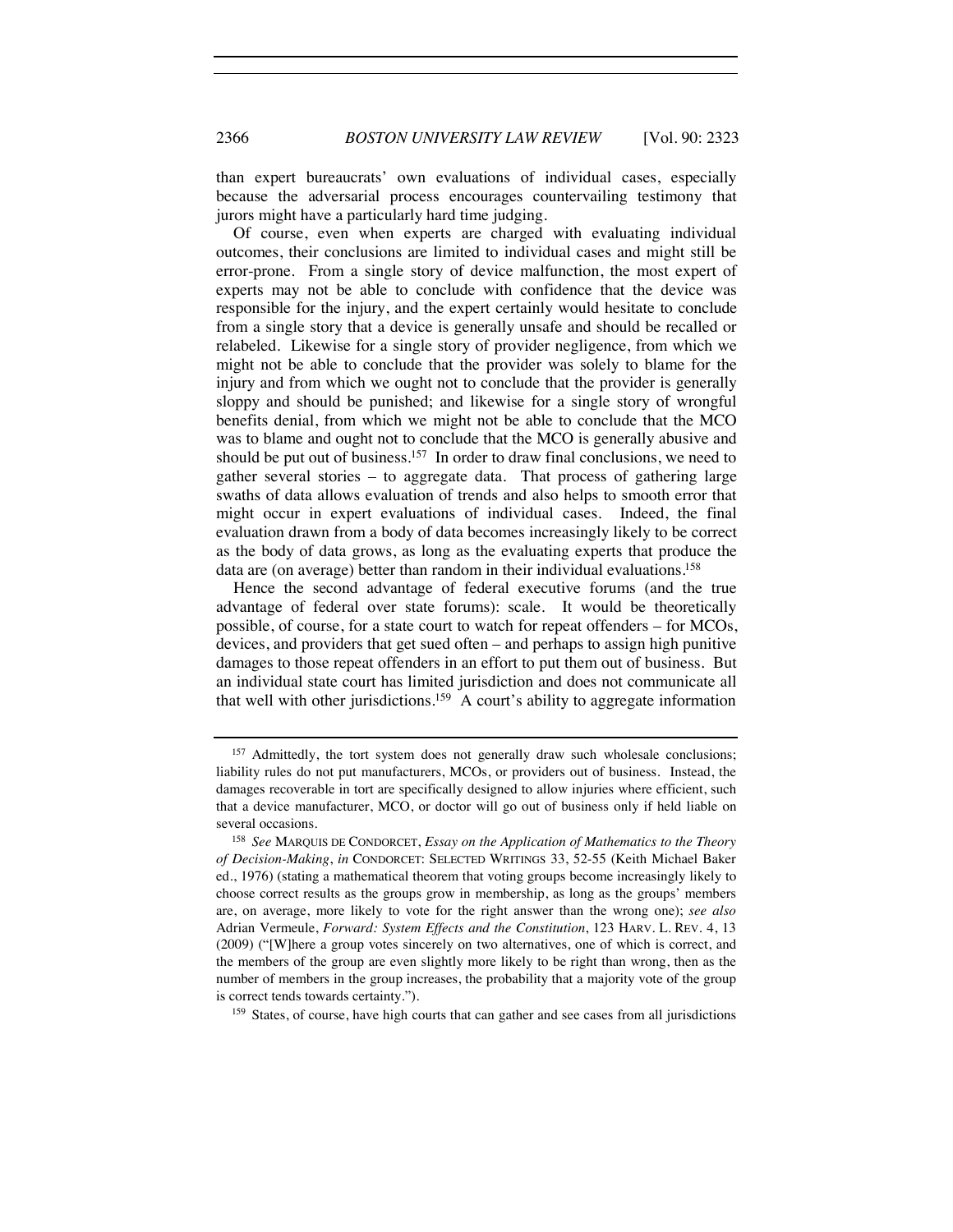than expert bureaucrats' own evaluations of individual cases, especially because the adversarial process encourages countervailing testimony that jurors might have a particularly hard time judging.

Of course, even when experts are charged with evaluating individual outcomes, their conclusions are limited to individual cases and might still be error-prone. From a single story of device malfunction, the most expert of experts may not be able to conclude with confidence that the device was responsible for the injury, and the expert certainly would hesitate to conclude from a single story that a device is generally unsafe and should be recalled or relabeled. Likewise for a single story of provider negligence, from which we might not be able to conclude that the provider was solely to blame for the injury and from which we ought not to conclude that the provider is generally sloppy and should be punished; and likewise for a single story of wrongful benefits denial, from which we might not be able to conclude that the MCO was to blame and ought not to conclude that the MCO is generally abusive and should be put out of business.[157] In order to draw final conclusions, we need to gather several stories – to aggregate data. That process of gathering large swaths of data allows evaluation of trends and also helps to smooth error that might occur in expert evaluations of individual cases. Indeed, the final evaluation drawn from a body of data becomes increasingly likely to be correct as the body of data grows, as long as the evaluating experts that produce the data are (on average) better than random in their individual evaluations.[158]

Hence the second advantage of federal executive forums (and the true advantage of federal over state forums): scale. It would be theoretically possible, of course, for a state court to watch for repeat offenders – for MCOs, devices, and providers that get sued often – and perhaps to assign high punitive damages to those repeat offenders in an effort to put them out of business. But an individual state court has limited jurisdiction and does not communicate all that well with other jurisdictions.[159] A court's ability to aggregate information

---

[157] Admittedly, the tort system does not generally draw such wholesale conclusions; liability rules do not put manufacturers, MCOs, or providers out of business. Instead, the damages recoverable in tort are specifically designed to allow injuries where efficient, such that a device manufacturer, MCO, or doctor will go out of business only if held liable on several occasions.

[158] *See* MARQUIS DE CONDORCET, *Essay on the Application of Mathematics to the Theory of Decision-Making*, *in* CONDORCET: SELECTED WRITINGS 33, 52-55 (Keith Michael Baker ed., 1976) (stating a mathematical theorem that voting groups become increasingly likely to choose correct results as the groups grow in membership, as long as the groups' members are, on average, more likely to vote for the right answer than the wrong one); *see also* Adrian Vermeule, *Forward: System Effects and the Constitution*, 123 HARV. L. REV. 4, 13 (2009) ("[W]here a group votes sincerely on two alternatives, one of which is correct, and the members of the group are even slightly more likely to be right than wrong, then as the number of members in the group increases, the probability that a majority vote of the group is correct tends towards certainty.").

[159] States, of course, have high courts that can gather and see cases from all jurisdictions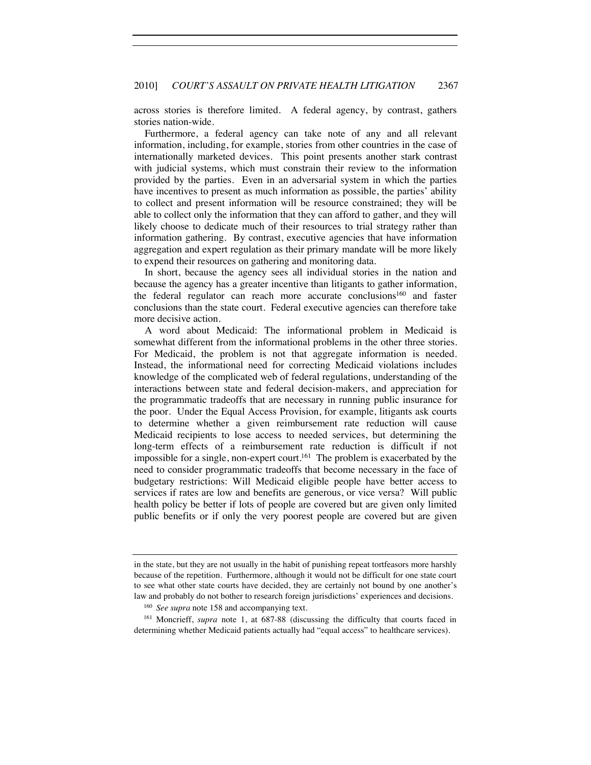across stories is therefore limited. A federal agency, by contrast, gathers stories nation-wide.

Furthermore, a federal agency can take note of any and all relevant information, including, for example, stories from other countries in the case of internationally marketed devices. This point presents another stark contrast with judicial systems, which must constrain their review to the information provided by the parties. Even in an adversarial system in which the parties have incentives to present as much information as possible, the parties' ability to collect and present information will be resource constrained; they will be able to collect only the information that they can afford to gather, and they will likely choose to dedicate much of their resources to trial strategy rather than information gathering. By contrast, executive agencies that have information aggregation and expert regulation as their primary mandate will be more likely to expend their resources on gathering and monitoring data.

In short, because the agency sees all individual stories in the nation and because the agency has a greater incentive than litigants to gather information, the federal regulator can reach more accurate conclusions[160] and faster conclusions than the state court. Federal executive agencies can therefore take more decisive action.

A word about Medicaid: The informational problem in Medicaid is somewhat different from the informational problems in the other three stories. For Medicaid, the problem is not that aggregate information is needed. Instead, the informational need for correcting Medicaid violations includes knowledge of the complicated web of federal regulations, understanding of the interactions between state and federal decision-makers, and appreciation for the programmatic tradeoffs that are necessary in running public insurance for the poor. Under the Equal Access Provision, for example, litigants ask courts to determine whether a given reimbursement rate reduction will cause Medicaid recipients to lose access to needed services, but determining the long-term effects of a reimbursement rate reduction is difficult if not impossible for a single, non-expert court.[161] The problem is exacerbated by the need to consider programmatic tradeoffs that become necessary in the face of budgetary restrictions: Will Medicaid eligible people have better access to services if rates are low and benefits are generous, or vice versa? Will public health policy be better if lots of people are covered but are given only limited public benefits or if only the very poorest people are covered but are given

---

in the state, but they are not usually in the habit of punishing repeat tortfeasors more harshly because of the repetition. Furthermore, although it would not be difficult for one state court to see what other state courts have decided, they are certainly not bound by one another's law and probably do not bother to research foreign jurisdictions' experiences and decisions.

[160] *See supra* note 158 and accompanying text.

[161] Moncrieff, *supra* note 1, at 687-88 (discussing the difficulty that courts faced in determining whether Medicaid patients actually had "equal access" to healthcare services).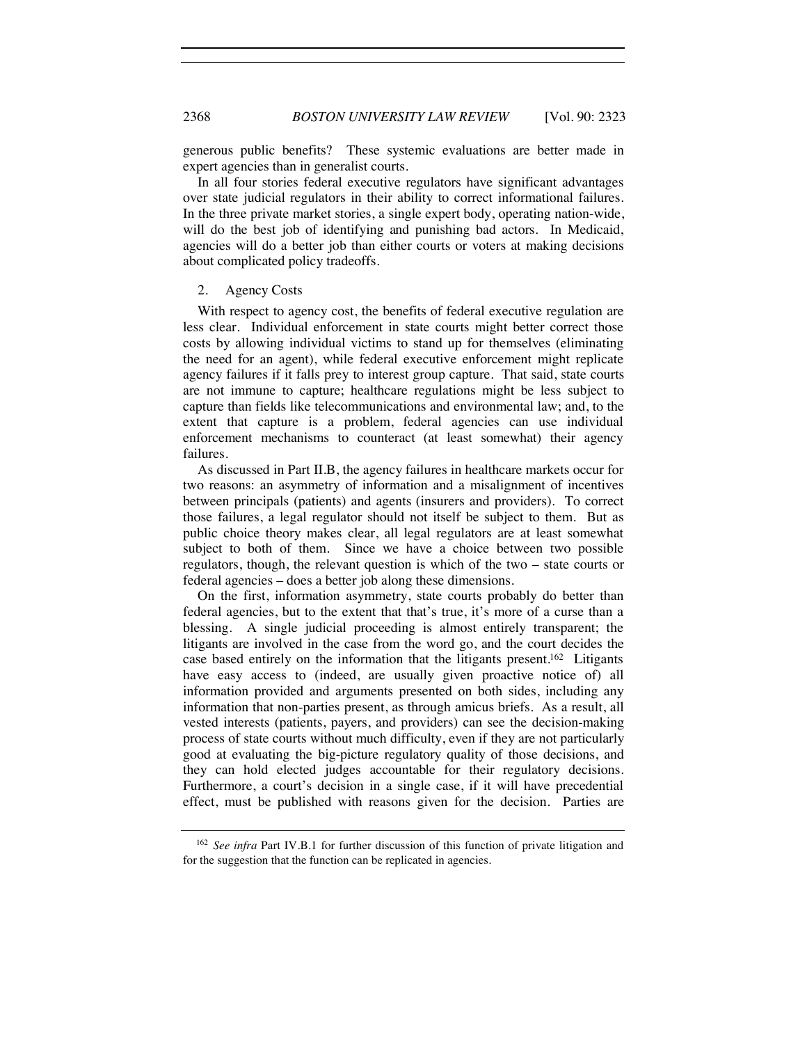generous public benefits? These systemic evaluations are better made in expert agencies than in generalist courts.

In all four stories federal executive regulators have significant advantages over state judicial regulators in their ability to correct informational failures. In the three private market stories, a single expert body, operating nation-wide, will do the best job of identifying and punishing bad actors. In Medicaid, agencies will do a better job than either courts or voters at making decisions about complicated policy tradeoffs.

### 2. Agency Costs

With respect to agency cost, the benefits of federal executive regulation are less clear. Individual enforcement in state courts might better correct those costs by allowing individual victims to stand up for themselves (eliminating the need for an agent), while federal executive enforcement might replicate agency failures if it falls prey to interest group capture. That said, state courts are not immune to capture; healthcare regulations might be less subject to capture than fields like telecommunications and environmental law; and, to the extent that capture is a problem, federal agencies can use individual enforcement mechanisms to counteract (at least somewhat) their agency failures.

As discussed in Part II.B, the agency failures in healthcare markets occur for two reasons: an asymmetry of information and a misalignment of incentives between principals (patients) and agents (insurers and providers). To correct those failures, a legal regulator should not itself be subject to them. But as public choice theory makes clear, all legal regulators are at least somewhat subject to both of them. Since we have a choice between two possible regulators, though, the relevant question is which of the two – state courts or federal agencies – does a better job along these dimensions.

On the first, information asymmetry, state courts probably do better than federal agencies, but to the extent that that's true, it's more of a curse than a blessing. A single judicial proceeding is almost entirely transparent; the litigants are involved in the case from the word go, and the court decides the case based entirely on the information that the litigants present.[162] Litigants have easy access to (indeed, are usually given proactive notice of) all information provided and arguments presented on both sides, including any information that non-parties present, as through amicus briefs. As a result, all vested interests (patients, payers, and providers) can see the decision-making process of state courts without much difficulty, even if they are not particularly good at evaluating the big-picture regulatory quality of those decisions, and they can hold elected judges accountable for their regulatory decisions. Furthermore, a court's decision in a single case, if it will have precedential effect, must be published with reasons given for the decision. Parties are

---

[162] *See infra* Part IV.B.1 for further discussion of this function of private litigation and for the suggestion that the function can be replicated in agencies.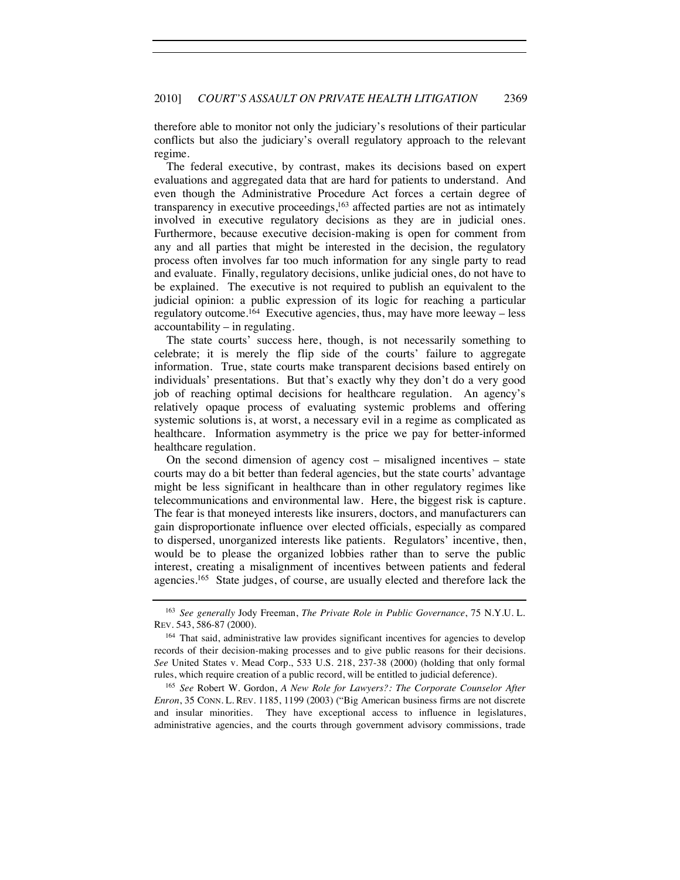therefore able to monitor not only the judiciary's resolutions of their particular conflicts but also the judiciary's overall regulatory approach to the relevant regime.

The federal executive, by contrast, makes its decisions based on expert evaluations and aggregated data that are hard for patients to understand. And even though the Administrative Procedure Act forces a certain degree of transparency in executive proceedings,[163] affected parties are not as intimately involved in executive regulatory decisions as they are in judicial ones. Furthermore, because executive decision-making is open for comment from any and all parties that might be interested in the decision, the regulatory process often involves far too much information for any single party to read and evaluate. Finally, regulatory decisions, unlike judicial ones, do not have to be explained. The executive is not required to publish an equivalent to the judicial opinion: a public expression of its logic for reaching a particular regulatory outcome.[164] Executive agencies, thus, may have more leeway – less accountability – in regulating.

The state courts' success here, though, is not necessarily something to celebrate; it is merely the flip side of the courts' failure to aggregate information. True, state courts make transparent decisions based entirely on individuals' presentations. But that's exactly why they don't do a very good job of reaching optimal decisions for healthcare regulation. An agency's relatively opaque process of evaluating systemic problems and offering systemic solutions is, at worst, a necessary evil in a regime as complicated as healthcare. Information asymmetry is the price we pay for better-informed healthcare regulation.

On the second dimension of agency cost – misaligned incentives – state courts may do a bit better than federal agencies, but the state courts' advantage might be less significant in healthcare than in other regulatory regimes like telecommunications and environmental law. Here, the biggest risk is capture. The fear is that moneyed interests like insurers, doctors, and manufacturers can gain disproportionate influence over elected officials, especially as compared to dispersed, unorganized interests like patients. Regulators' incentive, then, would be to please the organized lobbies rather than to serve the public interest, creating a misalignment of incentives between patients and federal agencies.[165] State judges, of course, are usually elected and therefore lack the

---

[163] *See generally* Jody Freeman, *The Private Role in Public Governance*, 75 N.Y.U. L. REV. 543, 586-87 (2000).

[164] That said, administrative law provides significant incentives for agencies to develop records of their decision-making processes and to give public reasons for their decisions. *See* United States v. Mead Corp., 533 U.S. 218, 237-38 (2000) (holding that only formal rules, which require creation of a public record, will be entitled to judicial deference).

[165] *See* Robert W. Gordon, *A New Role for Lawyers?: The Corporate Counselor After Enron*, 35 CONN. L. REV. 1185, 1199 (2003) ("Big American business firms are not discrete and insular minorities. They have exceptional access to influence in legislatures, administrative agencies, and the courts through government advisory commissions, trade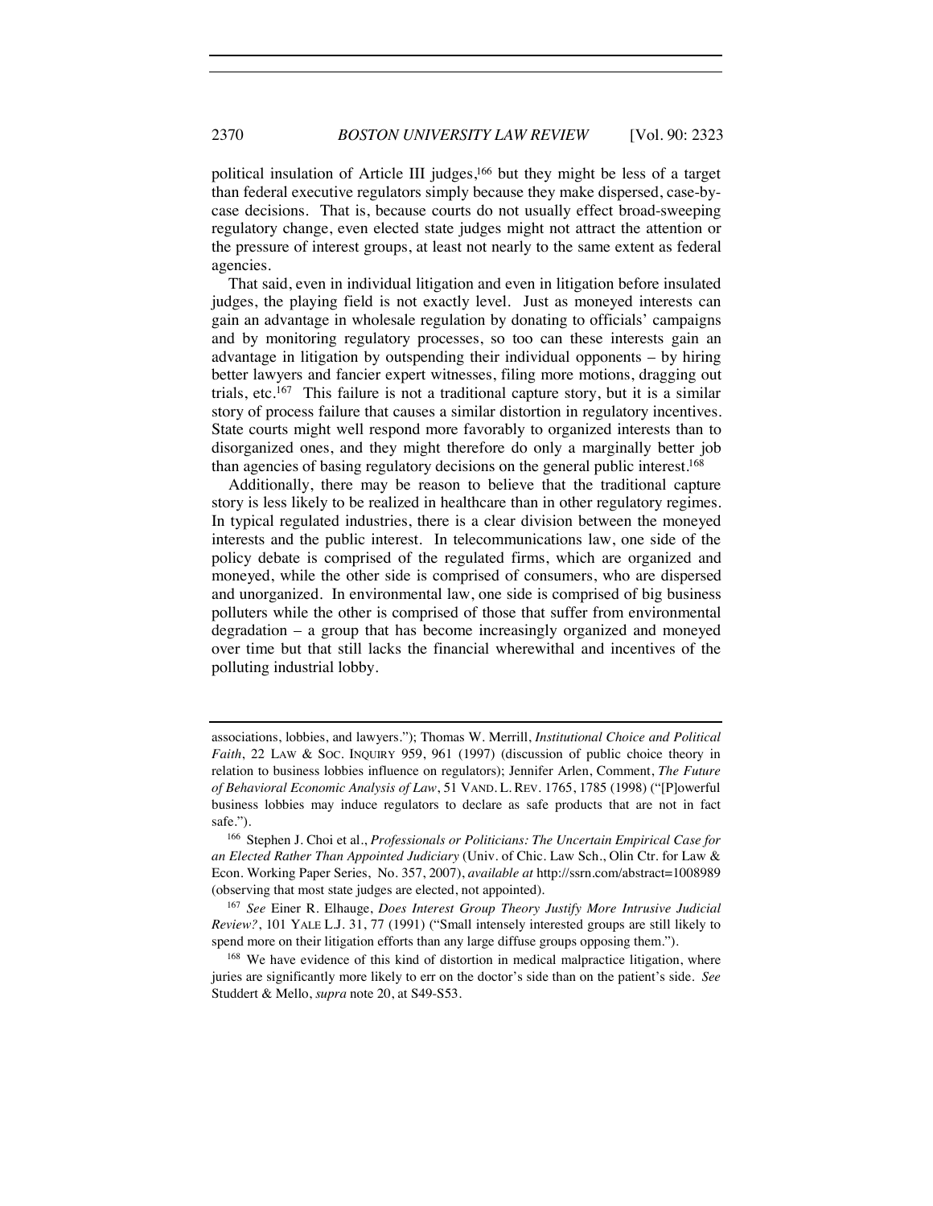political insulation of Article III judges,[166] but they might be less of a target than federal executive regulators simply because they make dispersed, case-by-case decisions. That is, because courts do not usually effect broad-sweeping regulatory change, even elected state judges might not attract the attention or the pressure of interest groups, at least not nearly to the same extent as federal agencies.

That said, even in individual litigation and even in litigation before insulated judges, the playing field is not exactly level. Just as moneyed interests can gain an advantage in wholesale regulation by donating to officials' campaigns and by monitoring regulatory processes, so too can these interests gain an advantage in litigation by outspending their individual opponents – by hiring better lawyers and fancier expert witnesses, filing more motions, dragging out trials, etc.[167] This failure is not a traditional capture story, but it is a similar story of process failure that causes a similar distortion in regulatory incentives. State courts might well respond more favorably to organized interests than to disorganized ones, and they might therefore do only a marginally better job than agencies of basing regulatory decisions on the general public interest.[168]

Additionally, there may be reason to believe that the traditional capture story is less likely to be realized in healthcare than in other regulatory regimes. In typical regulated industries, there is a clear division between the moneyed interests and the public interest. In telecommunications law, one side of the policy debate is comprised of the regulated firms, which are organized and moneyed, while the other side is comprised of consumers, who are dispersed and unorganized. In environmental law, one side is comprised of big business polluters while the other is comprised of those that suffer from environmental degradation – a group that has become increasingly organized and moneyed over time but that still lacks the financial wherewithal and incentives of the polluting industrial lobby.

---

associations, lobbies, and lawyers."); Thomas W. Merrill, *Institutional Choice and Political Faith*, 22 LAW & SOC. INQUIRY 959, 961 (1997) (discussion of public choice theory in relation to business lobbies influence on regulators); Jennifer Arlen, Comment, *The Future of Behavioral Economic Analysis of Law*, 51 VAND. L. REV. 1765, 1785 (1998) ("[P]owerful business lobbies may induce regulators to declare as safe products that are not in fact safe.").

[166] Stephen J. Choi et al., *Professionals or Politicians: The Uncertain Empirical Case for an Elected Rather Than Appointed Judiciary* (Univ. of Chic. Law Sch., Olin Ctr. for Law & Econ. Working Paper Series, No. 357, 2007), *available at* http://ssrn.com/abstract=1008989 (observing that most state judges are elected, not appointed).

[167] *See* Einer R. Elhauge, *Does Interest Group Theory Justify More Intrusive Judicial Review?*, 101 YALE L.J. 31, 77 (1991) ("Small intensely interested groups are still likely to spend more on their litigation efforts than any large diffuse groups opposing them.").

[168] We have evidence of this kind of distortion in medical malpractice litigation, where juries are significantly more likely to err on the doctor's side than on the patient's side. *See* Studdert & Mello, *supra* note 20, at S49-S53.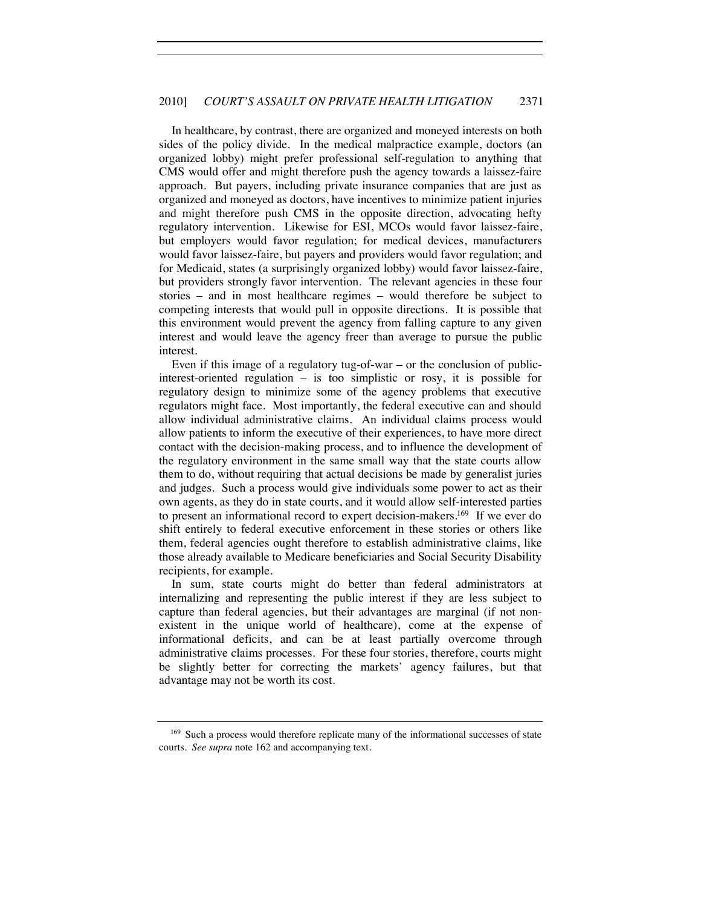In healthcare, by contrast, there are organized and moneyed interests on both sides of the policy divide. In the medical malpractice example, doctors (an organized lobby) might prefer professional self-regulation to anything that CMS would offer and might therefore push the agency towards a laissez-faire approach. But payers, including private insurance companies that are just as organized and moneyed as doctors, have incentives to minimize patient injuries and might therefore push CMS in the opposite direction, advocating hefty regulatory intervention. Likewise for ESI, MCOs would favor laissez-faire, but employers would favor regulation; for medical devices, manufacturers would favor laissez-faire, but payers and providers would favor regulation; and for Medicaid, states (a surprisingly organized lobby) would favor laissez-faire, but providers strongly favor intervention. The relevant agencies in these four stories – and in most healthcare regimes – would therefore be subject to competing interests that would pull in opposite directions. It is possible that this environment would prevent the agency from falling capture to any given interest and would leave the agency freer than average to pursue the public interest.

Even if this image of a regulatory tug-of-war – or the conclusion of public-interest-oriented regulation – is too simplistic or rosy, it is possible for regulatory design to minimize some of the agency problems that executive regulators might face. Most importantly, the federal executive can and should allow individual administrative claims. An individual claims process would allow patients to inform the executive of their experiences, to have more direct contact with the decision-making process, and to influence the development of the regulatory environment in the same small way that the state courts allow them to do, without requiring that actual decisions be made by generalist juries and judges. Such a process would give individuals some power to act as their own agents, as they do in state courts, and it would allow self-interested parties to present an informational record to expert decision-makers.[169] If we ever do shift entirely to federal executive enforcement in these stories or others like them, federal agencies ought therefore to establish administrative claims, like those already available to Medicare beneficiaries and Social Security Disability recipients, for example.

In sum, state courts might do better than federal administrators at internalizing and representing the public interest if they are less subject to capture than federal agencies, but their advantages are marginal (if not non-existent in the unique world of healthcare), come at the expense of informational deficits, and can be at least partially overcome through administrative claims processes. For these four stories, therefore, courts might be slightly better for correcting the markets' agency failures, but that advantage may not be worth its cost.

---

[169] Such a process would therefore replicate many of the informational successes of state courts. *See supra* note 162 and accompanying text.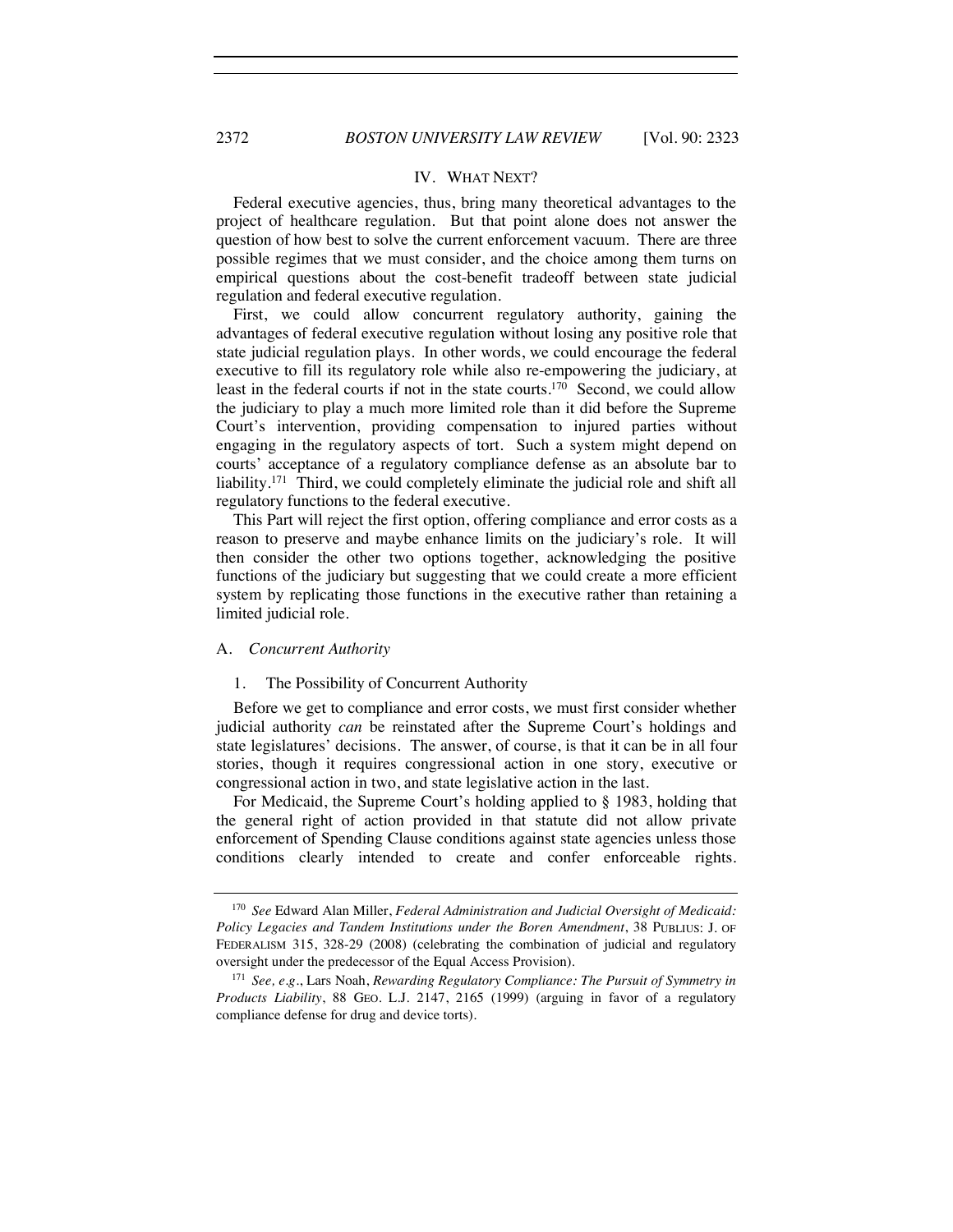## IV. WHAT NEXT?

Federal executive agencies, thus, bring many theoretical advantages to the project of healthcare regulation. But that point alone does not answer the question of how best to solve the current enforcement vacuum. There are three possible regimes that we must consider, and the choice among them turns on empirical questions about the cost-benefit tradeoff between state judicial regulation and federal executive regulation.

First, we could allow concurrent regulatory authority, gaining the advantages of federal executive regulation without losing any positive role that state judicial regulation plays. In other words, we could encourage the federal executive to fill its regulatory role while also re-empowering the judiciary, at least in the federal courts if not in the state courts.[170] Second, we could allow the judiciary to play a much more limited role than it did before the Supreme Court's intervention, providing compensation to injured parties without engaging in the regulatory aspects of tort. Such a system might depend on courts' acceptance of a regulatory compliance defense as an absolute bar to liability.[171] Third, we could completely eliminate the judicial role and shift all regulatory functions to the federal executive.

This Part will reject the first option, offering compliance and error costs as a reason to preserve and maybe enhance limits on the judiciary's role. It will then consider the other two options together, acknowledging the positive functions of the judiciary but suggesting that we could create a more efficient system by replicating those functions in the executive rather than retaining a limited judicial role.

### A. *Concurrent Authority*

#### 1. The Possibility of Concurrent Authority

Before we get to compliance and error costs, we must first consider whether judicial authority *can* be reinstated after the Supreme Court's holdings and state legislatures' decisions. The answer, of course, is that it can be in all four stories, though it requires congressional action in one story, executive or congressional action in two, and state legislative action in the last.

For Medicaid, the Supreme Court's holding applied to § 1983, holding that the general right of action provided in that statute did not allow private enforcement of Spending Clause conditions against state agencies unless those conditions clearly intended to create and confer enforceable rights.

---

[170] *See* Edward Alan Miller, *Federal Administration and Judicial Oversight of Medicaid: Policy Legacies and Tandem Institutions under the Boren Amendment*, 38 PUBLIUS: J. OF FEDERALISM 315, 328-29 (2008) (celebrating the combination of judicial and regulatory oversight under the predecessor of the Equal Access Provision).

[171] *See, e.g.*, Lars Noah, *Rewarding Regulatory Compliance: The Pursuit of Symmetry in Products Liability*, 88 GEO. L.J. 2147, 2165 (1999) (arguing in favor of a regulatory compliance defense for drug and device torts).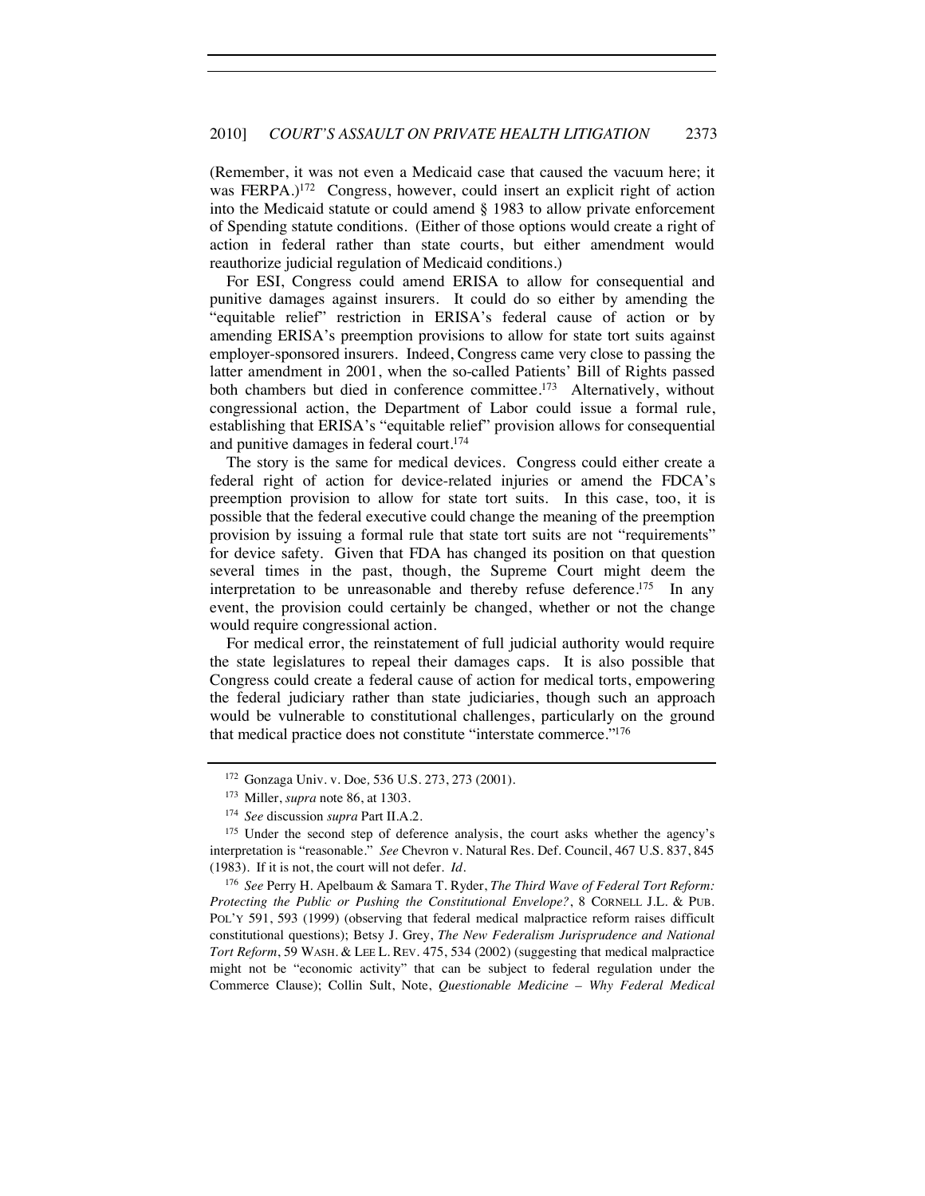(Remember, it was not even a Medicaid case that caused the vacuum here; it was FERPA.)[172] Congress, however, could insert an explicit right of action into the Medicaid statute or could amend § 1983 to allow private enforcement of Spending statute conditions. (Either of those options would create a right of action in federal rather than state courts, but either amendment would reauthorize judicial regulation of Medicaid conditions.)

For ESI, Congress could amend ERISA to allow for consequential and punitive damages against insurers. It could do so either by amending the "equitable relief" restriction in ERISA's federal cause of action or by amending ERISA's preemption provisions to allow for state tort suits against employer-sponsored insurers. Indeed, Congress came very close to passing the latter amendment in 2001, when the so-called Patients' Bill of Rights passed both chambers but died in conference committee.[173] Alternatively, without congressional action, the Department of Labor could issue a formal rule, establishing that ERISA's "equitable relief" provision allows for consequential and punitive damages in federal court.[174]

The story is the same for medical devices. Congress could either create a federal right of action for device-related injuries or amend the FDCA's preemption provision to allow for state tort suits. In this case, too, it is possible that the federal executive could change the meaning of the preemption provision by issuing a formal rule that state tort suits are not "requirements" for device safety. Given that FDA has changed its position on that question several times in the past, though, the Supreme Court might deem the interpretation to be unreasonable and thereby refuse deference.[175] In any event, the provision could certainly be changed, whether or not the change would require congressional action.

For medical error, the reinstatement of full judicial authority would require the state legislatures to repeal their damages caps. It is also possible that Congress could create a federal cause of action for medical torts, empowering the federal judiciary rather than state judiciaries, though such an approach would be vulnerable to constitutional challenges, particularly on the ground that medical practice does not constitute "interstate commerce."[176]

---

[172] Gonzaga Univ. v. Doe, 536 U.S. 273, 273 (2001).

[173] Miller, *supra* note 86, at 1303.

[174] *See* discussion *supra* Part II.A.2.

[175] Under the second step of deference analysis, the court asks whether the agency's interpretation is "reasonable." *See* Chevron v. Natural Res. Def. Council, 467 U.S. 837, 845 (1983). If it is not, the court will not defer. *Id.*

[176] *See* Perry H. Apelbaum & Samara T. Ryder, *The Third Wave of Federal Tort Reform: Protecting the Public or Pushing the Constitutional Envelope?*, 8 CORNELL J.L. & PUB. POL'Y 591, 593 (1999) (observing that federal medical malpractice reform raises difficult constitutional questions); Betsy J. Grey, *The New Federalism Jurisprudence and National Tort Reform*, 59 WASH. & LEE L. REV. 475, 534 (2002) (suggesting that medical malpractice might not be "economic activity" that can be subject to federal regulation under the Commerce Clause); Collin Sult, Note, *Questionable Medicine – Why Federal Medical*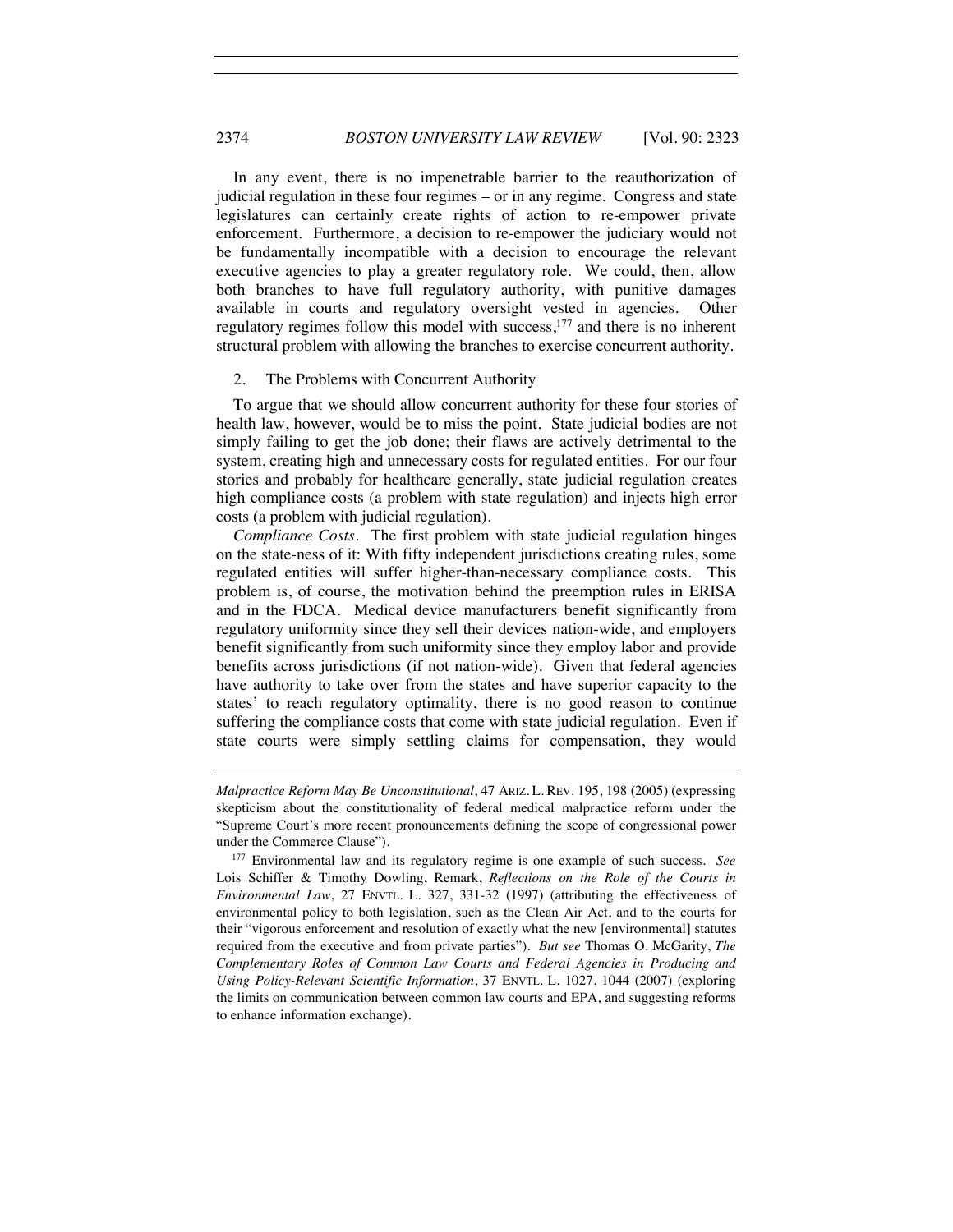In any event, there is no impenetrable barrier to the reauthorization of judicial regulation in these four regimes – or in any regime. Congress and state legislatures can certainly create rights of action to re-empower private enforcement. Furthermore, a decision to re-empower the judiciary would not be fundamentally incompatible with a decision to encourage the relevant executive agencies to play a greater regulatory role. We could, then, allow both branches to have full regulatory authority, with punitive damages available in courts and regulatory oversight vested in agencies. Other regulatory regimes follow this model with success,[177] and there is no inherent structural problem with allowing the branches to exercise concurrent authority.

### 2. The Problems with Concurrent Authority

To argue that we should allow concurrent authority for these four stories of health law, however, would be to miss the point. State judicial bodies are not simply failing to get the job done; their flaws are actively detrimental to the system, creating high and unnecessary costs for regulated entities. For our four stories and probably for healthcare generally, state judicial regulation creates high compliance costs (a problem with state regulation) and injects high error costs (a problem with judicial regulation).

*Compliance Costs*. The first problem with state judicial regulation hinges on the state-ness of it: With fifty independent jurisdictions creating rules, some regulated entities will suffer higher-than-necessary compliance costs. This problem is, of course, the motivation behind the preemption rules in ERISA and in the FDCA. Medical device manufacturers benefit significantly from regulatory uniformity since they sell their devices nation-wide, and employers benefit significantly from such uniformity since they employ labor and provide benefits across jurisdictions (if not nation-wide). Given that federal agencies have authority to take over from the states and have superior capacity to the states' to reach regulatory optimality, there is no good reason to continue suffering the compliance costs that come with state judicial regulation. Even if state courts were simply settling claims for compensation, they would

---

*Malpractice Reform May Be Unconstitutional*, 47 ARIZ. L. REV. 195, 198 (2005) (expressing skepticism about the constitutionality of federal medical malpractice reform under the "Supreme Court's more recent pronouncements defining the scope of congressional power under the Commerce Clause").

[177] Environmental law and its regulatory regime is one example of such success. *See* Lois Schiffer & Timothy Dowling, Remark, *Reflections on the Role of the Courts in Environmental Law*, 27 ENVTL. L. 327, 331-32 (1997) (attributing the effectiveness of environmental policy to both legislation, such as the Clean Air Act, and to the courts for their "vigorous enforcement and resolution of exactly what the new [environmental] statutes required from the executive and from private parties"). *But see* Thomas O. McGarity, *The Complementary Roles of Common Law Courts and Federal Agencies in Producing and Using Policy-Relevant Scientific Information*, 37 ENVTL. L. 1027, 1044 (2007) (exploring the limits on communication between common law courts and EPA, and suggesting reforms to enhance information exchange).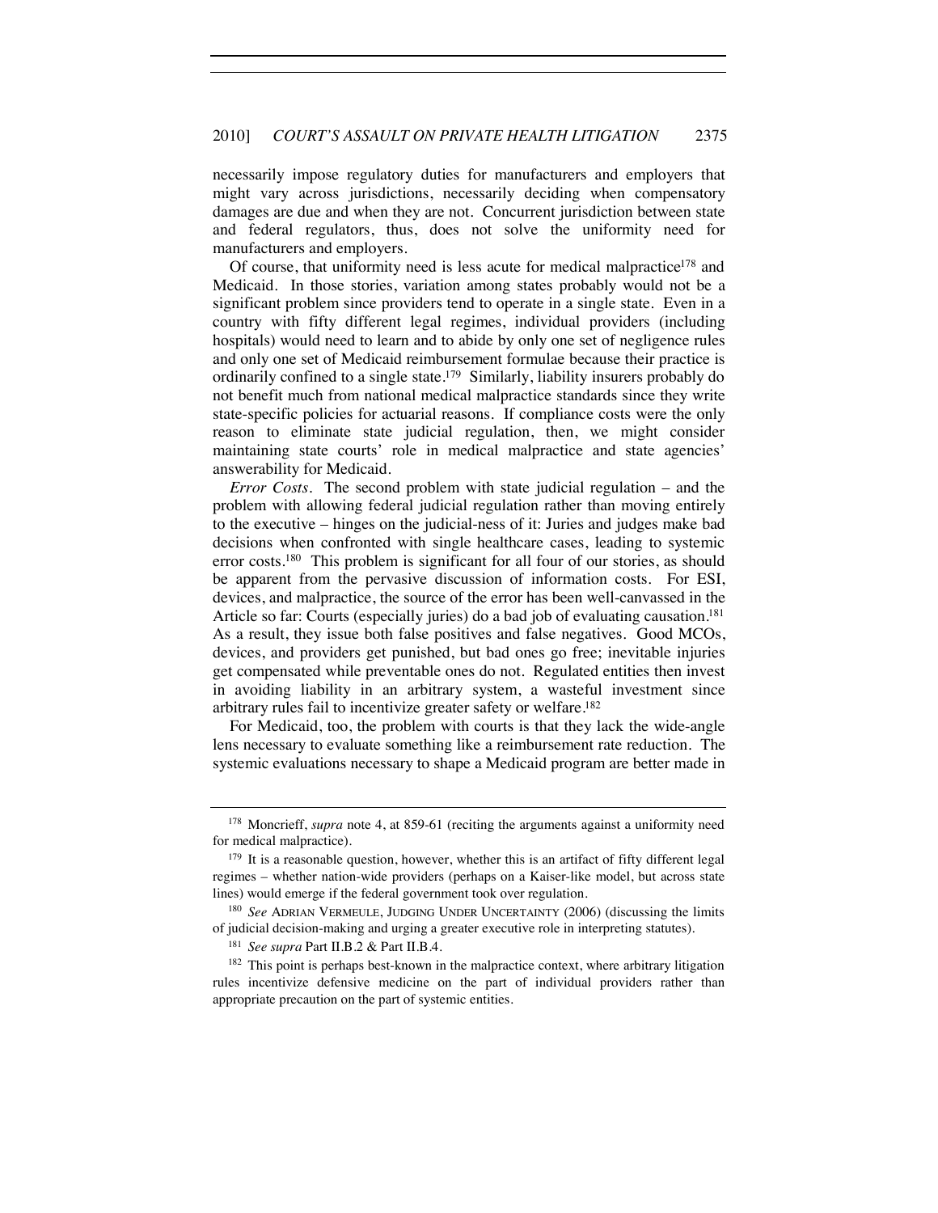necessarily impose regulatory duties for manufacturers and employers that might vary across jurisdictions, necessarily deciding when compensatory damages are due and when they are not. Concurrent jurisdiction between state and federal regulators, thus, does not solve the uniformity need for manufacturers and employers.

Of course, that uniformity need is less acute for medical malpractice[178] and Medicaid. In those stories, variation among states probably would not be a significant problem since providers tend to operate in a single state. Even in a country with fifty different legal regimes, individual providers (including hospitals) would need to learn and to abide by only one set of negligence rules and only one set of Medicaid reimbursement formulae because their practice is ordinarily confined to a single state.[179] Similarly, liability insurers probably do not benefit much from national medical malpractice standards since they write state-specific policies for actuarial reasons. If compliance costs were the only reason to eliminate state judicial regulation, then, we might consider maintaining state courts' role in medical malpractice and state agencies' answerability for Medicaid.

*Error Costs*. The second problem with state judicial regulation – and the problem with allowing federal judicial regulation rather than moving entirely to the executive – hinges on the judicial-ness of it: Juries and judges make bad decisions when confronted with single healthcare cases, leading to systemic error costs.[180] This problem is significant for all four of our stories, as should be apparent from the pervasive discussion of information costs. For ESI, devices, and malpractice, the source of the error has been well-canvassed in the Article so far: Courts (especially juries) do a bad job of evaluating causation.[181] As a result, they issue both false positives and false negatives. Good MCOs, devices, and providers get punished, but bad ones go free; inevitable injuries get compensated while preventable ones do not. Regulated entities then invest in avoiding liability in an arbitrary system, a wasteful investment since arbitrary rules fail to incentivize greater safety or welfare.[182]

For Medicaid, too, the problem with courts is that they lack the wide-angle lens necessary to evaluate something like a reimbursement rate reduction. The systemic evaluations necessary to shape a Medicaid program are better made in

---

[178] Moncrieff, *supra* note 4, at 859-61 (reciting the arguments against a uniformity need for medical malpractice).

[179] It is a reasonable question, however, whether this is an artifact of fifty different legal regimes – whether nation-wide providers (perhaps on a Kaiser-like model, but across state lines) would emerge if the federal government took over regulation.

[180] *See* ADRIAN VERMEULE, JUDGING UNDER UNCERTAINTY (2006) (discussing the limits of judicial decision-making and urging a greater executive role in interpreting statutes).

[181] *See supra* Part II.B.2 & Part II.B.4.

[182] This point is perhaps best-known in the malpractice context, where arbitrary litigation rules incentivize defensive medicine on the part of individual providers rather than appropriate precaution on the part of systemic entities.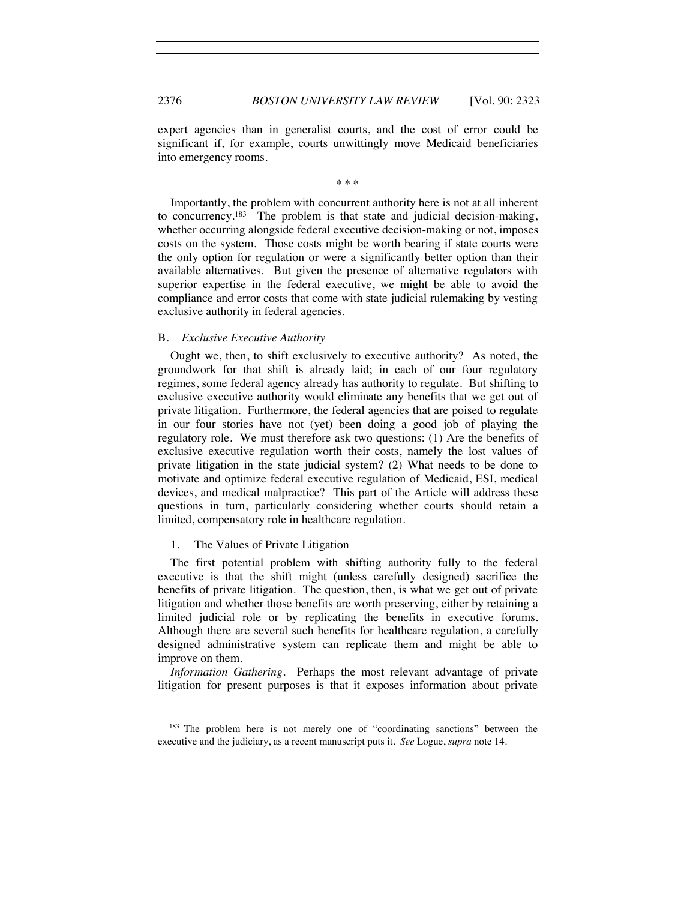expert agencies than in generalist courts, and the cost of error could be significant if, for example, courts unwittingly move Medicaid beneficiaries into emergency rooms.

\* \* \*

Importantly, the problem with concurrent authority here is not at all inherent to concurrency.[183] The problem is that state and judicial decision-making, whether occurring alongside federal executive decision-making or not, imposes costs on the system. Those costs might be worth bearing if state courts were the only option for regulation or were a significantly better option than their available alternatives. But given the presence of alternative regulators with superior expertise in the federal executive, we might be able to avoid the compliance and error costs that come with state judicial rulemaking by vesting exclusive authority in federal agencies.

### B. *Exclusive Executive Authority*

Ought we, then, to shift exclusively to executive authority? As noted, the groundwork for that shift is already laid; in each of our four regulatory regimes, some federal agency already has authority to regulate. But shifting to exclusive executive authority would eliminate any benefits that we get out of private litigation. Furthermore, the federal agencies that are poised to regulate in our four stories have not (yet) been doing a good job of playing the regulatory role. We must therefore ask two questions: (1) Are the benefits of exclusive executive regulation worth their costs, namely the lost values of private litigation in the state judicial system? (2) What needs to be done to motivate and optimize federal executive regulation of Medicaid, ESI, medical devices, and medical malpractice? This part of the Article will address these questions in turn, particularly considering whether courts should retain a limited, compensatory role in healthcare regulation.

#### 1. The Values of Private Litigation

The first potential problem with shifting authority fully to the federal executive is that the shift might (unless carefully designed) sacrifice the benefits of private litigation. The question, then, is what we get out of private litigation and whether those benefits are worth preserving, either by retaining a limited judicial role or by replicating the benefits in executive forums. Although there are several such benefits for healthcare regulation, a carefully designed administrative system can replicate them and might be able to improve on them.

*Information Gathering*. Perhaps the most relevant advantage of private litigation for present purposes is that it exposes information about private

---

[183] The problem here is not merely one of "coordinating sanctions" between the executive and the judiciary, as a recent manuscript puts it. *See* Logue, *supra* note 14.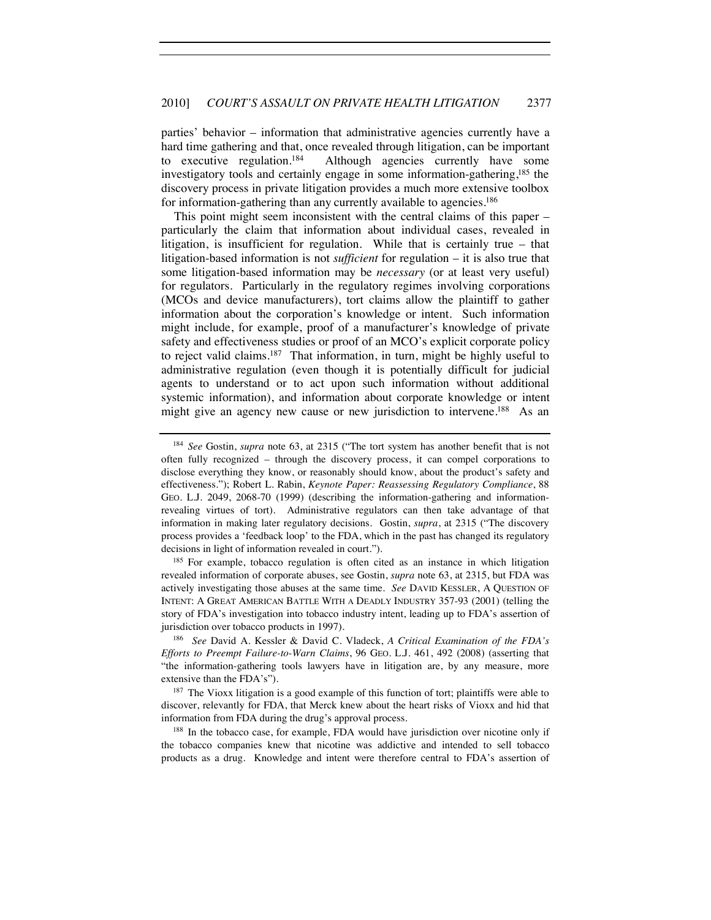parties' behavior – information that administrative agencies currently have a hard time gathering and that, once revealed through litigation, can be important to executive regulation.[184] Although agencies currently have some investigatory tools and certainly engage in some information-gathering,[185] the discovery process in private litigation provides a much more extensive toolbox for information-gathering than any currently available to agencies.[186]

This point might seem inconsistent with the central claims of this paper – particularly the claim that information about individual cases, revealed in litigation, is insufficient for regulation. While that is certainly true – that litigation-based information is not *sufficient* for regulation – it is also true that some litigation-based information may be *necessary* (or at least very useful) for regulators. Particularly in the regulatory regimes involving corporations (MCOs and device manufacturers), tort claims allow the plaintiff to gather information about the corporation's knowledge or intent. Such information might include, for example, proof of a manufacturer's knowledge of private safety and effectiveness studies or proof of an MCO's explicit corporate policy to reject valid claims.[187] That information, in turn, might be highly useful to administrative regulation (even though it is potentially difficult for judicial agents to understand or to act upon such information without additional systemic information), and information about corporate knowledge or intent might give an agency new cause or new jurisdiction to intervene.[188] As an

---

[184] *See* Gostin, *supra* note 63, at 2315 ("The tort system has another benefit that is not often fully recognized – through the discovery process, it can compel corporations to disclose everything they know, or reasonably should know, about the product's safety and effectiveness."); Robert L. Rabin, *Keynote Paper: Reassessing Regulatory Compliance*, 88 GEO. L.J. 2049, 2068-70 (1999) (describing the information-gathering and information-revealing virtues of tort). Administrative regulators can then take advantage of that information in making later regulatory decisions. Gostin, *supra*, at 2315 ("The discovery process provides a 'feedback loop' to the FDA, which in the past has changed its regulatory decisions in light of information revealed in court.").

[185] For example, tobacco regulation is often cited as an instance in which litigation revealed information of corporate abuses, see Gostin, *supra* note 63, at 2315, but FDA was actively investigating those abuses at the same time. *See* DAVID KESSLER, A QUESTION OF INTENT: A GREAT AMERICAN BATTLE WITH A DEADLY INDUSTRY 357-93 (2001) (telling the story of FDA's investigation into tobacco industry intent, leading up to FDA's assertion of jurisdiction over tobacco products in 1997).

[186] *See* David A. Kessler & David C. Vladeck, *A Critical Examination of the FDA's Efforts to Preempt Failure-to-Warn Claims*, 96 GEO. L.J. 461, 492 (2008) (asserting that "the information-gathering tools lawyers have in litigation are, by any measure, more extensive than the FDA's").

[187] The Vioxx litigation is a good example of this function of tort; plaintiffs were able to discover, relevantly for FDA, that Merck knew about the heart risks of Vioxx and hid that information from FDA during the drug's approval process.

[188] In the tobacco case, for example, FDA would have jurisdiction over nicotine only if the tobacco companies knew that nicotine was addictive and intended to sell tobacco products as a drug. Knowledge and intent were therefore central to FDA's assertion of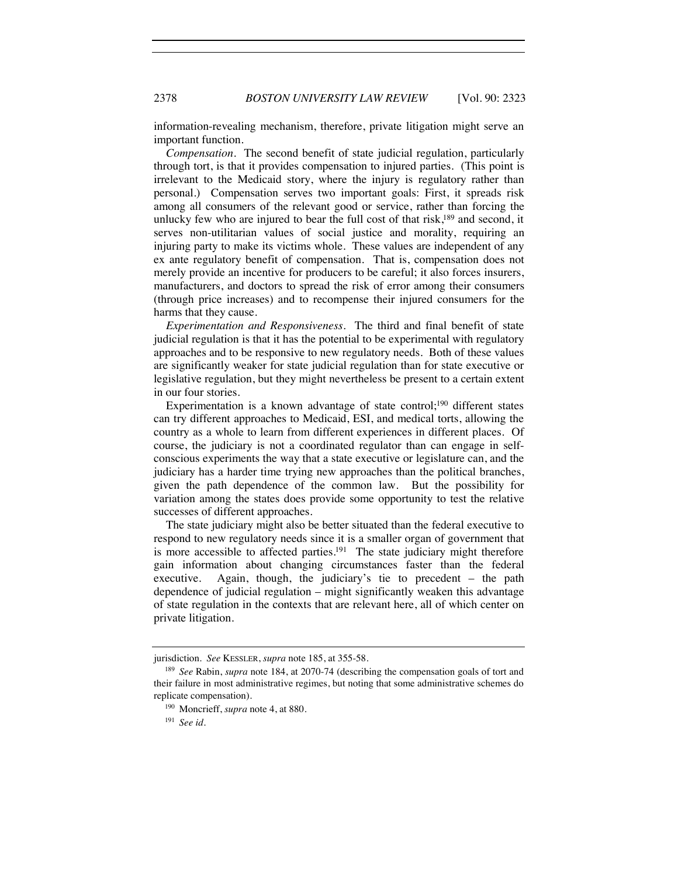information-revealing mechanism, therefore, private litigation might serve an important function.

*Compensation*. The second benefit of state judicial regulation, particularly through tort, is that it provides compensation to injured parties. (This point is irrelevant to the Medicaid story, where the injury is regulatory rather than personal.) Compensation serves two important goals: First, it spreads risk among all consumers of the relevant good or service, rather than forcing the unlucky few who are injured to bear the full cost of that risk,[189] and second, it serves non-utilitarian values of social justice and morality, requiring an injuring party to make its victims whole. These values are independent of any ex ante regulatory benefit of compensation. That is, compensation does not merely provide an incentive for producers to be careful; it also forces insurers, manufacturers, and doctors to spread the risk of error among their consumers (through price increases) and to recompense their injured consumers for the harms that they cause.

*Experimentation and Responsiveness*. The third and final benefit of state judicial regulation is that it has the potential to be experimental with regulatory approaches and to be responsive to new regulatory needs. Both of these values are significantly weaker for state judicial regulation than for state executive or legislative regulation, but they might nevertheless be present to a certain extent in our four stories.

Experimentation is a known advantage of state control;[190] different states can try different approaches to Medicaid, ESI, and medical torts, allowing the country as a whole to learn from different experiences in different places. Of course, the judiciary is not a coordinated regulator than can engage in self-conscious experiments the way that a state executive or legislature can, and the judiciary has a harder time trying new approaches than the political branches, given the path dependence of the common law. But the possibility for variation among the states does provide some opportunity to test the relative successes of different approaches.

The state judiciary might also be better situated than the federal executive to respond to new regulatory needs since it is a smaller organ of government that is more accessible to affected parties.[191] The state judiciary might therefore gain information about changing circumstances faster than the federal executive. Again, though, the judiciary's tie to precedent – the path dependence of judicial regulation – might significantly weaken this advantage of state regulation in the contexts that are relevant here, all of which center on private litigation.

---

jurisdiction. *See* KESSLER, *supra* note 185, at 355-58.

[189] *See* Rabin, *supra* note 184, at 2070-74 (describing the compensation goals of tort and their failure in most administrative regimes, but noting that some administrative schemes do replicate compensation).

[190] Moncrieff, *supra* note 4, at 880.

[191] *See id.*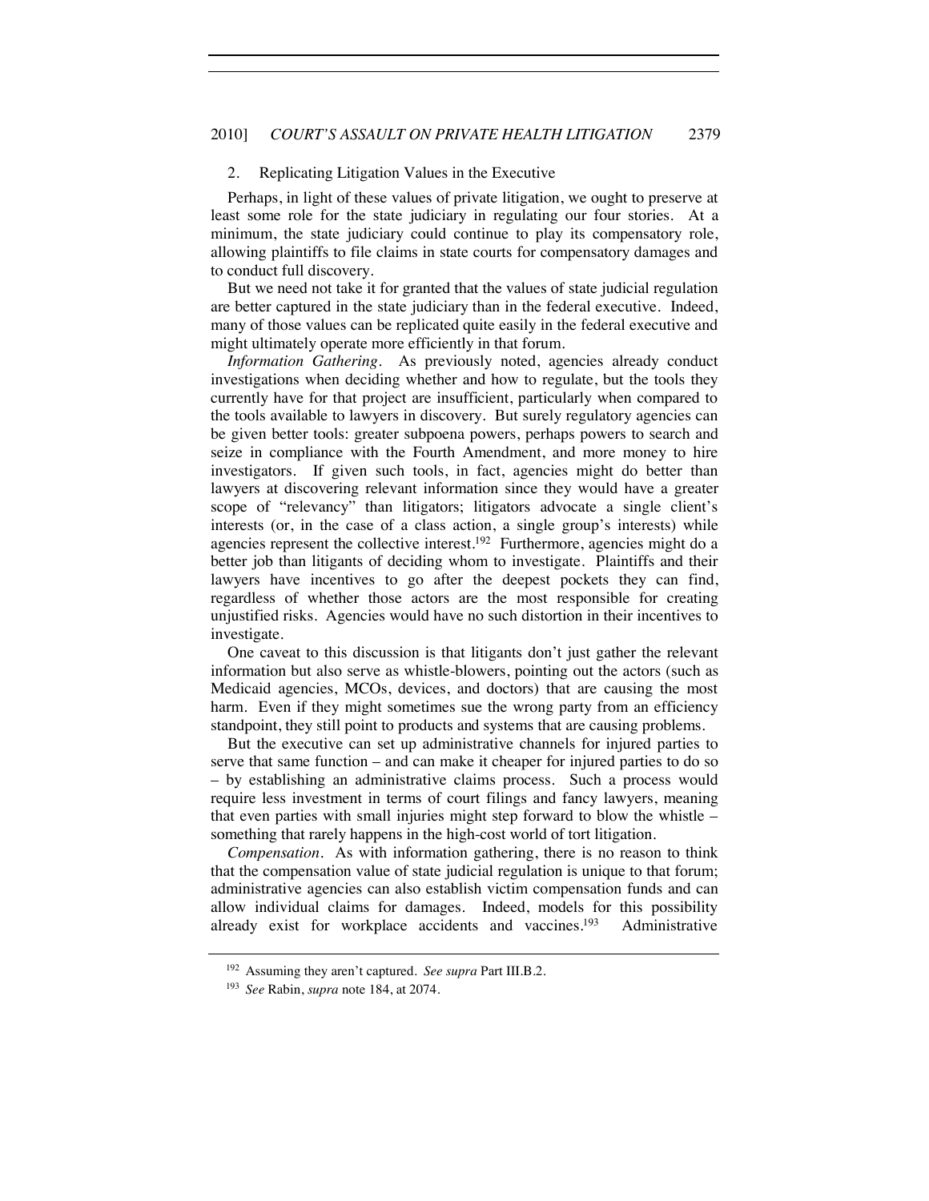### 2. Replicating Litigation Values in the Executive

Perhaps, in light of these values of private litigation, we ought to preserve at least some role for the state judiciary in regulating our four stories. At a minimum, the state judiciary could continue to play its compensatory role, allowing plaintiffs to file claims in state courts for compensatory damages and to conduct full discovery.

But we need not take it for granted that the values of state judicial regulation are better captured in the state judiciary than in the federal executive. Indeed, many of those values can be replicated quite easily in the federal executive and might ultimately operate more efficiently in that forum.

*Information Gathering*. As previously noted, agencies already conduct investigations when deciding whether and how to regulate, but the tools they currently have for that project are insufficient, particularly when compared to the tools available to lawyers in discovery. But surely regulatory agencies can be given better tools: greater subpoena powers, perhaps powers to search and seize in compliance with the Fourth Amendment, and more money to hire investigators. If given such tools, in fact, agencies might do better than lawyers at discovering relevant information since they would have a greater scope of "relevancy" than litigators; litigators advocate a single client's interests (or, in the case of a class action, a single group's interests) while agencies represent the collective interest.[192] Furthermore, agencies might do a better job than litigants of deciding whom to investigate. Plaintiffs and their lawyers have incentives to go after the deepest pockets they can find, regardless of whether those actors are the most responsible for creating unjustified risks. Agencies would have no such distortion in their incentives to investigate.

One caveat to this discussion is that litigants don't just gather the relevant information but also serve as whistle-blowers, pointing out the actors (such as Medicaid agencies, MCOs, devices, and doctors) that are causing the most harm. Even if they might sometimes sue the wrong party from an efficiency standpoint, they still point to products and systems that are causing problems.

But the executive can set up administrative channels for injured parties to serve that same function – and can make it cheaper for injured parties to do so – by establishing an administrative claims process. Such a process would require less investment in terms of court filings and fancy lawyers, meaning that even parties with small injuries might step forward to blow the whistle – something that rarely happens in the high-cost world of tort litigation.

*Compensation*. As with information gathering, there is no reason to think that the compensation value of state judicial regulation is unique to that forum; administrative agencies can also establish victim compensation funds and can allow individual claims for damages. Indeed, models for this possibility already exist for workplace accidents and vaccines.[193] Administrative

---

[192] Assuming they aren't captured. *See supra* Part III.B.2.

[193] *See* Rabin, *supra* note 184, at 2074.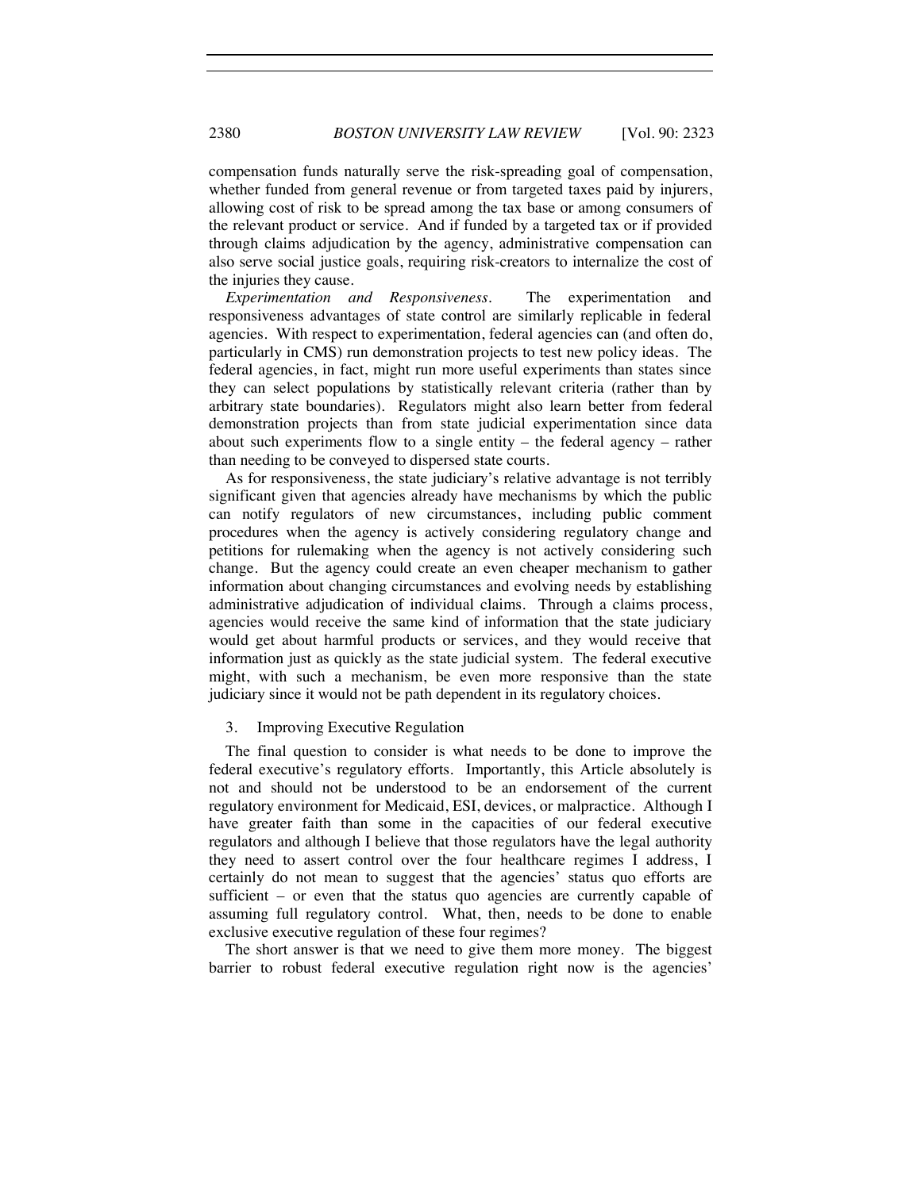compensation funds naturally serve the risk-spreading goal of compensation, whether funded from general revenue or from targeted taxes paid by injurers, allowing cost of risk to be spread among the tax base or among consumers of the relevant product or service. And if funded by a targeted tax or if provided through claims adjudication by the agency, administrative compensation can also serve social justice goals, requiring risk-creators to internalize the cost of the injuries they cause.

*Experimentation and Responsiveness.* The experimentation and responsiveness advantages of state control are similarly replicable in federal agencies. With respect to experimentation, federal agencies can (and often do, particularly in CMS) run demonstration projects to test new policy ideas. The federal agencies, in fact, might run more useful experiments than states since they can select populations by statistically relevant criteria (rather than by arbitrary state boundaries). Regulators might also learn better from federal demonstration projects than from state judicial experimentation since data about such experiments flow to a single entity – the federal agency – rather than needing to be conveyed to dispersed state courts.

As for responsiveness, the state judiciary's relative advantage is not terribly significant given that agencies already have mechanisms by which the public can notify regulators of new circumstances, including public comment procedures when the agency is actively considering regulatory change and petitions for rulemaking when the agency is not actively considering such change. But the agency could create an even cheaper mechanism to gather information about changing circumstances and evolving needs by establishing administrative adjudication of individual claims. Through a claims process, agencies would receive the same kind of information that the state judiciary would get about harmful products or services, and they would receive that information just as quickly as the state judicial system. The federal executive might, with such a mechanism, be even more responsive than the state judiciary since it would not be path dependent in its regulatory choices.

### 3. Improving Executive Regulation

The final question to consider is what needs to be done to improve the federal executive's regulatory efforts. Importantly, this Article absolutely is not and should not be understood to be an endorsement of the current regulatory environment for Medicaid, ESI, devices, or malpractice. Although I have greater faith than some in the capacities of our federal executive regulators and although I believe that those regulators have the legal authority they need to assert control over the four healthcare regimes I address, I certainly do not mean to suggest that the agencies' status quo efforts are sufficient – or even that the status quo agencies are currently capable of assuming full regulatory control. What, then, needs to be done to enable exclusive executive regulation of these four regimes?

The short answer is that we need to give them more money. The biggest barrier to robust federal executive regulation right now is the agencies'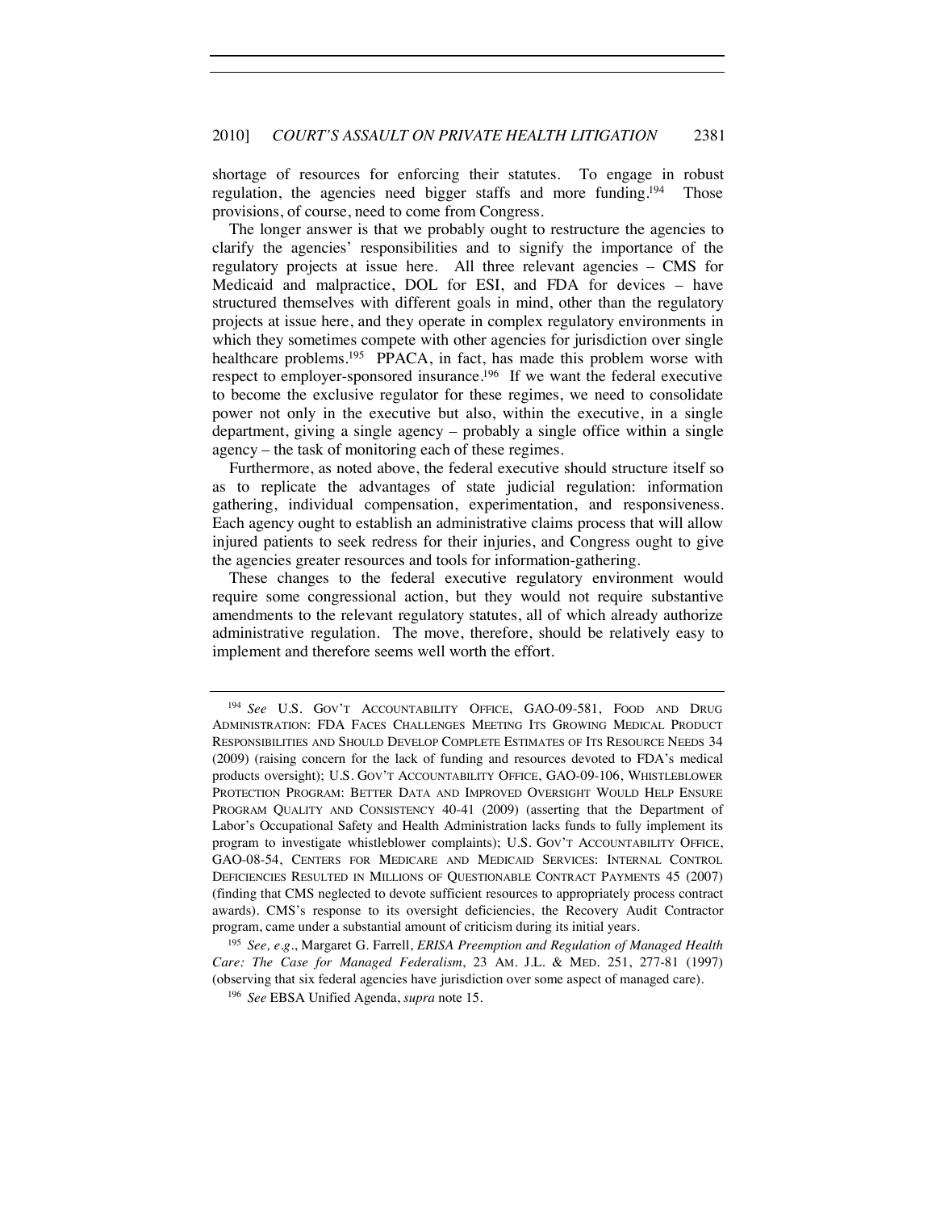shortage of resources for enforcing their statutes. To engage in robust regulation, the agencies need bigger staffs and more funding.[194] Those provisions, of course, need to come from Congress.

The longer answer is that we probably ought to restructure the agencies to clarify the agencies' responsibilities and to signify the importance of the regulatory projects at issue here. All three relevant agencies – CMS for Medicaid and malpractice, DOL for ESI, and FDA for devices – have structured themselves with different goals in mind, other than the regulatory projects at issue here, and they operate in complex regulatory environments in which they sometimes compete with other agencies for jurisdiction over single healthcare problems.[195] PPACA, in fact, has made this problem worse with respect to employer-sponsored insurance.[196] If we want the federal executive to become the exclusive regulator for these regimes, we need to consolidate power not only in the executive but also, within the executive, in a single department, giving a single agency – probably a single office within a single agency – the task of monitoring each of these regimes.

Furthermore, as noted above, the federal executive should structure itself so as to replicate the advantages of state judicial regulation: information gathering, individual compensation, experimentation, and responsiveness. Each agency ought to establish an administrative claims process that will allow injured patients to seek redress for their injuries, and Congress ought to give the agencies greater resources and tools for information-gathering.

These changes to the federal executive regulatory environment would require some congressional action, but they would not require substantive amendments to the relevant regulatory statutes, all of which already authorize administrative regulation. The move, therefore, should be relatively easy to implement and therefore seems well worth the effort.

---

[194] *See* U.S. GOV'T ACCOUNTABILITY OFFICE, GAO-09-581, FOOD AND DRUG ADMINISTRATION: FDA FACES CHALLENGES MEETING ITS GROWING MEDICAL PRODUCT RESPONSIBILITIES AND SHOULD DEVELOP COMPLETE ESTIMATES OF ITS RESOURCE NEEDS 34 (2009) (raising concern for the lack of funding and resources devoted to FDA's medical products oversight); U.S. GOV'T ACCOUNTABILITY OFFICE, GAO-09-106, WHISTLEBLOWER PROTECTION PROGRAM: BETTER DATA AND IMPROVED OVERSIGHT WOULD HELP ENSURE PROGRAM QUALITY AND CONSISTENCY 40-41 (2009) (asserting that the Department of Labor's Occupational Safety and Health Administration lacks funds to fully implement its program to investigate whistleblower complaints); U.S. GOV'T ACCOUNTABILITY OFFICE, GAO-08-54, CENTERS FOR MEDICARE AND MEDICAID SERVICES: INTERNAL CONTROL DEFICIENCIES RESULTED IN MILLIONS OF QUESTIONABLE CONTRACT PAYMENTS 45 (2007) (finding that CMS neglected to devote sufficient resources to appropriately process contract awards). CMS's response to its oversight deficiencies, the Recovery Audit Contractor program, came under a substantial amount of criticism during its initial years.

[195] *See, e.g.*, Margaret G. Farrell, *ERISA Preemption and Regulation of Managed Health Care: The Case for Managed Federalism*, 23 AM. J.L. & MED. 251, 277-81 (1997) (observing that six federal agencies have jurisdiction over some aspect of managed care).

[196] *See* EBSA Unified Agenda, *supra* note 15.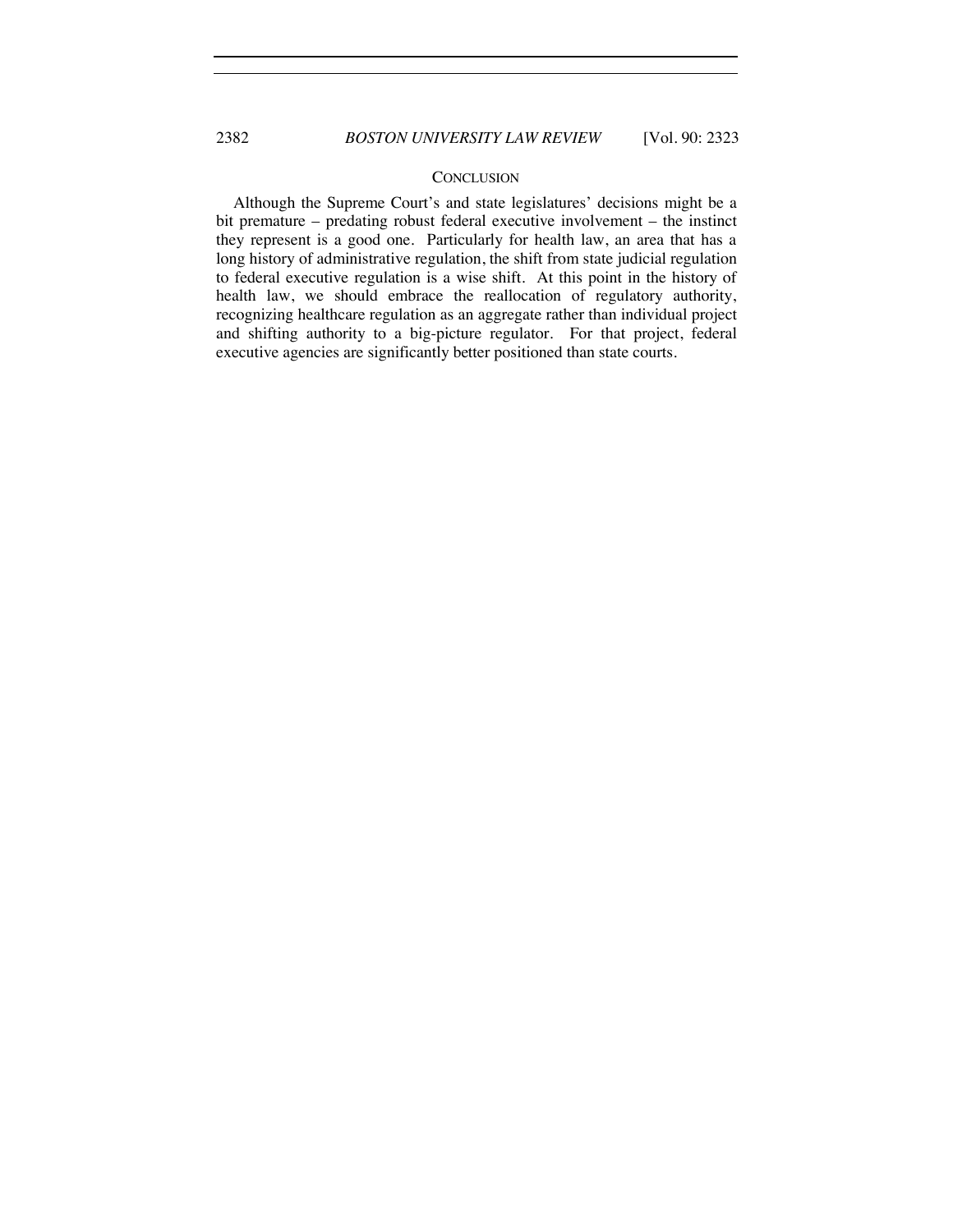## CONCLUSION

Although the Supreme Court's and state legislatures' decisions might be a bit premature – predating robust federal executive involvement – the instinct they represent is a good one. Particularly for health law, an area that has a long history of administrative regulation, the shift from state judicial regulation to federal executive regulation is a wise shift. At this point in the history of health law, we should embrace the reallocation of regulatory authority, recognizing healthcare regulation as an aggregate rather than individual project and shifting authority to a big-picture regulator. For that project, federal executive agencies are significantly better positioned than state courts.